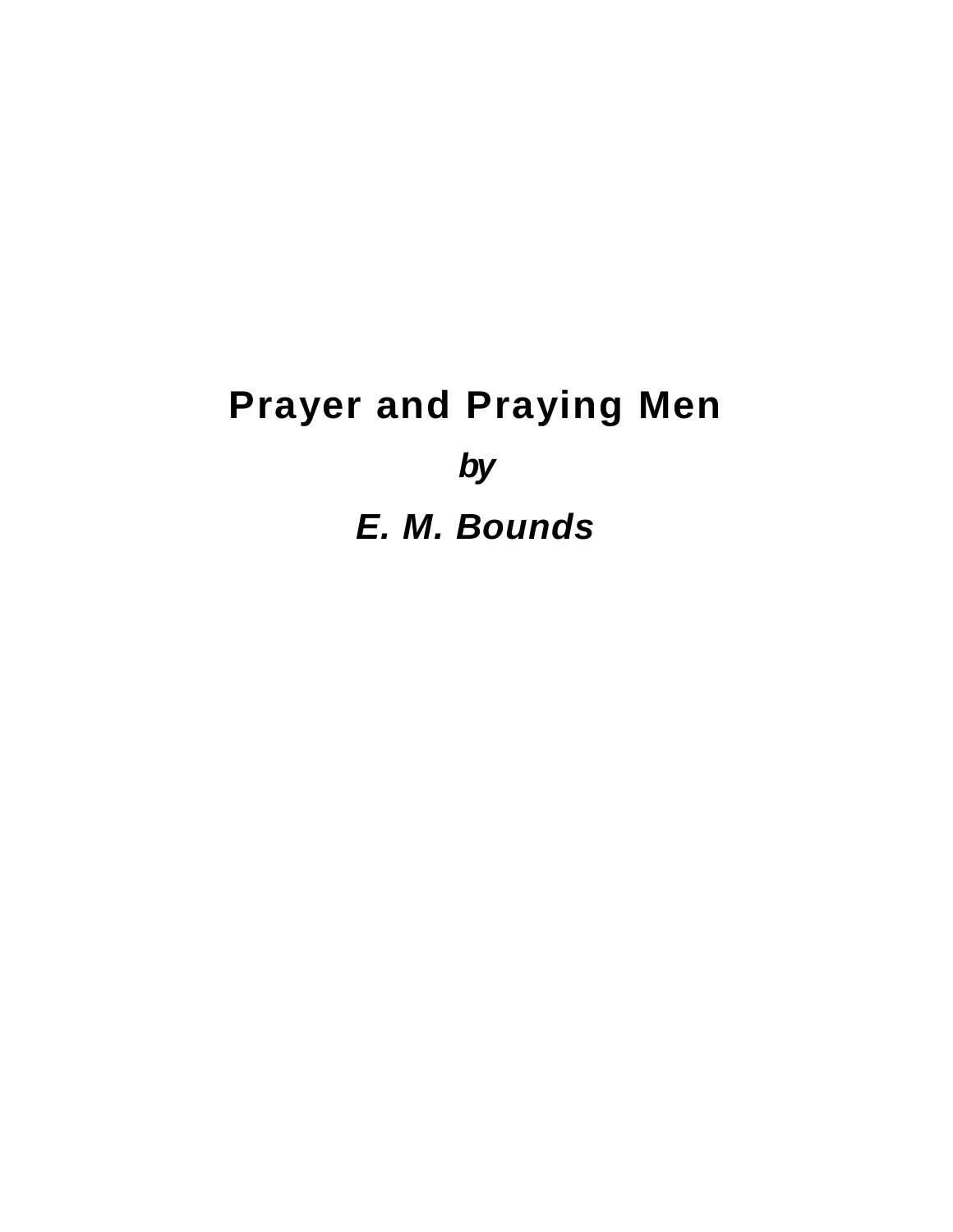# Prayer and Praying Men

***by***

***E. M. Bounds***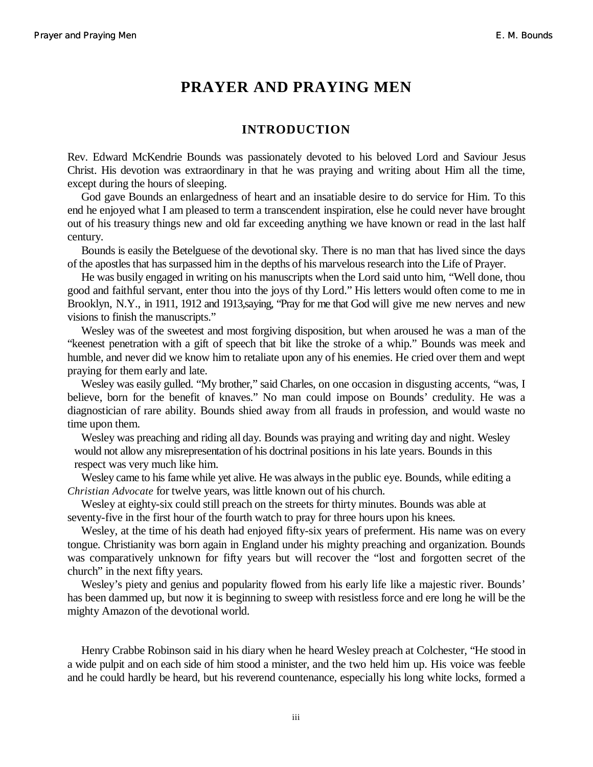# PRAYER AND PRAYING MEN

## INTRODUCTION

Rev. Edward McKendrie Bounds was passionately devoted to his beloved Lord and Saviour Jesus Christ. His devotion was extraordinary in that he was praying and writing about Him all the time, except during the hours of sleeping.

God gave Bounds an enlargedness of heart and an insatiable desire to do service for Him. To this end he enjoyed what I am pleased to term a transcendent inspiration, else he could never have brought out of his treasury things new and old far exceeding anything we have known or read in the last half century.

Bounds is easily the Betelguese of the devotional sky. There is no man that has lived since the days of the apostles that has surpassed him in the depths of his marvelous research into the Life of Prayer.

He was busily engaged in writing on his manuscripts when the Lord said unto him, "Well done, thou good and faithful servant, enter thou into the joys of thy Lord." His letters would often come to me in Brooklyn, N.Y., in 1911, 1912 and 1913,saying, "Pray for me that God will give me new nerves and new visions to finish the manuscripts."

Wesley was of the sweetest and most forgiving disposition, but when aroused he was a man of the "keenest penetration with a gift of speech that bit like the stroke of a whip." Bounds was meek and humble, and never did we know him to retaliate upon any of his enemies. He cried over them and wept praying for them early and late.

Wesley was easily gulled. "My brother," said Charles, on one occasion in disgusting accents, "was, I believe, born for the benefit of knaves." No man could impose on Bounds' credulity. He was a diagnostician of rare ability. Bounds shied away from all frauds in profession, and would waste no time upon them.

Wesley was preaching and riding all day. Bounds was praying and writing day and night. Wesley would not allow any misrepresentation of his doctrinal positions in his late years. Bounds in this respect was very much like him.

Wesley came to his fame while yet alive. He was always in the public eye. Bounds, while editing a *Christian Advocate* for twelve years, was little known out of his church.

Wesley at eighty-six could still preach on the streets for thirty minutes. Bounds was able at seventy-five in the first hour of the fourth watch to pray for three hours upon his knees.

Wesley, at the time of his death had enjoyed fifty-six years of preferment. His name was on every tongue. Christianity was born again in England under his mighty preaching and organization. Bounds was comparatively unknown for fifty years but will recover the "lost and forgotten secret of the church" in the next fifty years.

Wesley's piety and genius and popularity flowed from his early life like a majestic river. Bounds' has been dammed up, but now it is beginning to sweep with resistless force and ere long he will be the mighty Amazon of the devotional world.

Henry Crabbe Robinson said in his diary when he heard Wesley preach at Colchester, "He stood in a wide pulpit and on each side of him stood a minister, and the two held him up. His voice was feeble and he could hardly be heard, but his reverend countenance, especially his long white locks, formed a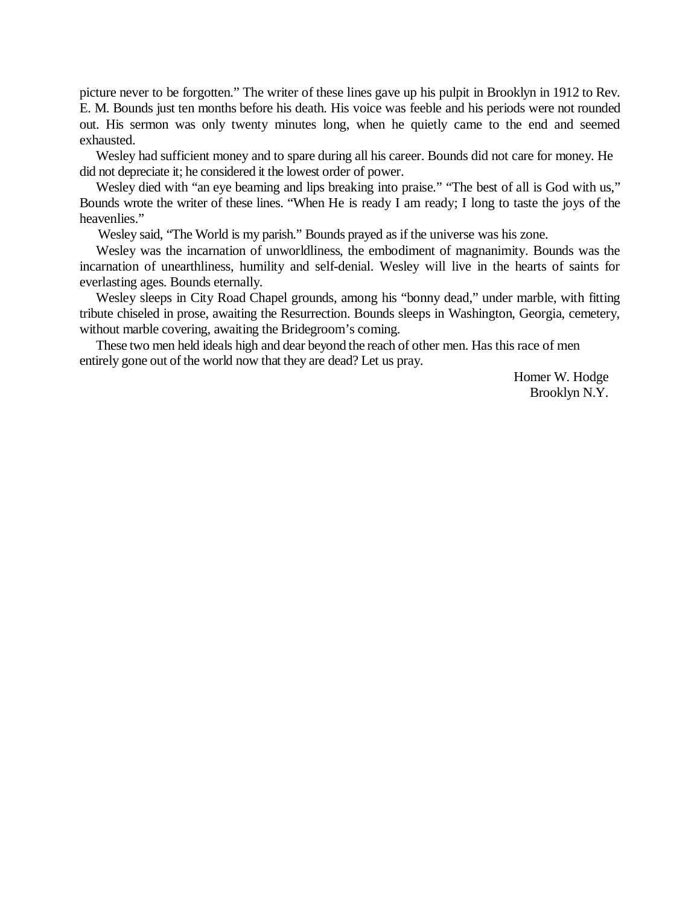picture never to be forgotten." The writer of these lines gave up his pulpit in Brooklyn in 1912 to Rev. E. M. Bounds just ten months before his death. His voice was feeble and his periods were not rounded out. His sermon was only twenty minutes long, when he quietly came to the end and seemed exhausted.

Wesley had sufficient money and to spare during all his career. Bounds did not care for money. He did not depreciate it; he considered it the lowest order of power.

Wesley died with "an eye beaming and lips breaking into praise." "The best of all is God with us," Bounds wrote the writer of these lines. "When He is ready I am ready; I long to taste the joys of the heavenlies."

Wesley said, "The World is my parish." Bounds prayed as if the universe was his zone.

Wesley was the incarnation of unworldliness, the embodiment of magnanimity. Bounds was the incarnation of unearthliness, humility and self-denial. Wesley will live in the hearts of saints for everlasting ages. Bounds eternally.

Wesley sleeps in City Road Chapel grounds, among his "bonny dead," under marble, with fitting tribute chiseled in prose, awaiting the Resurrection. Bounds sleeps in Washington, Georgia, cemetery, without marble covering, awaiting the Bridegroom's coming.

These two men held ideals high and dear beyond the reach of other men. Has this race of men entirely gone out of the world now that they are dead? Let us pray.

Homer W. Hodge
Brooklyn N.Y.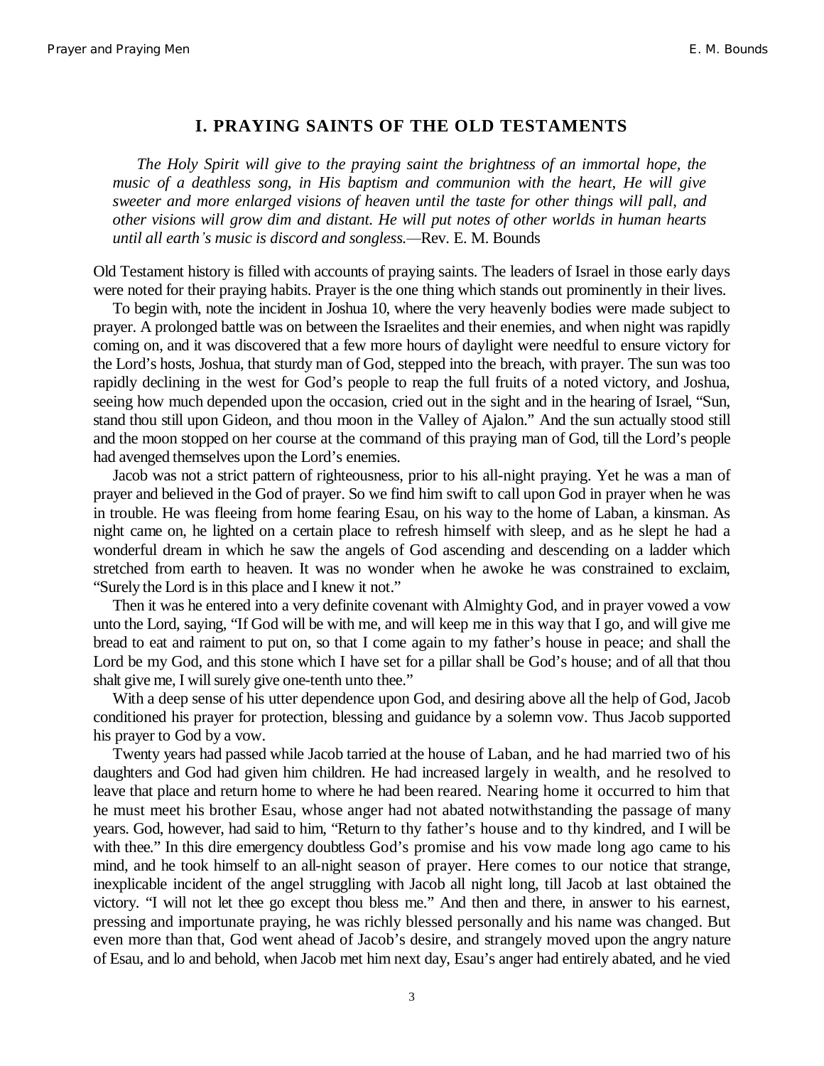## I. PRAYING SAINTS OF THE OLD TESTAMENTS

*The Holy Spirit will give to the praying saint the brightness of an immortal hope, the music of a deathless song, in His baptism and communion with the heart, He will give sweeter and more enlarged visions of heaven until the taste for other things will pall, and other visions will grow dim and distant. He will put notes of other worlds in human hearts until all earth's music is discord and songless.*—Rev. E. M. Bounds

Old Testament history is filled with accounts of praying saints. The leaders of Israel in those early days were noted for their praying habits. Prayer is the one thing which stands out prominently in their lives.

To begin with, note the incident in Joshua 10, where the very heavenly bodies were made subject to prayer. A prolonged battle was on between the Israelites and their enemies, and when night was rapidly coming on, and it was discovered that a few more hours of daylight were needful to ensure victory for the Lord's hosts, Joshua, that sturdy man of God, stepped into the breach, with prayer. The sun was too rapidly declining in the west for God's people to reap the full fruits of a noted victory, and Joshua, seeing how much depended upon the occasion, cried out in the sight and in the hearing of Israel, "Sun, stand thou still upon Gideon, and thou moon in the Valley of Ajalon." And the sun actually stood still and the moon stopped on her course at the command of this praying man of God, till the Lord's people had avenged themselves upon the Lord's enemies.

Jacob was not a strict pattern of righteousness, prior to his all-night praying. Yet he was a man of prayer and believed in the God of prayer. So we find him swift to call upon God in prayer when he was in trouble. He was fleeing from home fearing Esau, on his way to the home of Laban, a kinsman. As night came on, he lighted on a certain place to refresh himself with sleep, and as he slept he had a wonderful dream in which he saw the angels of God ascending and descending on a ladder which stretched from earth to heaven. It was no wonder when he awoke he was constrained to exclaim, "Surely the Lord is in this place and I knew it not."

Then it was he entered into a very definite covenant with Almighty God, and in prayer vowed a vow unto the Lord, saying, "If God will be with me, and will keep me in this way that I go, and will give me bread to eat and raiment to put on, so that I come again to my father's house in peace; and shall the Lord be my God, and this stone which I have set for a pillar shall be God's house; and of all that thou shalt give me, I will surely give one-tenth unto thee."

With a deep sense of his utter dependence upon God, and desiring above all the help of God, Jacob conditioned his prayer for protection, blessing and guidance by a solemn vow. Thus Jacob supported his prayer to God by a vow.

Twenty years had passed while Jacob tarried at the house of Laban, and he had married two of his daughters and God had given him children. He had increased largely in wealth, and he resolved to leave that place and return home to where he had been reared. Nearing home it occurred to him that he must meet his brother Esau, whose anger had not abated notwithstanding the passage of many years. God, however, had said to him, "Return to thy father's house and to thy kindred, and I will be with thee." In this dire emergency doubtless God's promise and his vow made long ago came to his mind, and he took himself to an all-night season of prayer. Here comes to our notice that strange, inexplicable incident of the angel struggling with Jacob all night long, till Jacob at last obtained the victory. "I will not let thee go except thou bless me." And then and there, in answer to his earnest, pressing and importunate praying, he was richly blessed personally and his name was changed. But even more than that, God went ahead of Jacob's desire, and strangely moved upon the angry nature of Esau, and lo and behold, when Jacob met him next day, Esau's anger had entirely abated, and he vied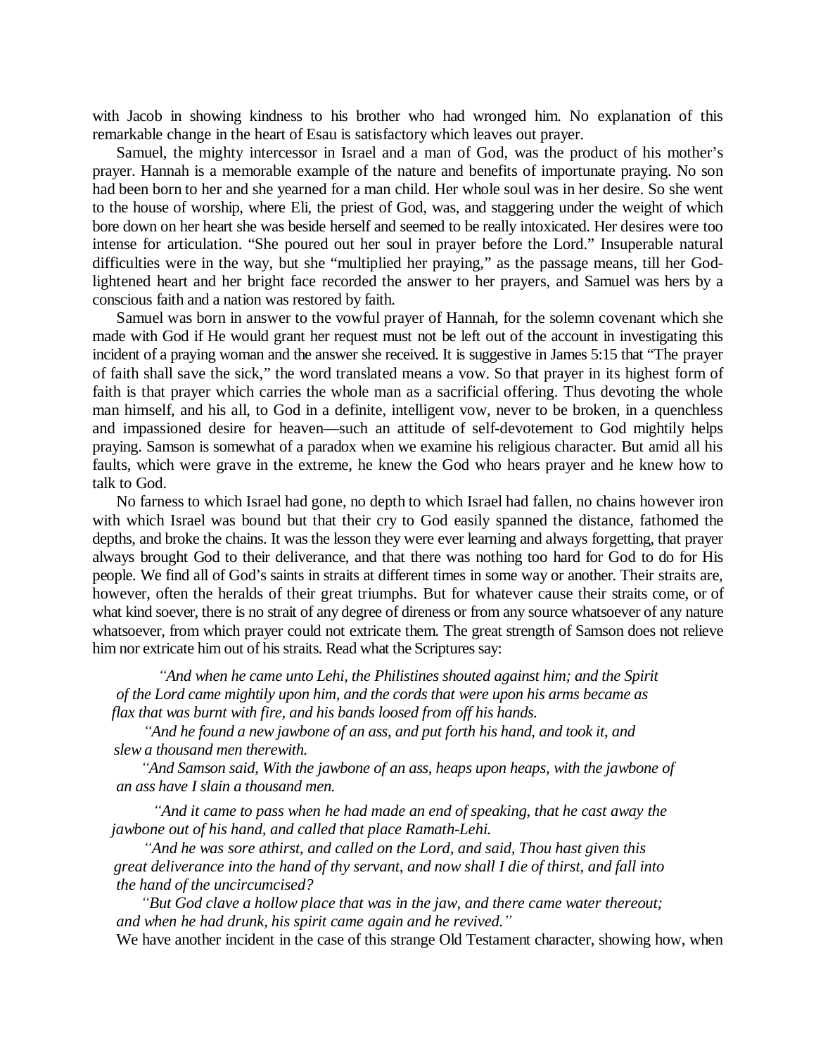with Jacob in showing kindness to his brother who had wronged him. No explanation of this remarkable change in the heart of Esau is satisfactory which leaves out prayer.

Samuel, the mighty intercessor in Israel and a man of God, was the product of his mother's prayer. Hannah is a memorable example of the nature and benefits of importunate praying. No son had been born to her and she yearned for a man child. Her whole soul was in her desire. So she went to the house of worship, where Eli, the priest of God, was, and staggering under the weight of which bore down on her heart she was beside herself and seemed to be really intoxicated. Her desires were too intense for articulation. "She poured out her soul in prayer before the Lord." Insuperable natural difficulties were in the way, but she "multiplied her praying," as the passage means, till her God-lightened heart and her bright face recorded the answer to her prayers, and Samuel was hers by a conscious faith and a nation was restored by faith.

Samuel was born in answer to the vowful prayer of Hannah, for the solemn covenant which she made with God if He would grant her request must not be left out of the account in investigating this incident of a praying woman and the answer she received. It is suggestive in James 5:15 that "The prayer of faith shall save the sick," the word translated means a vow. So that prayer in its highest form of faith is that prayer which carries the whole man as a sacrificial offering. Thus devoting the whole man himself, and his all, to God in a definite, intelligent vow, never to be broken, in a quenchless and impassioned desire for heaven—such an attitude of self-devotement to God mightily helps praying. Samson is somewhat of a paradox when we examine his religious character. But amid all his faults, which were grave in the extreme, he knew the God who hears prayer and he knew how to talk to God.

No farness to which Israel had gone, no depth to which Israel had fallen, no chains however iron with which Israel was bound but that their cry to God easily spanned the distance, fathomed the depths, and broke the chains. It was the lesson they were ever learning and always forgetting, that prayer always brought God to their deliverance, and that there was nothing too hard for God to do for His people. We find all of God's saints in straits at different times in some way or another. Their straits are, however, often the heralds of their great triumphs. But for whatever cause their straits come, or of what kind soever, there is no strait of any degree of direness or from any source whatsoever of any nature whatsoever, from which prayer could not extricate them. The great strength of Samson does not relieve him nor extricate him out of his straits. Read what the Scriptures say:

> *"And when he came unto Lehi, the Philistines shouted against him; and the Spirit of the Lord came mightily upon him, and the cords that were upon his arms became as flax that was burnt with fire, and his bands loosed from off his hands.*
>
> *"And he found a new jawbone of an ass, and put forth his hand, and took it, and slew a thousand men therewith.*
>
> *"And Samson said, With the jawbone of an ass, heaps upon heaps, with the jawbone of an ass have I slain a thousand men.*
>
> *"And it came to pass when he had made an end of speaking, that he cast away the jawbone out of his hand, and called that place Ramath-Lehi.*
>
> *"And he was sore athirst, and called on the Lord, and said, Thou hast given this great deliverance into the hand of thy servant, and now shall I die of thirst, and fall into the hand of the uncircumcised?*
>
> *"But God clave a hollow place that was in the jaw, and there came water thereout; and when he had drunk, his spirit came again and he revived."*

We have another incident in the case of this strange Old Testament character, showing how, when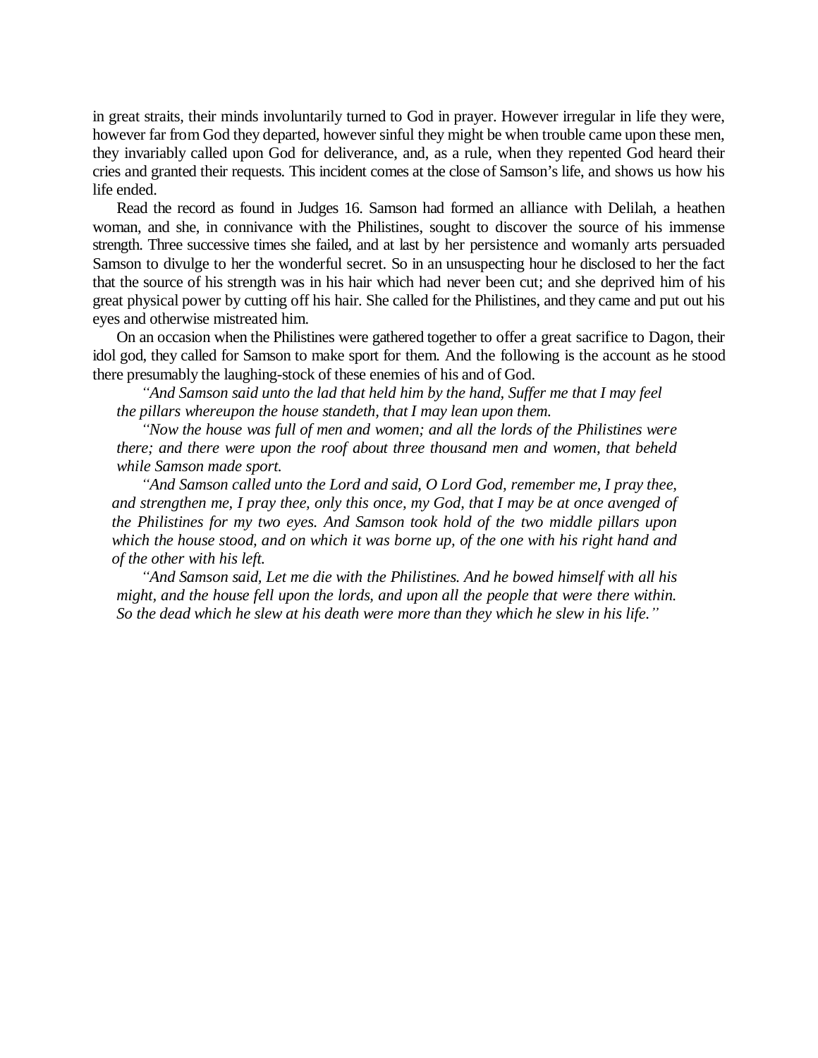in great straits, their minds involuntarily turned to God in prayer. However irregular in life they were, however far from God they departed, however sinful they might be when trouble came upon these men, they invariably called upon God for deliverance, and, as a rule, when they repented God heard their cries and granted their requests. This incident comes at the close of Samson's life, and shows us how his life ended.

Read the record as found in Judges 16. Samson had formed an alliance with Delilah, a heathen woman, and she, in connivance with the Philistines, sought to discover the source of his immense strength. Three successive times she failed, and at last by her persistence and womanly arts persuaded Samson to divulge to her the wonderful secret. So in an unsuspecting hour he disclosed to her the fact that the source of his strength was in his hair which had never been cut; and she deprived him of his great physical power by cutting off his hair. She called for the Philistines, and they came and put out his eyes and otherwise mistreated him.

On an occasion when the Philistines were gathered together to offer a great sacrifice to Dagon, their idol god, they called for Samson to make sport for them. And the following is the account as he stood there presumably the laughing-stock of these enemies of his and of God.

> *"And Samson said unto the lad that held him by the hand, Suffer me that I may feel the pillars whereupon the house standeth, that I may lean upon them.*
>
> *"Now the house was full of men and women; and all the lords of the Philistines were there; and there were upon the roof about three thousand men and women, that beheld while Samson made sport.*
>
> *"And Samson called unto the Lord and said, O Lord God, remember me, I pray thee, and strengthen me, I pray thee, only this once, my God, that I may be at once avenged of the Philistines for my two eyes. And Samson took hold of the two middle pillars upon which the house stood, and on which it was borne up, of the one with his right hand and of the other with his left.*
>
> *"And Samson said, Let me die with the Philistines. And he bowed himself with all his might, and the house fell upon the lords, and upon all the people that were there within. So the dead which he slew at his death were more than they which he slew in his life."*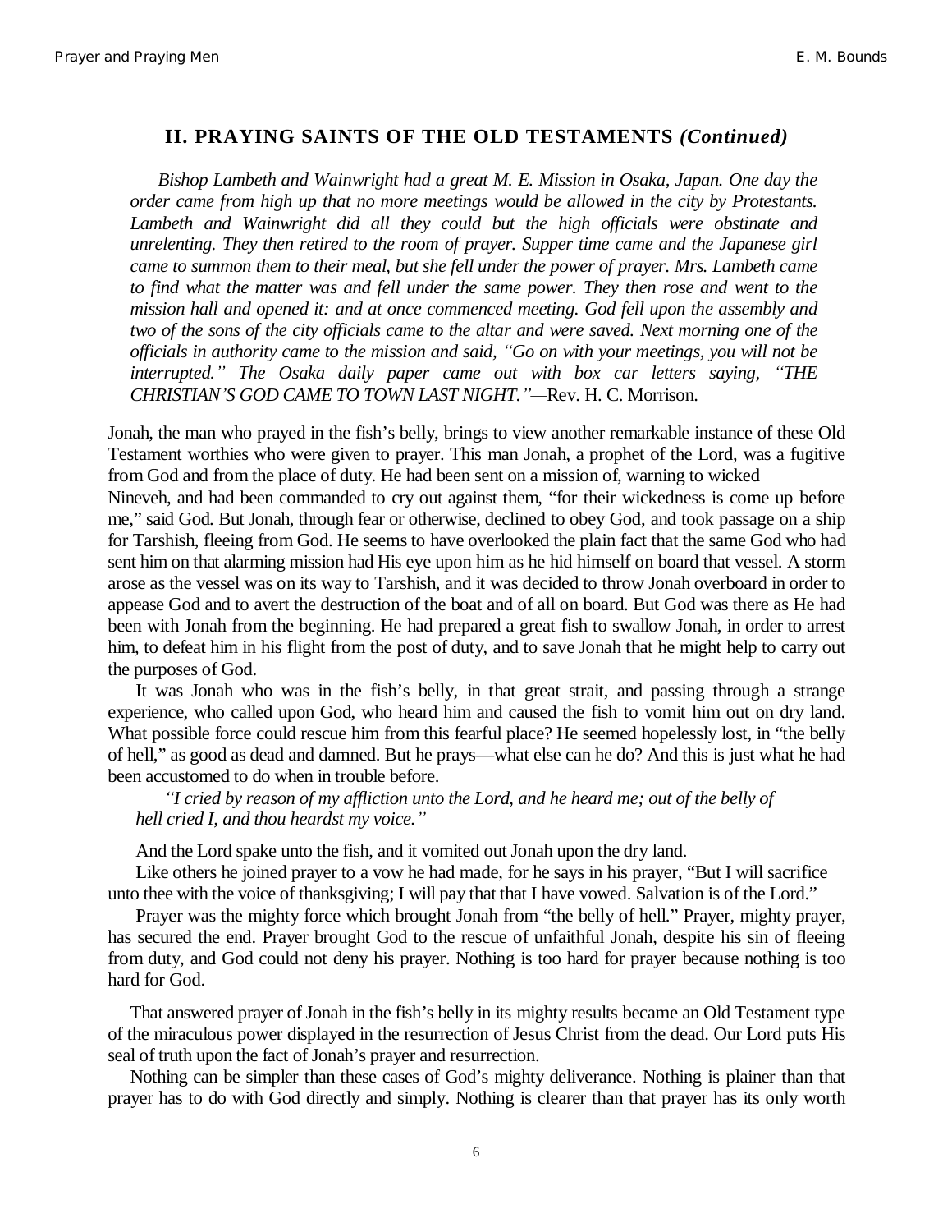## II. PRAYING SAINTS OF THE OLD TESTAMENTS *(Continued)*

> *Bishop Lambeth and Wainwright had a great M. E. Mission in Osaka, Japan. One day the order came from high up that no more meetings would be allowed in the city by Protestants. Lambeth and Wainwright did all they could but the high officials were obstinate and unrelenting. They then retired to the room of prayer. Supper time came and the Japanese girl came to summon them to their meal, but she fell under the power of prayer. Mrs. Lambeth came to find what the matter was and fell under the same power. They then rose and went to the mission hall and opened it: and at once commenced meeting. God fell upon the assembly and two of the sons of the city officials came to the altar and were saved. Next morning one of the officials in authority came to the mission and said, "Go on with your meetings, you will not be interrupted." The Osaka daily paper came out with box car letters saying, "THE CHRISTIAN'S GOD CAME TO TOWN LAST NIGHT."*—Rev. H. C. Morrison.

Jonah, the man who prayed in the fish's belly, brings to view another remarkable instance of these Old Testament worthies who were given to prayer. This man Jonah, a prophet of the Lord, was a fugitive from God and from the place of duty. He had been sent on a mission of, warning to wicked Nineveh, and had been commanded to cry out against them, "for their wickedness is come up before me," said God. But Jonah, through fear or otherwise, declined to obey God, and took passage on a ship for Tarshish, fleeing from God. He seems to have overlooked the plain fact that the same God who had sent him on that alarming mission had His eye upon him as he hid himself on board that vessel. A storm arose as the vessel was on its way to Tarshish, and it was decided to throw Jonah overboard in order to appease God and to avert the destruction of the boat and of all on board. But God was there as He had been with Jonah from the beginning. He had prepared a great fish to swallow Jonah, in order to arrest him, to defeat him in his flight from the post of duty, and to save Jonah that he might help to carry out the purposes of God.

It was Jonah who was in the fish's belly, in that great strait, and passing through a strange experience, who called upon God, who heard him and caused the fish to vomit him out on dry land. What possible force could rescue him from this fearful place? He seemed hopelessly lost, in "the belly of hell," as good as dead and damned. But he prays—what else can he do? And this is just what he had been accustomed to do when in trouble before.

> *"I cried by reason of my affliction unto the Lord, and he heard me; out of the belly of hell cried I, and thou heardst my voice."*

And the Lord spake unto the fish, and it vomited out Jonah upon the dry land.

Like others he joined prayer to a vow he had made, for he says in his prayer, "But I will sacrifice unto thee with the voice of thanksgiving; I will pay that that I have vowed. Salvation is of the Lord."

Prayer was the mighty force which brought Jonah from "the belly of hell." Prayer, mighty prayer, has secured the end. Prayer brought God to the rescue of unfaithful Jonah, despite his sin of fleeing from duty, and God could not deny his prayer. Nothing is too hard for prayer because nothing is too hard for God.

That answered prayer of Jonah in the fish's belly in its mighty results became an Old Testament type of the miraculous power displayed in the resurrection of Jesus Christ from the dead. Our Lord puts His seal of truth upon the fact of Jonah's prayer and resurrection.

Nothing can be simpler than these cases of God's mighty deliverance. Nothing is plainer than that prayer has to do with God directly and simply. Nothing is clearer than that prayer has its only worth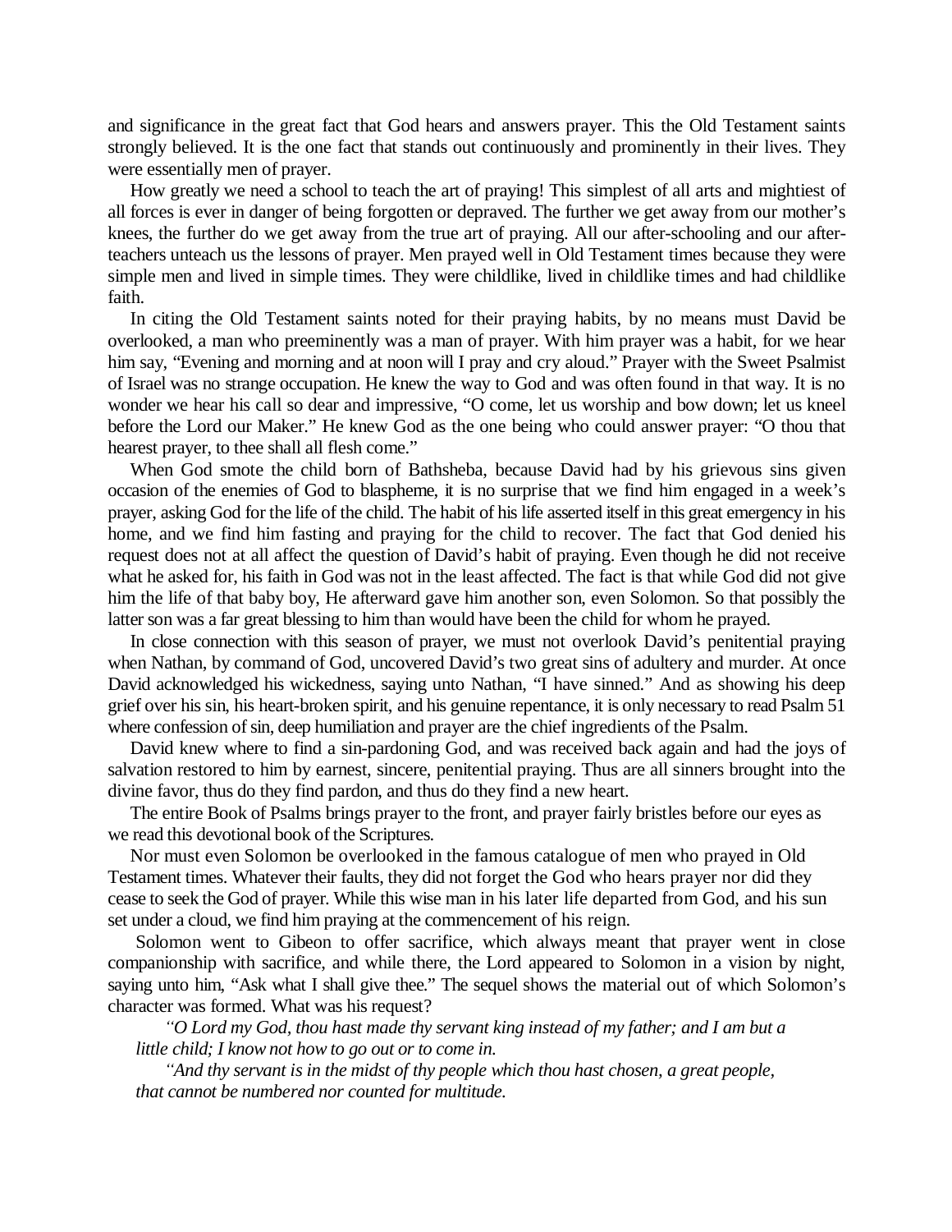and significance in the great fact that God hears and answers prayer. This the Old Testament saints strongly believed. It is the one fact that stands out continuously and prominently in their lives. They were essentially men of prayer.

How greatly we need a school to teach the art of praying! This simplest of all arts and mightiest of all forces is ever in danger of being forgotten or depraved. The further we get away from our mother's knees, the further do we get away from the true art of praying. All our after-schooling and our after-teachers unteach us the lessons of prayer. Men prayed well in Old Testament times because they were simple men and lived in simple times. They were childlike, lived in childlike times and had childlike faith.

In citing the Old Testament saints noted for their praying habits, by no means must David be overlooked, a man who preeminently was a man of prayer. With him prayer was a habit, for we hear him say, "Evening and morning and at noon will I pray and cry aloud." Prayer with the Sweet Psalmist of Israel was no strange occupation. He knew the way to God and was often found in that way. It is no wonder we hear his call so dear and impressive, "O come, let us worship and bow down; let us kneel before the Lord our Maker." He knew God as the one being who could answer prayer: "O thou that hearest prayer, to thee shall all flesh come."

When God smote the child born of Bathsheba, because David had by his grievous sins given occasion of the enemies of God to blaspheme, it is no surprise that we find him engaged in a week's prayer, asking God for the life of the child. The habit of his life asserted itself in this great emergency in his home, and we find him fasting and praying for the child to recover. The fact that God denied his request does not at all affect the question of David's habit of praying. Even though he did not receive what he asked for, his faith in God was not in the least affected. The fact is that while God did not give him the life of that baby boy, He afterward gave him another son, even Solomon. So that possibly the latter son was a far great blessing to him than would have been the child for whom he prayed.

In close connection with this season of prayer, we must not overlook David's penitential praying when Nathan, by command of God, uncovered David's two great sins of adultery and murder. At once David acknowledged his wickedness, saying unto Nathan, "I have sinned." And as showing his deep grief over his sin, his heart-broken spirit, and his genuine repentance, it is only necessary to read Psalm 51 where confession of sin, deep humiliation and prayer are the chief ingredients of the Psalm.

David knew where to find a sin-pardoning God, and was received back again and had the joys of salvation restored to him by earnest, sincere, penitential praying. Thus are all sinners brought into the divine favor, thus do they find pardon, and thus do they find a new heart.

The entire Book of Psalms brings prayer to the front, and prayer fairly bristles before our eyes as we read this devotional book of the Scriptures.

Nor must even Solomon be overlooked in the famous catalogue of men who prayed in Old Testament times. Whatever their faults, they did not forget the God who hears prayer nor did they cease to seek the God of prayer. While this wise man in his later life departed from God, and his sun set under a cloud, we find him praying at the commencement of his reign.

Solomon went to Gibeon to offer sacrifice, which always meant that prayer went in close companionship with sacrifice, and while there, the Lord appeared to Solomon in a vision by night, saying unto him, "Ask what I shall give thee." The sequel shows the material out of which Solomon's character was formed. What was his request?

> *"O Lord my God, thou hast made thy servant king instead of my father; and I am but a little child; I know not how to go out or to come in.*
>
> *"And thy servant is in the midst of thy people which thou hast chosen, a great people, that cannot be numbered nor counted for multitude.*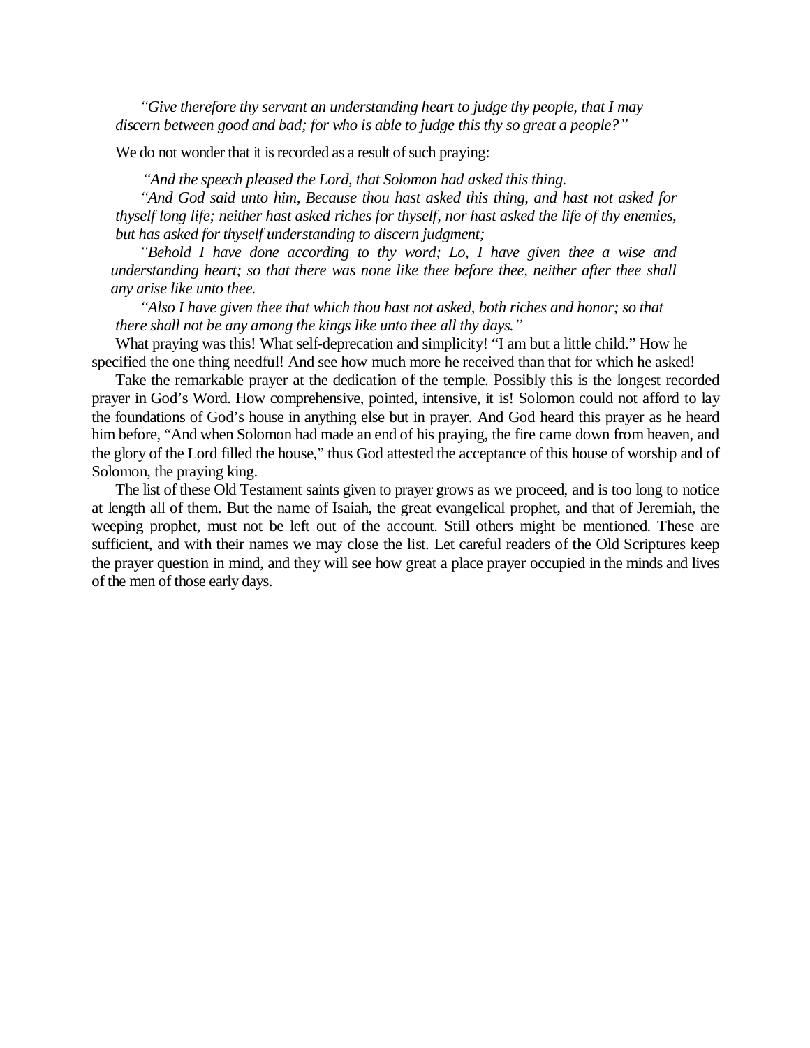*"Give therefore thy servant an understanding heart to judge thy people, that I may discern between good and bad; for who is able to judge this thy so great a people?"*

We do not wonder that it is recorded as a result of such praying:

*"And the speech pleased the Lord, that Solomon had asked this thing.*

*"And God said unto him, Because thou hast asked this thing, and hast not asked for thyself long life; neither hast asked riches for thyself, nor hast asked the life of thy enemies, but has asked for thyself understanding to discern judgment;*

*"Behold I have done according to thy word; Lo, I have given thee a wise and understanding heart; so that there was none like thee before thee, neither after thee shall any arise like unto thee.*

*"Also I have given thee that which thou hast not asked, both riches and honor; so that there shall not be any among the kings like unto thee all thy days."*

What praying was this! What self-deprecation and simplicity! "I am but a little child." How he specified the one thing needful! And see how much more he received than that for which he asked!

Take the remarkable prayer at the dedication of the temple. Possibly this is the longest recorded prayer in God's Word. How comprehensive, pointed, intensive, it is! Solomon could not afford to lay the foundations of God's house in anything else but in prayer. And God heard this prayer as he heard him before, "And when Solomon had made an end of his praying, the fire came down from heaven, and the glory of the Lord filled the house," thus God attested the acceptance of this house of worship and of Solomon, the praying king.

The list of these Old Testament saints given to prayer grows as we proceed, and is too long to notice at length all of them. But the name of Isaiah, the great evangelical prophet, and that of Jeremiah, the weeping prophet, must not be left out of the account. Still others might be mentioned. These are sufficient, and with their names we may close the list. Let careful readers of the Old Scriptures keep the prayer question in mind, and they will see how great a place prayer occupied in the minds and lives of the men of those early days.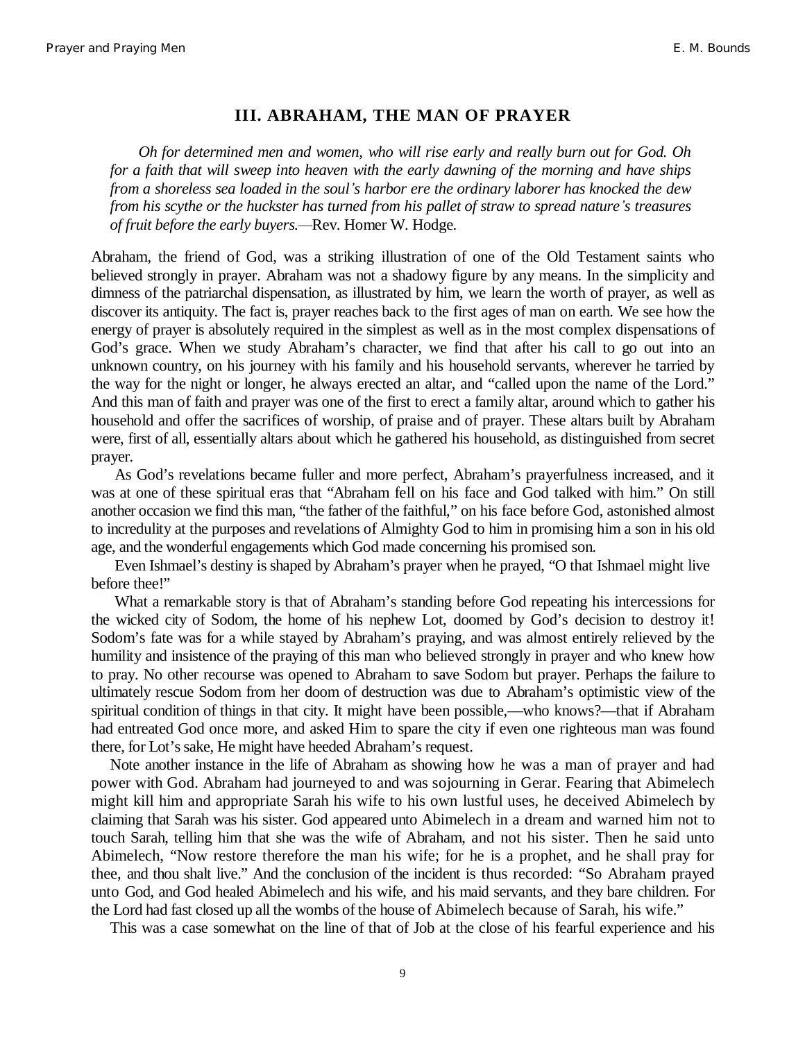### III. ABRAHAM, THE MAN OF PRAYER

*Oh for determined men and women, who will rise early and really burn out for God. Oh for a faith that will sweep into heaven with the early dawning of the morning and have ships from a shoreless sea loaded in the soul's harbor ere the ordinary laborer has knocked the dew from his scythe or the huckster has turned from his pallet of straw to spread nature's treasures of fruit before the early buyers.*—Rev. Homer W. Hodge.

Abraham, the friend of God, was a striking illustration of one of the Old Testament saints who believed strongly in prayer. Abraham was not a shadowy figure by any means. In the simplicity and dimness of the patriarchal dispensation, as illustrated by him, we learn the worth of prayer, as well as discover its antiquity. The fact is, prayer reaches back to the first ages of man on earth. We see how the energy of prayer is absolutely required in the simplest as well as in the most complex dispensations of God's grace. When we study Abraham's character, we find that after his call to go out into an unknown country, on his journey with his family and his household servants, wherever he tarried by the way for the night or longer, he always erected an altar, and "called upon the name of the Lord." And this man of faith and prayer was one of the first to erect a family altar, around which to gather his household and offer the sacrifices of worship, of praise and of prayer. These altars built by Abraham were, first of all, essentially altars about which he gathered his household, as distinguished from secret prayer.

As God's revelations became fuller and more perfect, Abraham's prayerfulness increased, and it was at one of these spiritual eras that "Abraham fell on his face and God talked with him." On still another occasion we find this man, "the father of the faithful," on his face before God, astonished almost to incredulity at the purposes and revelations of Almighty God to him in promising him a son in his old age, and the wonderful engagements which God made concerning his promised son.

Even Ishmael's destiny is shaped by Abraham's prayer when he prayed, "O that Ishmael might live before thee!"

What a remarkable story is that of Abraham's standing before God repeating his intercessions for the wicked city of Sodom, the home of his nephew Lot, doomed by God's decision to destroy it! Sodom's fate was for a while stayed by Abraham's praying, and was almost entirely relieved by the humility and insistence of the praying of this man who believed strongly in prayer and who knew how to pray. No other recourse was opened to Abraham to save Sodom but prayer. Perhaps the failure to ultimately rescue Sodom from her doom of destruction was due to Abraham's optimistic view of the spiritual condition of things in that city. It might have been possible,—who knows?—that if Abraham had entreated God once more, and asked Him to spare the city if even one righteous man was found there, for Lot's sake, He might have heeded Abraham's request.

Note another instance in the life of Abraham as showing how he was a man of prayer and had power with God. Abraham had journeyed to and was sojourning in Gerar. Fearing that Abimelech might kill him and appropriate Sarah his wife to his own lustful uses, he deceived Abimelech by claiming that Sarah was his sister. God appeared unto Abimelech in a dream and warned him not to touch Sarah, telling him that she was the wife of Abraham, and not his sister. Then he said unto Abimelech, "Now restore therefore the man his wife; for he is a prophet, and he shall pray for thee, and thou shalt live." And the conclusion of the incident is thus recorded: "So Abraham prayed unto God, and God healed Abimelech and his wife, and his maid servants, and they bare children. For the Lord had fast closed up all the wombs of the house of Abimelech because of Sarah, his wife."

This was a case somewhat on the line of that of Job at the close of his fearful experience and his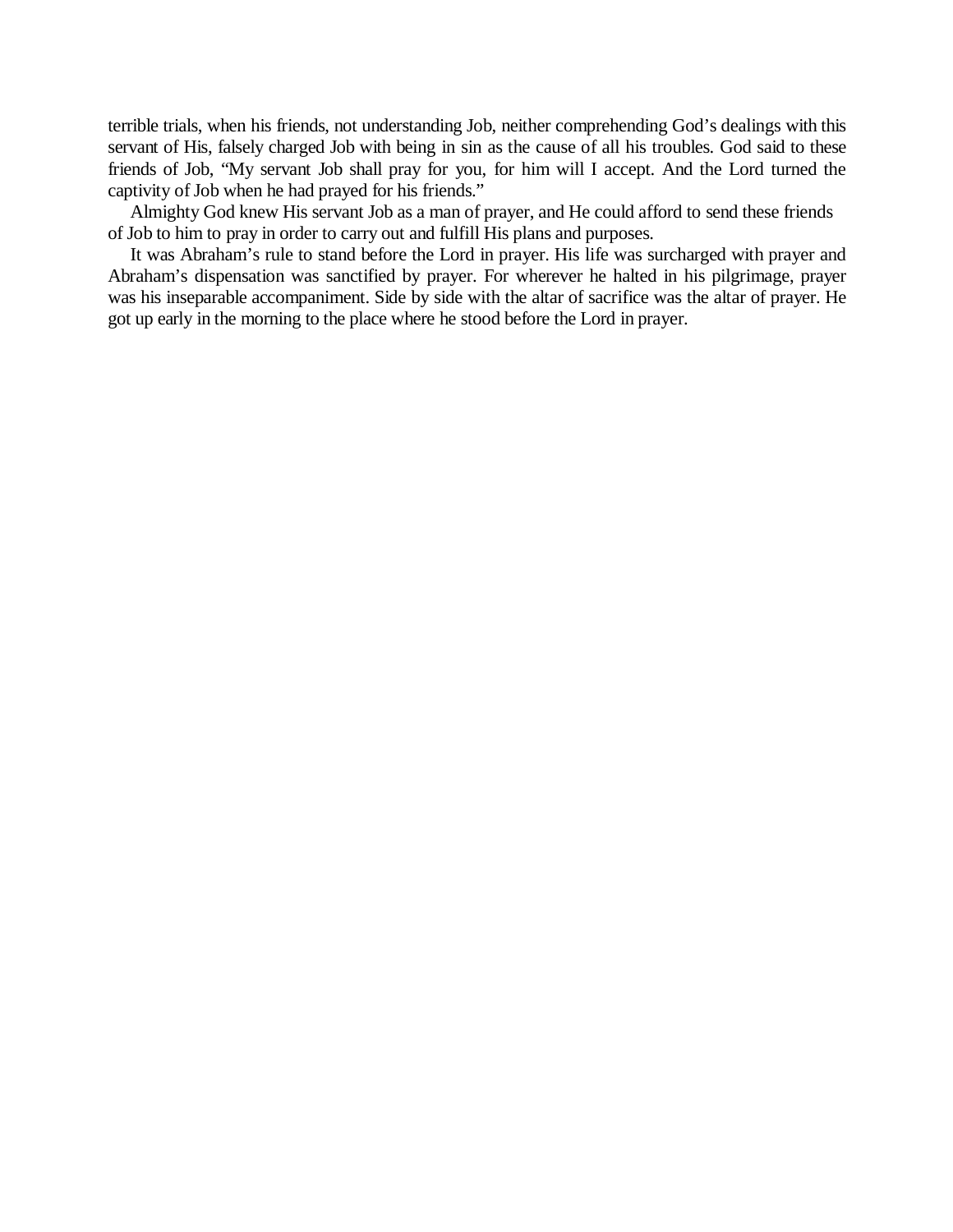terrible trials, when his friends, not understanding Job, neither comprehending God's dealings with this servant of His, falsely charged Job with being in sin as the cause of all his troubles. God said to these friends of Job, "My servant Job shall pray for you, for him will I accept. And the Lord turned the captivity of Job when he had prayed for his friends."

Almighty God knew His servant Job as a man of prayer, and He could afford to send these friends of Job to him to pray in order to carry out and fulfill His plans and purposes.

It was Abraham's rule to stand before the Lord in prayer. His life was surcharged with prayer and Abraham's dispensation was sanctified by prayer. For wherever he halted in his pilgrimage, prayer was his inseparable accompaniment. Side by side with the altar of sacrifice was the altar of prayer. He got up early in the morning to the place where he stood before the Lord in prayer.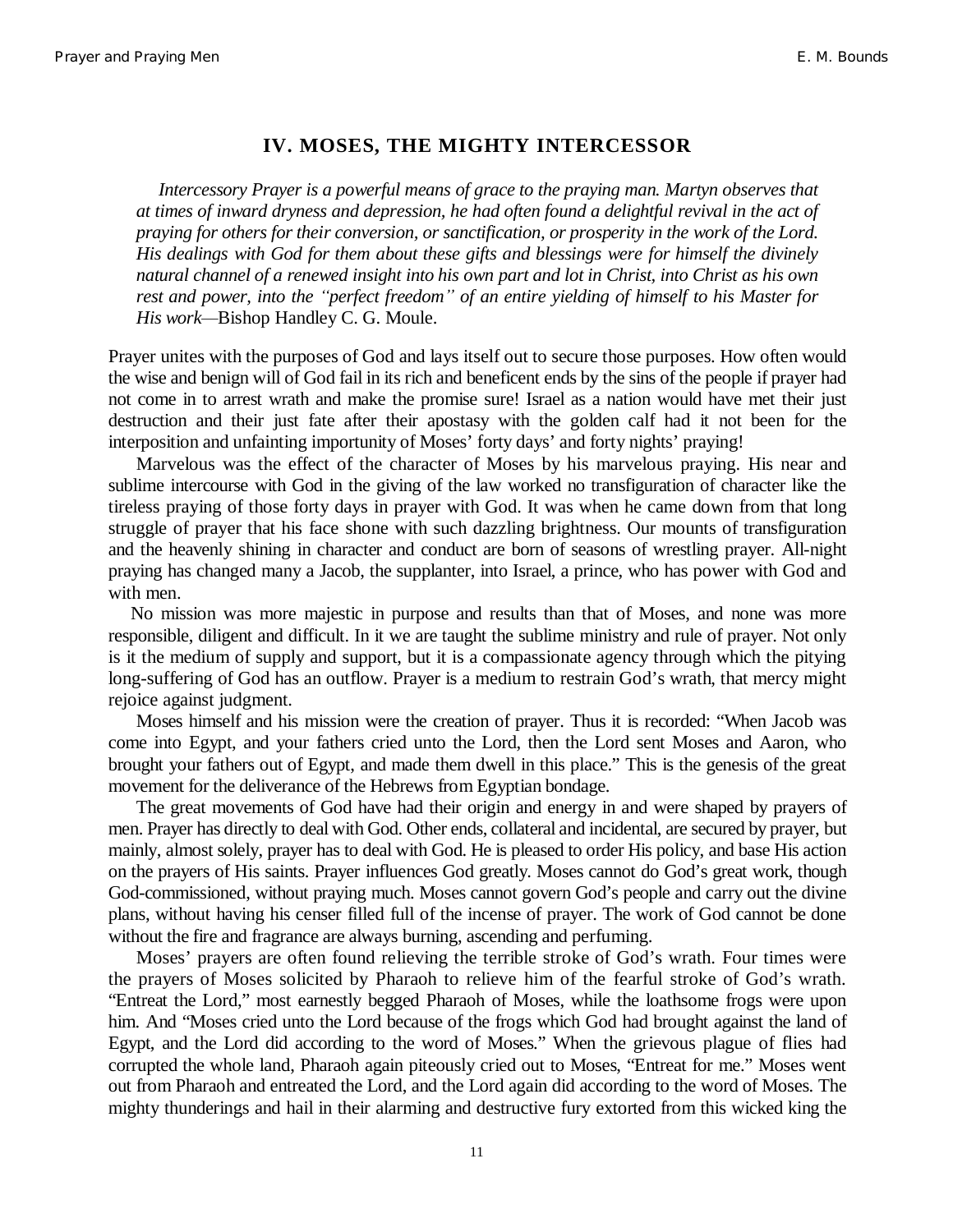## IV. MOSES, THE MIGHTY INTERCESSOR

> *Intercessory Prayer is a powerful means of grace to the praying man. Martyn observes that at times of inward dryness and depression, he had often found a delightful revival in the act of praying for others for their conversion, or sanctification, or prosperity in the work of the Lord. His dealings with God for them about these gifts and blessings were for himself the divinely natural channel of a renewed insight into his own part and lot in Christ, into Christ as his own rest and power, into the "perfect freedom" of an entire yielding of himself to his Master for His work*—Bishop Handley C. G. Moule.

Prayer unites with the purposes of God and lays itself out to secure those purposes. How often would the wise and benign will of God fail in its rich and beneficent ends by the sins of the people if prayer had not come in to arrest wrath and make the promise sure! Israel as a nation would have met their just destruction and their just fate after their apostasy with the golden calf had it not been for the interposition and unfainting importunity of Moses' forty days' and forty nights' praying!

Marvelous was the effect of the character of Moses by his marvelous praying. His near and sublime intercourse with God in the giving of the law worked no transfiguration of character like the tireless praying of those forty days in prayer with God. It was when he came down from that long struggle of prayer that his face shone with such dazzling brightness. Our mounts of transfiguration and the heavenly shining in character and conduct are born of seasons of wrestling prayer. All-night praying has changed many a Jacob, the supplanter, into Israel, a prince, who has power with God and with men.

No mission was more majestic in purpose and results than that of Moses, and none was more responsible, diligent and difficult. In it we are taught the sublime ministry and rule of prayer. Not only is it the medium of supply and support, but it is a compassionate agency through which the pitying long-suffering of God has an outflow. Prayer is a medium to restrain God's wrath, that mercy might rejoice against judgment.

Moses himself and his mission were the creation of prayer. Thus it is recorded: "When Jacob was come into Egypt, and your fathers cried unto the Lord, then the Lord sent Moses and Aaron, who brought your fathers out of Egypt, and made them dwell in this place." This is the genesis of the great movement for the deliverance of the Hebrews from Egyptian bondage.

The great movements of God have had their origin and energy in and were shaped by prayers of men. Prayer has directly to deal with God. Other ends, collateral and incidental, are secured by prayer, but mainly, almost solely, prayer has to deal with God. He is pleased to order His policy, and base His action on the prayers of His saints. Prayer influences God greatly. Moses cannot do God's great work, though God-commissioned, without praying much. Moses cannot govern God's people and carry out the divine plans, without having his censer filled full of the incense of prayer. The work of God cannot be done without the fire and fragrance are always burning, ascending and perfuming.

Moses' prayers are often found relieving the terrible stroke of God's wrath. Four times were the prayers of Moses solicited by Pharaoh to relieve him of the fearful stroke of God's wrath. "Entreat the Lord," most earnestly begged Pharaoh of Moses, while the loathsome frogs were upon him. And "Moses cried unto the Lord because of the frogs which God had brought against the land of Egypt, and the Lord did according to the word of Moses." When the grievous plague of flies had corrupted the whole land, Pharaoh again piteously cried out to Moses, "Entreat for me." Moses went out from Pharaoh and entreated the Lord, and the Lord again did according to the word of Moses. The mighty thunderings and hail in their alarming and destructive fury extorted from this wicked king the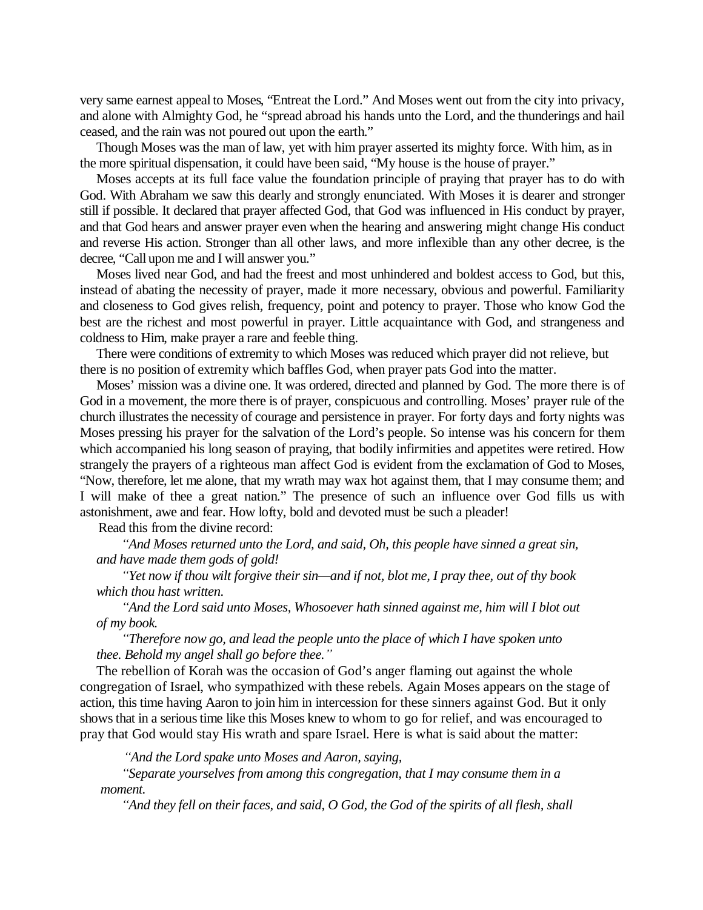very same earnest appeal to Moses, "Entreat the Lord." And Moses went out from the city into privacy, and alone with Almighty God, he "spread abroad his hands unto the Lord, and the thunderings and hail ceased, and the rain was not poured out upon the earth."

Though Moses was the man of law, yet with him prayer asserted its mighty force. With him, as in the more spiritual dispensation, it could have been said, "My house is the house of prayer."

Moses accepts at its full face value the foundation principle of praying that prayer has to do with God. With Abraham we saw this dearly and strongly enunciated. With Moses it is dearer and stronger still if possible. It declared that prayer affected God, that God was influenced in His conduct by prayer, and that God hears and answer prayer even when the hearing and answering might change His conduct and reverse His action. Stronger than all other laws, and more inflexible than any other decree, is the decree, "Call upon me and I will answer you."

Moses lived near God, and had the freest and most unhindered and boldest access to God, but this, instead of abating the necessity of prayer, made it more necessary, obvious and powerful. Familiarity and closeness to God gives relish, frequency, point and potency to prayer. Those who know God the best are the richest and most powerful in prayer. Little acquaintance with God, and strangeness and coldness to Him, make prayer a rare and feeble thing.

There were conditions of extremity to which Moses was reduced which prayer did not relieve, but there is no position of extremity which baffles God, when prayer pats God into the matter.

Moses' mission was a divine one. It was ordered, directed and planned by God. The more there is of God in a movement, the more there is of prayer, conspicuous and controlling. Moses' prayer rule of the church illustrates the necessity of courage and persistence in prayer. For forty days and forty nights was Moses pressing his prayer for the salvation of the Lord's people. So intense was his concern for them which accompanied his long season of praying, that bodily infirmities and appetites were retired. How strangely the prayers of a righteous man affect God is evident from the exclamation of God to Moses, "Now, therefore, let me alone, that my wrath may wax hot against them, that I may consume them; and I will make of thee a great nation." The presence of such an influence over God fills us with astonishment, awe and fear. How lofty, bold and devoted must be such a pleader!

Read this from the divine record:

*"And Moses returned unto the Lord, and said, Oh, this people have sinned a great sin, and have made them gods of gold!*

*"Yet now if thou wilt forgive their sin—and if not, blot me, I pray thee, out of thy book which thou hast written.*

*"And the Lord said unto Moses, Whosoever hath sinned against me, him will I blot out of my book.*

*"Therefore now go, and lead the people unto the place of which I have spoken unto thee. Behold my angel shall go before thee."*

The rebellion of Korah was the occasion of God's anger flaming out against the whole congregation of Israel, who sympathized with these rebels. Again Moses appears on the stage of action, this time having Aaron to join him in intercession for these sinners against God. But it only shows that in a serious time like this Moses knew to whom to go for relief, and was encouraged to pray that God would stay His wrath and spare Israel. Here is what is said about the matter:

*"And the Lord spake unto Moses and Aaron, saying,*

*"Separate yourselves from among this congregation, that I may consume them in a moment.*

*"And they fell on their faces, and said, O God, the God of the spirits of all flesh, shall*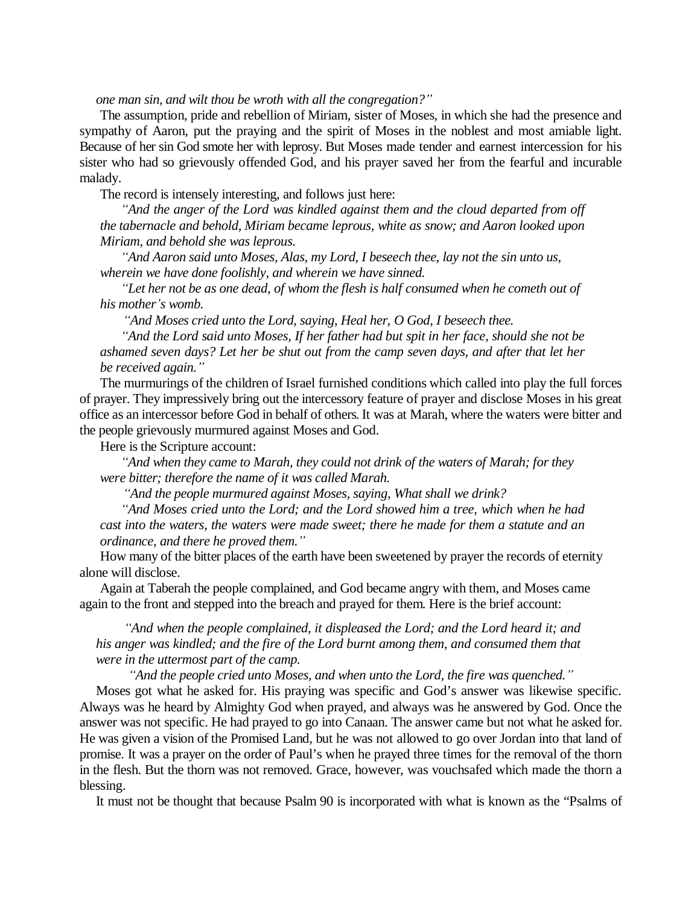*one man sin, and wilt thou be wroth with all the congregation?"*

The assumption, pride and rebellion of Miriam, sister of Moses, in which she had the presence and sympathy of Aaron, put the praying and the spirit of Moses in the noblest and most amiable light. Because of her sin God smote her with leprosy. But Moses made tender and earnest intercession for his sister who had so grievously offended God, and his prayer saved her from the fearful and incurable malady.

The record is intensely interesting, and follows just here:

> *"And the anger of the Lord was kindled against them and the cloud departed from off the tabernacle and behold, Miriam became leprous, white as snow; and Aaron looked upon Miriam, and behold she was leprous.*
>
> *"And Aaron said unto Moses, Alas, my Lord, I beseech thee, lay not the sin unto us, wherein we have done foolishly, and wherein we have sinned.*
>
> *"Let her not be as one dead, of whom the flesh is half consumed when he cometh out of his mother's womb.*
>
> *"And Moses cried unto the Lord, saying, Heal her, O God, I beseech thee.*
>
> *"And the Lord said unto Moses, If her father had but spit in her face, should she not be ashamed seven days? Let her be shut out from the camp seven days, and after that let her be received again."*

The murmurings of the children of Israel furnished conditions which called into play the full forces of prayer. They impressively bring out the intercessory feature of prayer and disclose Moses in his great office as an intercessor before God in behalf of others. It was at Marah, where the waters were bitter and the people grievously murmured against Moses and God.

Here is the Scripture account:

> *"And when they came to Marah, they could not drink of the waters of Marah; for they were bitter; therefore the name of it was called Marah.*
>
> *"And the people murmured against Moses, saying, What shall we drink?*
>
> *"And Moses cried unto the Lord; and the Lord showed him a tree, which when he had cast into the waters, the waters were made sweet; there he made for them a statute and an ordinance, and there he proved them."*

How many of the bitter places of the earth have been sweetened by prayer the records of eternity alone will disclose.

Again at Taberah the people complained, and God became angry with them, and Moses came again to the front and stepped into the breach and prayed for them. Here is the brief account:

> *"And when the people complained, it displeased the Lord; and the Lord heard it; and his anger was kindled; and the fire of the Lord burnt among them, and consumed them that were in the uttermost part of the camp.*
>
> *"And the people cried unto Moses, and when unto the Lord, the fire was quenched."*

Moses got what he asked for. His praying was specific and God's answer was likewise specific. Always was he heard by Almighty God when prayed, and always was he answered by God. Once the answer was not specific. He had prayed to go into Canaan. The answer came but not what he asked for. He was given a vision of the Promised Land, but he was not allowed to go over Jordan into that land of promise. It was a prayer on the order of Paul's when he prayed three times for the removal of the thorn in the flesh. But the thorn was not removed. Grace, however, was vouchsafed which made the thorn a blessing.

It must not be thought that because Psalm 90 is incorporated with what is known as the "Psalms of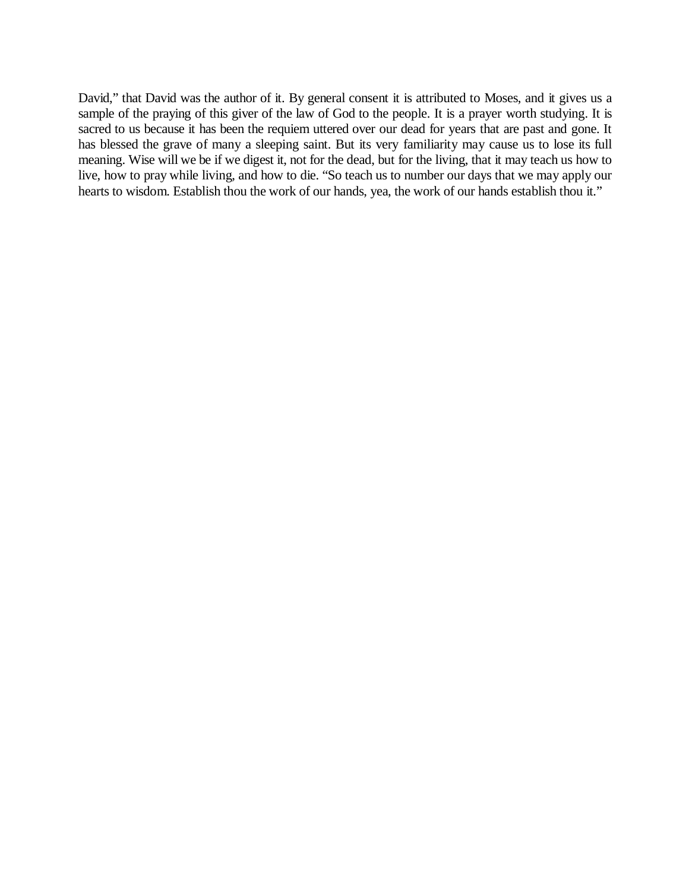David," that David was the author of it. By general consent it is attributed to Moses, and it gives us a sample of the praying of this giver of the law of God to the people. It is a prayer worth studying. It is sacred to us because it has been the requiem uttered over our dead for years that are past and gone. It has blessed the grave of many a sleeping saint. But its very familiarity may cause us to lose its full meaning. Wise will we be if we digest it, not for the dead, but for the living, that it may teach us how to live, how to pray while living, and how to die. "So teach us to number our days that we may apply our hearts to wisdom. Establish thou the work of our hands, yea, the work of our hands establish thou it."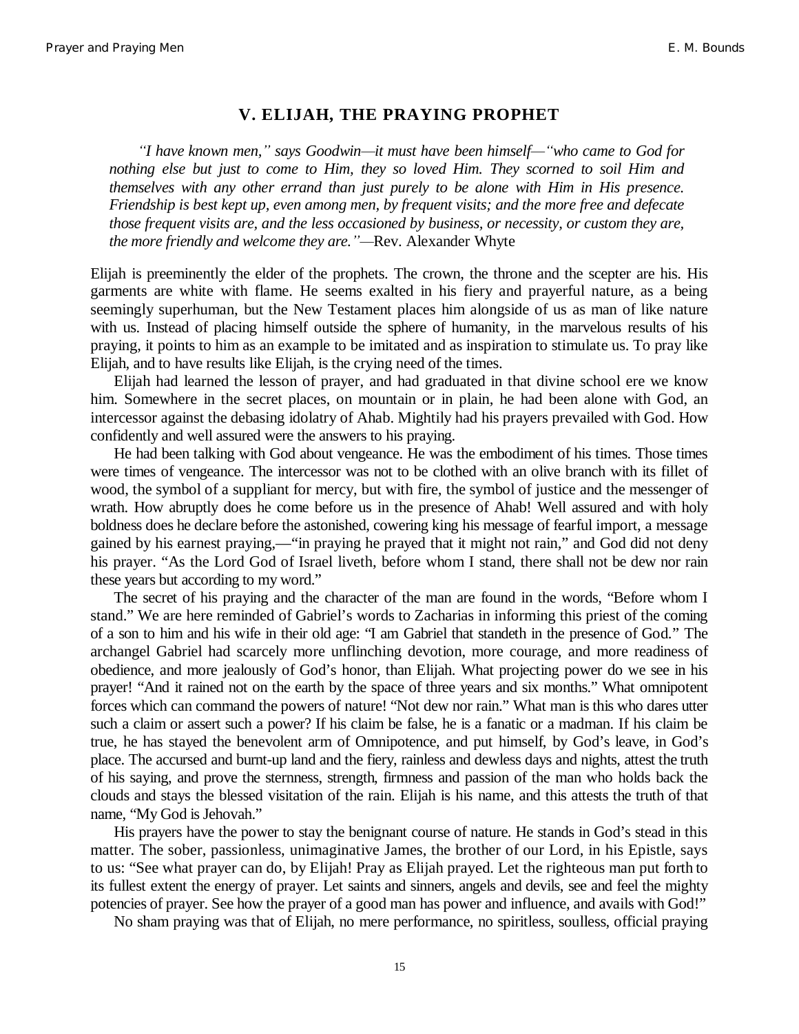## V. ELIJAH, THE PRAYING PROPHET

> *"I have known men," says Goodwin—it must have been himself—"who came to God for nothing else but just to come to Him, they so loved Him. They scorned to soil Him and themselves with any other errand than just purely to be alone with Him in His presence. Friendship is best kept up, even among men, by frequent visits; and the more free and defecate those frequent visits are, and the less occasioned by business, or necessity, or custom they are, the more friendly and welcome they are."*—Rev. Alexander Whyte

Elijah is preeminently the elder of the prophets. The crown, the throne and the scepter are his. His garments are white with flame. He seems exalted in his fiery and prayerful nature, as a being seemingly superhuman, but the New Testament places him alongside of us as man of like nature with us. Instead of placing himself outside the sphere of humanity, in the marvelous results of his praying, it points to him as an example to be imitated and as inspiration to stimulate us. To pray like Elijah, and to have results like Elijah, is the crying need of the times.

Elijah had learned the lesson of prayer, and had graduated in that divine school ere we know him. Somewhere in the secret places, on mountain or in plain, he had been alone with God, an intercessor against the debasing idolatry of Ahab. Mightily had his prayers prevailed with God. How confidently and well assured were the answers to his praying.

He had been talking with God about vengeance. He was the embodiment of his times. Those times were times of vengeance. The intercessor was not to be clothed with an olive branch with its fillet of wood, the symbol of a suppliant for mercy, but with fire, the symbol of justice and the messenger of wrath. How abruptly does he come before us in the presence of Ahab! Well assured and with holy boldness does he declare before the astonished, cowering king his message of fearful import, a message gained by his earnest praying,—"in praying he prayed that it might not rain," and God did not deny his prayer. "As the Lord God of Israel liveth, before whom I stand, there shall not be dew nor rain these years but according to my word."

The secret of his praying and the character of the man are found in the words, "Before whom I stand." We are here reminded of Gabriel's words to Zacharias in informing this priest of the coming of a son to him and his wife in their old age: "I am Gabriel that standeth in the presence of God." The archangel Gabriel had scarcely more unflinching devotion, more courage, and more readiness of obedience, and more jealously of God's honor, than Elijah. What projecting power do we see in his prayer! "And it rained not on the earth by the space of three years and six months." What omnipotent forces which can command the powers of nature! "Not dew nor rain." What man is this who dares utter such a claim or assert such a power? If his claim be false, he is a fanatic or a madman. If his claim be true, he has stayed the benevolent arm of Omnipotence, and put himself, by God's leave, in God's place. The accursed and burnt-up land and the fiery, rainless and dewless days and nights, attest the truth of his saying, and prove the sternness, strength, firmness and passion of the man who holds back the clouds and stays the blessed visitation of the rain. Elijah is his name, and this attests the truth of that name, "My God is Jehovah."

His prayers have the power to stay the benignant course of nature. He stands in God's stead in this matter. The sober, passionless, unimaginative James, the brother of our Lord, in his Epistle, says to us: "See what prayer can do, by Elijah! Pray as Elijah prayed. Let the righteous man put forth to its fullest extent the energy of prayer. Let saints and sinners, angels and devils, see and feel the mighty potencies of prayer. See how the prayer of a good man has power and influence, and avails with God!"

No sham praying was that of Elijah, no mere performance, no spiritless, soulless, official praying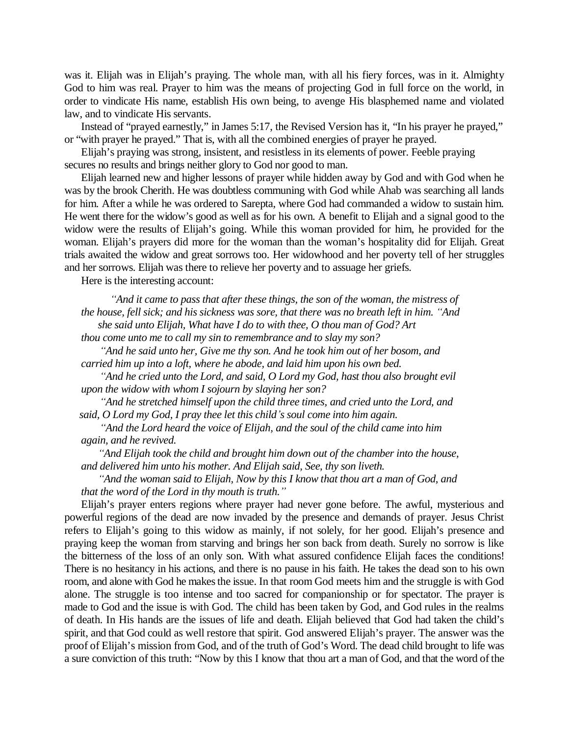was it. Elijah was in Elijah's praying. The whole man, with all his fiery forces, was in it. Almighty God to him was real. Prayer to him was the means of projecting God in full force on the world, in order to vindicate His name, establish His own being, to avenge His blasphemed name and violated law, and to vindicate His servants.

Instead of "prayed earnestly," in James 5:17, the Revised Version has it, "In his prayer he prayed," or "with prayer he prayed." That is, with all the combined energies of prayer he prayed.

Elijah's praying was strong, insistent, and resistless in its elements of power. Feeble praying secures no results and brings neither glory to God nor good to man.

Elijah learned new and higher lessons of prayer while hidden away by God and with God when he was by the brook Cherith. He was doubtless communing with God while Ahab was searching all lands for him. After a while he was ordered to Sarepta, where God had commanded a widow to sustain him. He went there for the widow's good as well as for his own. A benefit to Elijah and a signal good to the widow were the results of Elijah's going. While this woman provided for him, he provided for the woman. Elijah's prayers did more for the woman than the woman's hospitality did for Elijah. Great trials awaited the widow and great sorrows too. Her widowhood and her poverty tell of her struggles and her sorrows. Elijah was there to relieve her poverty and to assuage her griefs.

Here is the interesting account:

> *"And it came to pass that after these things, the son of the woman, the mistress of the house, fell sick; and his sickness was sore, that there was no breath left in him. "And she said unto Elijah, What have I do to with thee, O thou man of God? Art thou come unto me to call my sin to remembrance and to slay my son?*
>
> *"And he said unto her, Give me thy son. And he took him out of her bosom, and carried him up into a loft, where he abode, and laid him upon his own bed.*
>
> *"And he cried unto the Lord, and said, O Lord my God, hast thou also brought evil upon the widow with whom I sojourn by slaying her son?*
>
> *"And he stretched himself upon the child three times, and cried unto the Lord, and said, O Lord my God, I pray thee let this child's soul come into him again.*
>
> *"And the Lord heard the voice of Elijah, and the soul of the child came into him again, and he revived.*
>
> *"And Elijah took the child and brought him down out of the chamber into the house, and delivered him unto his mother. And Elijah said, See, thy son liveth.*
>
> *"And the woman said to Elijah, Now by this I know that thou art a man of God, and that the word of the Lord in thy mouth is truth."*

Elijah's prayer enters regions where prayer had never gone before. The awful, mysterious and powerful regions of the dead are now invaded by the presence and demands of prayer. Jesus Christ refers to Elijah's going to this widow as mainly, if not solely, for her good. Elijah's presence and praying keep the woman from starving and brings her son back from death. Surely no sorrow is like the bitterness of the loss of an only son. With what assured confidence Elijah faces the conditions! There is no hesitancy in his actions, and there is no pause in his faith. He takes the dead son to his own room, and alone with God he makes the issue. In that room God meets him and the struggle is with God alone. The struggle is too intense and too sacred for companionship or for spectator. The prayer is made to God and the issue is with God. The child has been taken by God, and God rules in the realms of death. In His hands are the issues of life and death. Elijah believed that God had taken the child's spirit, and that God could as well restore that spirit. God answered Elijah's prayer. The answer was the proof of Elijah's mission from God, and of the truth of God's Word. The dead child brought to life was a sure conviction of this truth: "Now by this I know that thou art a man of God, and that the word of the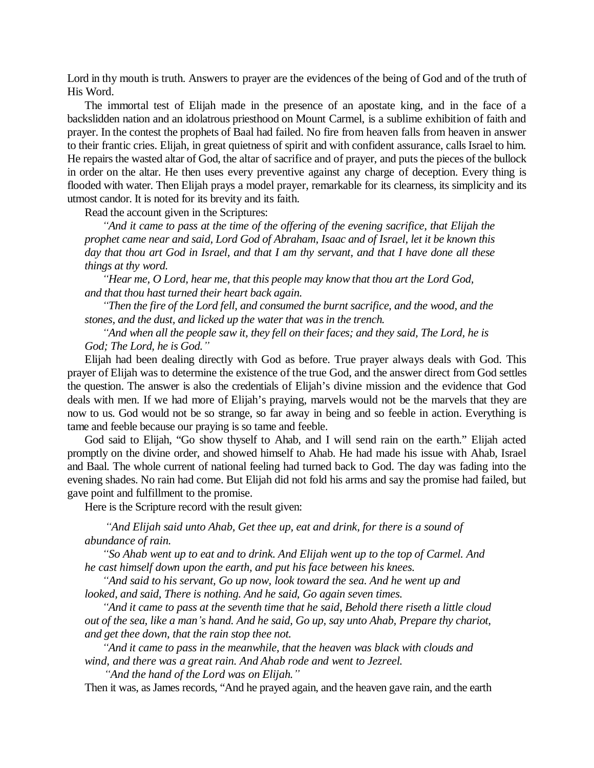Lord in thy mouth is truth. Answers to prayer are the evidences of the being of God and of the truth of His Word.

The immortal test of Elijah made in the presence of an apostate king, and in the face of a backslidden nation and an idolatrous priesthood on Mount Carmel, is a sublime exhibition of faith and prayer. In the contest the prophets of Baal had failed. No fire from heaven falls from heaven in answer to their frantic cries. Elijah, in great quietness of spirit and with confident assurance, calls Israel to him. He repairs the wasted altar of God, the altar of sacrifice and of prayer, and puts the pieces of the bullock in order on the altar. He then uses every preventive against any charge of deception. Every thing is flooded with water. Then Elijah prays a model prayer, remarkable for its clearness, its simplicity and its utmost candor. It is noted for its brevity and its faith.

Read the account given in the Scriptures:

> *"And it came to pass at the time of the offering of the evening sacrifice, that Elijah the prophet came near and said, Lord God of Abraham, Isaac and of Israel, let it be known this day that thou art God in Israel, and that I am thy servant, and that I have done all these things at thy word.*
>
> *"Hear me, O Lord, hear me, that this people may know that thou art the Lord God, and that thou hast turned their heart back again.*
>
> *"Then the fire of the Lord fell, and consumed the burnt sacrifice, and the wood, and the stones, and the dust, and licked up the water that was in the trench.*
>
> *"And when all the people saw it, they fell on their faces; and they said, The Lord, he is God; The Lord, he is God."*

Elijah had been dealing directly with God as before. True prayer always deals with God. This prayer of Elijah was to determine the existence of the true God, and the answer direct from God settles the question. The answer is also the credentials of Elijah's divine mission and the evidence that God deals with men. If we had more of Elijah's praying, marvels would not be the marvels that they are now to us. God would not be so strange, so far away in being and so feeble in action. Everything is tame and feeble because our praying is so tame and feeble.

God said to Elijah, "Go show thyself to Ahab, and I will send rain on the earth." Elijah acted promptly on the divine order, and showed himself to Ahab. He had made his issue with Ahab, Israel and Baal. The whole current of national feeling had turned back to God. The day was fading into the evening shades. No rain had come. But Elijah did not fold his arms and say the promise had failed, but gave point and fulfillment to the promise.

Here is the Scripture record with the result given:

> *"And Elijah said unto Ahab, Get thee up, eat and drink, for there is a sound of abundance of rain.*
>
> *"So Ahab went up to eat and to drink. And Elijah went up to the top of Carmel. And he cast himself down upon the earth, and put his face between his knees.*
>
> *"And said to his servant, Go up now, look toward the sea. And he went up and looked, and said, There is nothing. And he said, Go again seven times.*
>
> *"And it came to pass at the seventh time that he said, Behold there riseth a little cloud out of the sea, like a man's hand. And he said, Go up, say unto Ahab, Prepare thy chariot, and get thee down, that the rain stop thee not.*
>
> *"And it came to pass in the meanwhile, that the heaven was black with clouds and wind, and there was a great rain. And Ahab rode and went to Jezreel.*
>
> *"And the hand of the Lord was on Elijah."*

Then it was, as James records, "And he prayed again, and the heaven gave rain, and the earth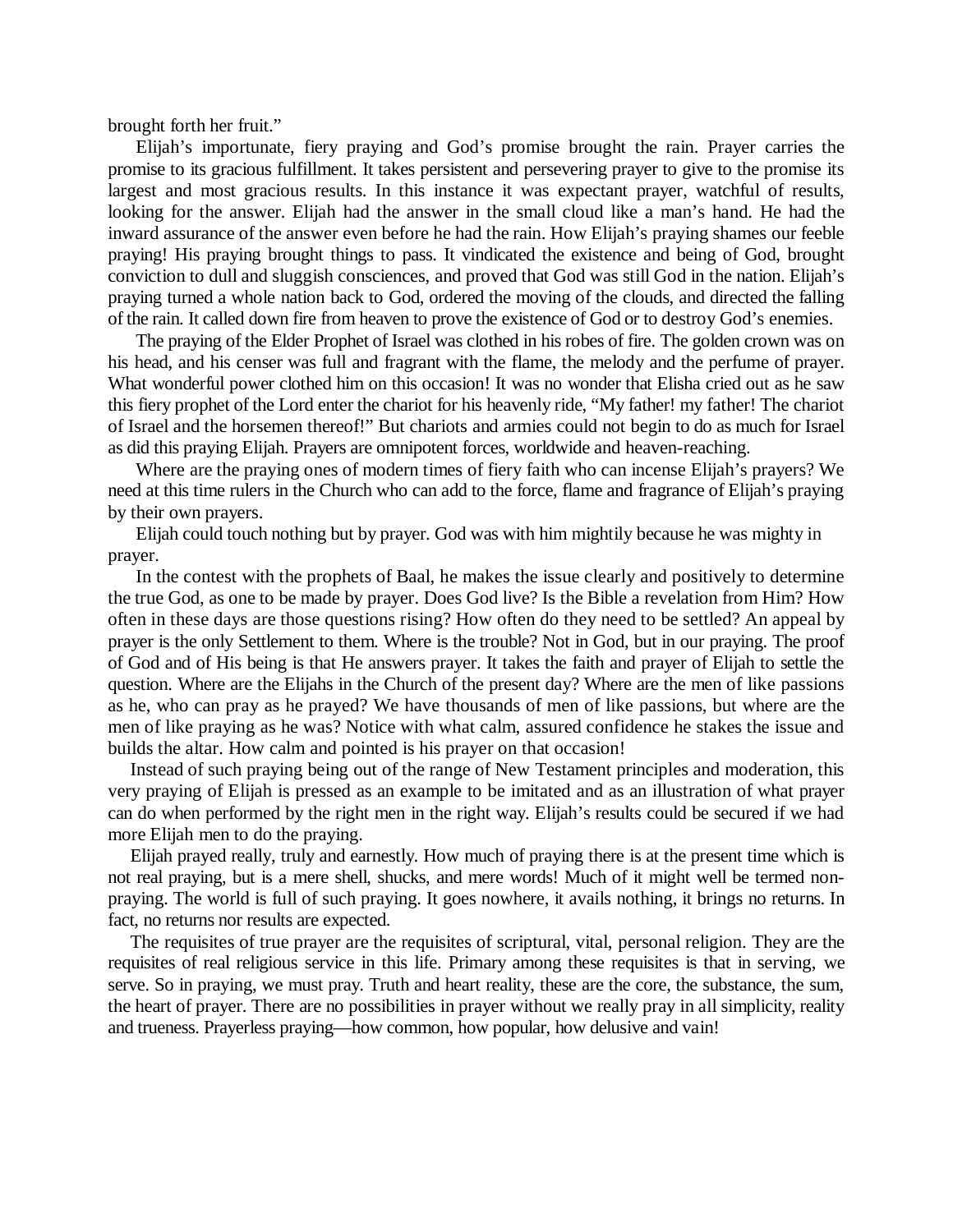brought forth her fruit."

Elijah's importunate, fiery praying and God's promise brought the rain. Prayer carries the promise to its gracious fulfillment. It takes persistent and persevering prayer to give to the promise its largest and most gracious results. In this instance it was expectant prayer, watchful of results, looking for the answer. Elijah had the answer in the small cloud like a man's hand. He had the inward assurance of the answer even before he had the rain. How Elijah's praying shames our feeble praying! His praying brought things to pass. It vindicated the existence and being of God, brought conviction to dull and sluggish consciences, and proved that God was still God in the nation. Elijah's praying turned a whole nation back to God, ordered the moving of the clouds, and directed the falling of the rain. It called down fire from heaven to prove the existence of God or to destroy God's enemies.

The praying of the Elder Prophet of Israel was clothed in his robes of fire. The golden crown was on his head, and his censer was full and fragrant with the flame, the melody and the perfume of prayer. What wonderful power clothed him on this occasion! It was no wonder that Elisha cried out as he saw this fiery prophet of the Lord enter the chariot for his heavenly ride, "My father! my father! The chariot of Israel and the horsemen thereof!" But chariots and armies could not begin to do as much for Israel as did this praying Elijah. Prayers are omnipotent forces, worldwide and heaven-reaching.

Where are the praying ones of modern times of fiery faith who can incense Elijah's prayers? We need at this time rulers in the Church who can add to the force, flame and fragrance of Elijah's praying by their own prayers.

Elijah could touch nothing but by prayer. God was with him mightily because he was mighty in prayer.

In the contest with the prophets of Baal, he makes the issue clearly and positively to determine the true God, as one to be made by prayer. Does God live? Is the Bible a revelation from Him? How often in these days are those questions rising? How often do they need to be settled? An appeal by prayer is the only Settlement to them. Where is the trouble? Not in God, but in our praying. The proof of God and of His being is that He answers prayer. It takes the faith and prayer of Elijah to settle the question. Where are the Elijahs in the Church of the present day? Where are the men of like passions as he, who can pray as he prayed? We have thousands of men of like passions, but where are the men of like praying as he was? Notice with what calm, assured confidence he stakes the issue and builds the altar. How calm and pointed is his prayer on that occasion!

Instead of such praying being out of the range of New Testament principles and moderation, this very praying of Elijah is pressed as an example to be imitated and as an illustration of what prayer can do when performed by the right men in the right way. Elijah's results could be secured if we had more Elijah men to do the praying.

Elijah prayed really, truly and earnestly. How much of praying there is at the present time which is not real praying, but is a mere shell, shucks, and mere words! Much of it might well be termed non-praying. The world is full of such praying. It goes nowhere, it avails nothing, it brings no returns. In fact, no returns nor results are expected.

The requisites of true prayer are the requisites of scriptural, vital, personal religion. They are the requisites of real religious service in this life. Primary among these requisites is that in serving, we serve. So in praying, we must pray. Truth and heart reality, these are the core, the substance, the sum, the heart of prayer. There are no possibilities in prayer without we really pray in all simplicity, reality and trueness. Prayerless praying—how common, how popular, how delusive and vain!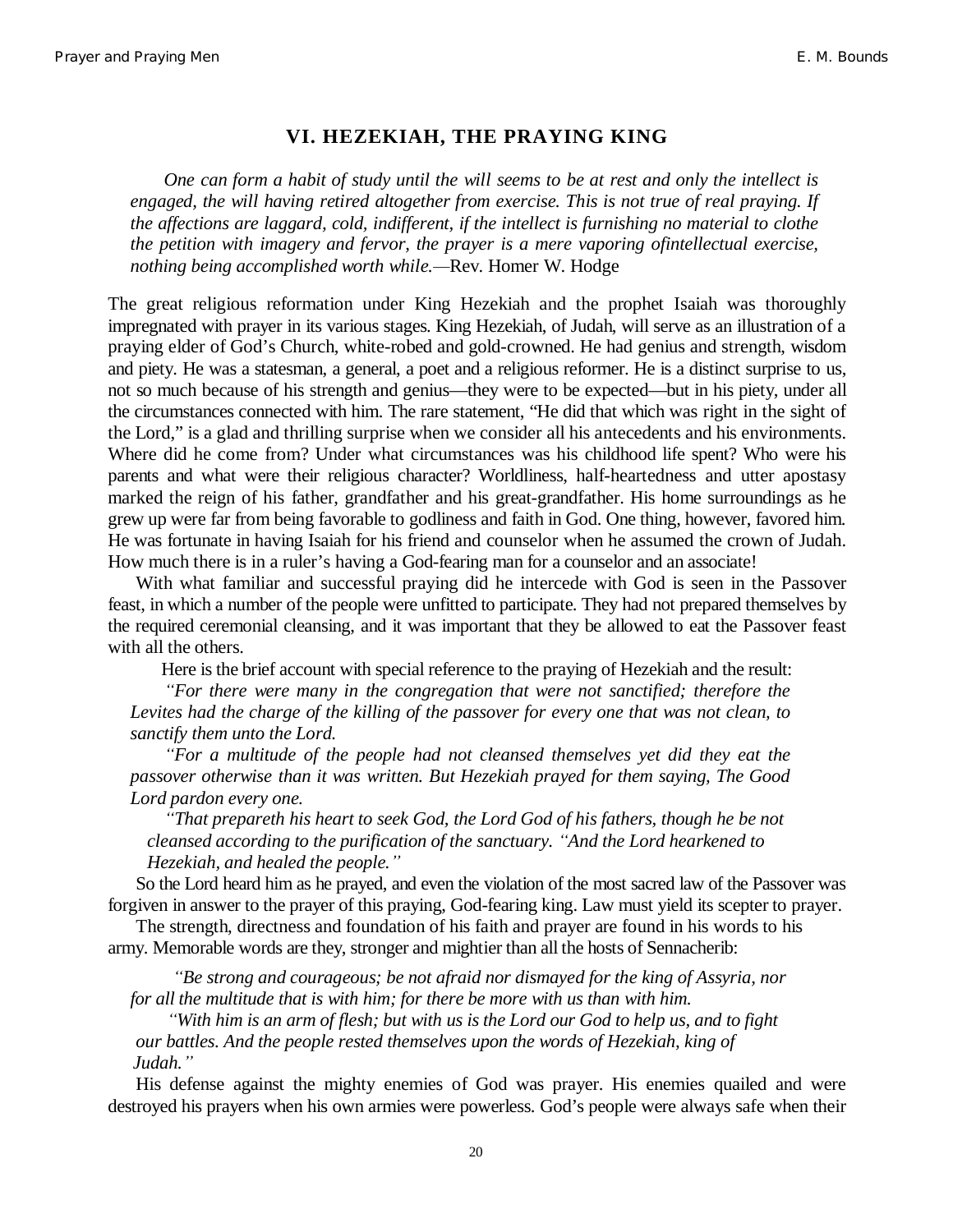## VI. HEZEKIAH, THE PRAYING KING

> *One can form a habit of study until the will seems to be at rest and only the intellect is engaged, the will having retired altogether from exercise. This is not true of real praying. If the affections are laggard, cold, indifferent, if the intellect is furnishing no material to clothe the petition with imagery and fervor, the prayer is a mere vaporing ofintellectual exercise, nothing being accomplished worth while.*—Rev. Homer W. Hodge

The great religious reformation under King Hezekiah and the prophet Isaiah was thoroughly impregnated with prayer in its various stages. King Hezekiah, of Judah, will serve as an illustration of a praying elder of God's Church, white-robed and gold-crowned. He had genius and strength, wisdom and piety. He was a statesman, a general, a poet and a religious reformer. He is a distinct surprise to us, not so much because of his strength and genius—they were to be expected—but in his piety, under all the circumstances connected with him. The rare statement, "He did that which was right in the sight of the Lord," is a glad and thrilling surprise when we consider all his antecedents and his environments. Where did he come from? Under what circumstances was his childhood life spent? Who were his parents and what were their religious character? Worldliness, half-heartedness and utter apostasy marked the reign of his father, grandfather and his great-grandfather. His home surroundings as he grew up were far from being favorable to godliness and faith in God. One thing, however, favored him. He was fortunate in having Isaiah for his friend and counselor when he assumed the crown of Judah. How much there is in a ruler's having a God-fearing man for a counselor and an associate!

With what familiar and successful praying did he intercede with God is seen in the Passover feast, in which a number of the people were unfitted to participate. They had not prepared themselves by the required ceremonial cleansing, and it was important that they be allowed to eat the Passover feast with all the others.

Here is the brief account with special reference to the praying of Hezekiah and the result:

> *"For there were many in the congregation that were not sanctified; therefore the Levites had the charge of the killing of the passover for every one that was not clean, to sanctify them unto the Lord.*
>
> *"For a multitude of the people had not cleansed themselves yet did they eat the passover otherwise than it was written. But Hezekiah prayed for them saying, The Good Lord pardon every one.*
>
> *"That prepareth his heart to seek God, the Lord God of his fathers, though he be not cleansed according to the purification of the sanctuary. "And the Lord hearkened to Hezekiah, and healed the people."*

So the Lord heard him as he prayed, and even the violation of the most sacred law of the Passover was forgiven in answer to the prayer of this praying, God-fearing king. Law must yield its scepter to prayer.

The strength, directness and foundation of his faith and prayer are found in his words to his army. Memorable words are they, stronger and mightier than all the hosts of Sennacherib:

> *"Be strong and courageous; be not afraid nor dismayed for the king of Assyria, nor for all the multitude that is with him; for there be more with us than with him.*
>
> *"With him is an arm of flesh; but with us is the Lord our God to help us, and to fight our battles. And the people rested themselves upon the words of Hezekiah, king of Judah."*

His defense against the mighty enemies of God was prayer. His enemies quailed and were destroyed his prayers when his own armies were powerless. God's people were always safe when their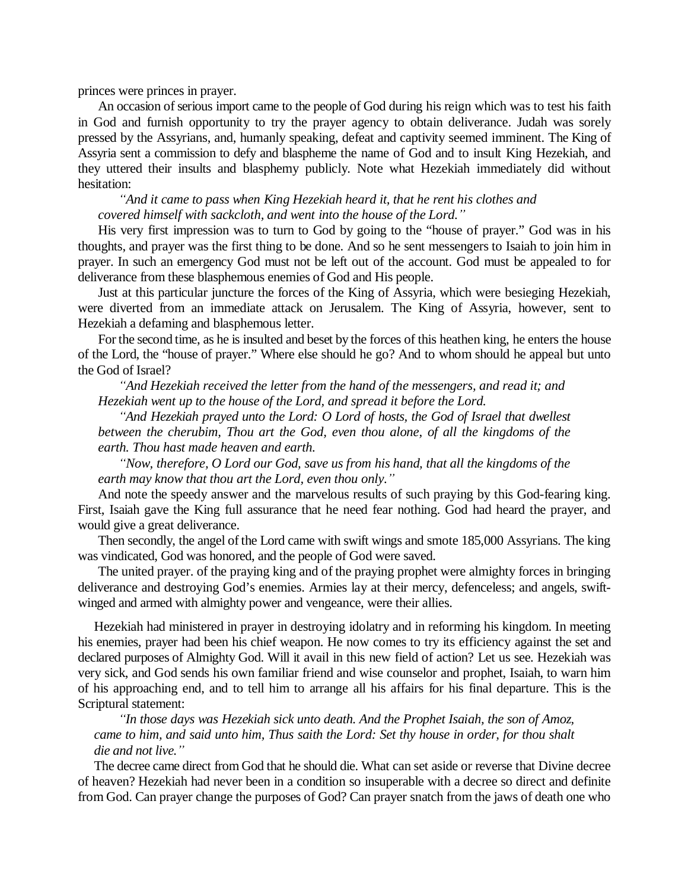princes were princes in prayer.

An occasion of serious import came to the people of God during his reign which was to test his faith in God and furnish opportunity to try the prayer agency to obtain deliverance. Judah was sorely pressed by the Assyrians, and, humanly speaking, defeat and captivity seemed imminent. The King of Assyria sent a commission to defy and blaspheme the name of God and to insult King Hezekiah, and they uttered their insults and blasphemy publicly. Note what Hezekiah immediately did without hesitation:

> *"And it came to pass when King Hezekiah heard it, that he rent his clothes and covered himself with sackcloth, and went into the house of the Lord."*

His very first impression was to turn to God by going to the "house of prayer." God was in his thoughts, and prayer was the first thing to be done. And so he sent messengers to Isaiah to join him in prayer. In such an emergency God must not be left out of the account. God must be appealed to for deliverance from these blasphemous enemies of God and His people.

Just at this particular juncture the forces of the King of Assyria, which were besieging Hezekiah, were diverted from an immediate attack on Jerusalem. The King of Assyria, however, sent to Hezekiah a defaming and blasphemous letter.

For the second time, as he is insulted and beset by the forces of this heathen king, he enters the house of the Lord, the "house of prayer." Where else should he go? And to whom should he appeal but unto the God of Israel?

> *"And Hezekiah received the letter from the hand of the messengers, and read it; and Hezekiah went up to the house of the Lord, and spread it before the Lord.*
>
> *"And Hezekiah prayed unto the Lord: O Lord of hosts, the God of Israel that dwellest between the cherubim, Thou art the God, even thou alone, of all the kingdoms of the earth. Thou hast made heaven and earth.*
>
> *"Now, therefore, O Lord our God, save us from his hand, that all the kingdoms of the earth may know that thou art the Lord, even thou only."*

And note the speedy answer and the marvelous results of such praying by this God-fearing king. First, Isaiah gave the King full assurance that he need fear nothing. God had heard the prayer, and would give a great deliverance.

Then secondly, the angel of the Lord came with swift wings and smote 185,000 Assyrians. The king was vindicated, God was honored, and the people of God were saved.

The united prayer. of the praying king and of the praying prophet were almighty forces in bringing deliverance and destroying God's enemies. Armies lay at their mercy, defenceless; and angels, swift-winged and armed with almighty power and vengeance, were their allies.

Hezekiah had ministered in prayer in destroying idolatry and in reforming his kingdom. In meeting his enemies, prayer had been his chief weapon. He now comes to try its efficiency against the set and declared purposes of Almighty God. Will it avail in this new field of action? Let us see. Hezekiah was very sick, and God sends his own familiar friend and wise counselor and prophet, Isaiah, to warn him of his approaching end, and to tell him to arrange all his affairs for his final departure. This is the Scriptural statement:

> *"In those days was Hezekiah sick unto death. And the Prophet Isaiah, the son of Amoz, came to him, and said unto him, Thus saith the Lord: Set thy house in order, for thou shalt die and not live."*

The decree came direct from God that he should die. What can set aside or reverse that Divine decree of heaven? Hezekiah had never been in a condition so insuperable with a decree so direct and definite from God. Can prayer change the purposes of God? Can prayer snatch from the jaws of death one who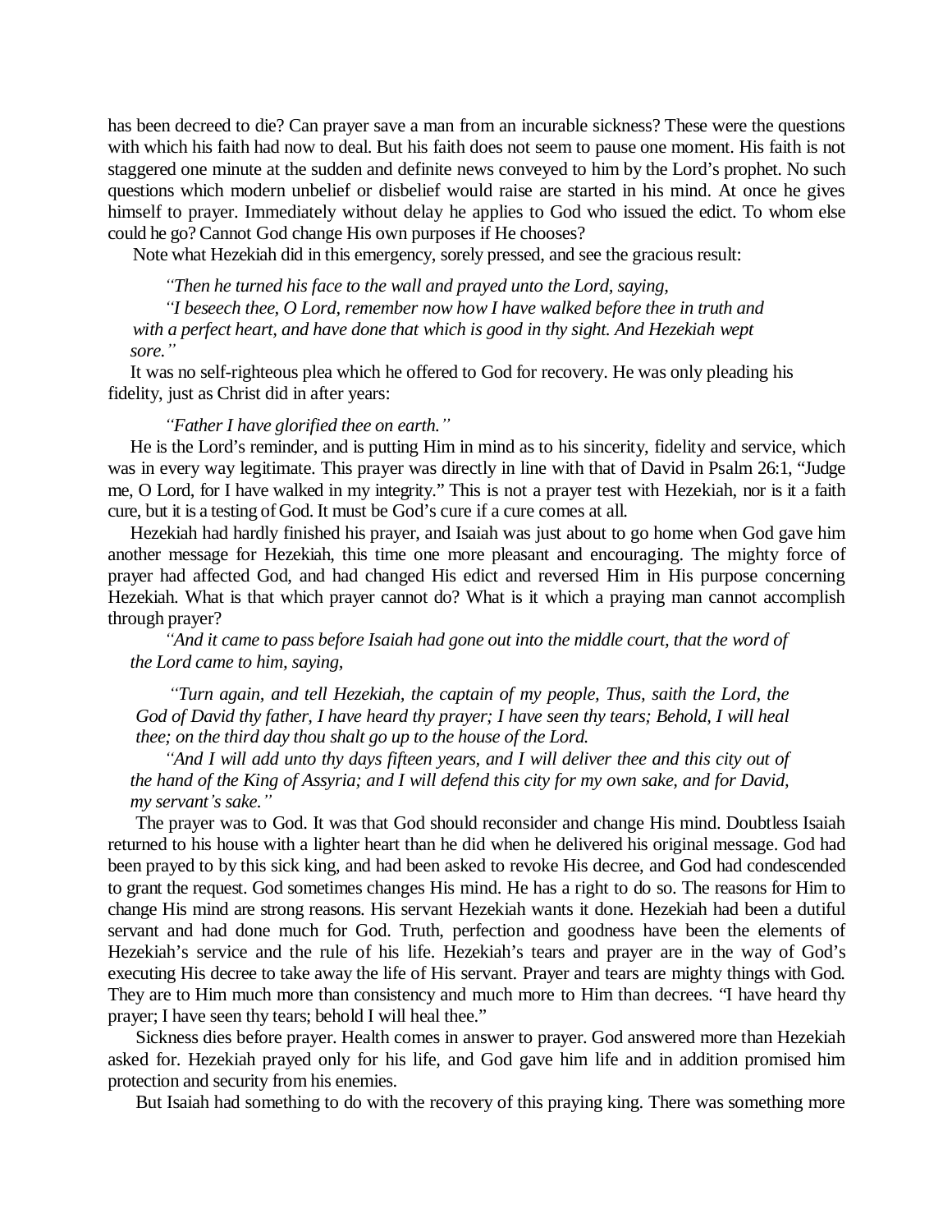has been decreed to die? Can prayer save a man from an incurable sickness? These were the questions with which his faith had now to deal. But his faith does not seem to pause one moment. His faith is not staggered one minute at the sudden and definite news conveyed to him by the Lord's prophet. No such questions which modern unbelief or disbelief would raise are started in his mind. At once he gives himself to prayer. Immediately without delay he applies to God who issued the edict. To whom else could he go? Cannot God change His own purposes if He chooses?

Note what Hezekiah did in this emergency, sorely pressed, and see the gracious result:

> *"Then he turned his face to the wall and prayed unto the Lord, saying,*
>
> *"I beseech thee, O Lord, remember now how I have walked before thee in truth and with a perfect heart, and have done that which is good in thy sight. And Hezekiah wept sore."*

It was no self-righteous plea which he offered to God for recovery. He was only pleading his fidelity, just as Christ did in after years:

> *"Father I have glorified thee on earth."*

He is the Lord's reminder, and is putting Him in mind as to his sincerity, fidelity and service, which was in every way legitimate. This prayer was directly in line with that of David in Psalm 26:1, "Judge me, O Lord, for I have walked in my integrity." This is not a prayer test with Hezekiah, nor is it a faith cure, but it is a testing of God. It must be God's cure if a cure comes at all.

Hezekiah had hardly finished his prayer, and Isaiah was just about to go home when God gave him another message for Hezekiah, this time one more pleasant and encouraging. The mighty force of prayer had affected God, and had changed His edict and reversed Him in His purpose concerning Hezekiah. What is that which prayer cannot do? What is it which a praying man cannot accomplish through prayer?

> *"And it came to pass before Isaiah had gone out into the middle court, that the word of the Lord came to him, saying,*
>
> *"Turn again, and tell Hezekiah, the captain of my people, Thus, saith the Lord, the God of David thy father, I have heard thy prayer; I have seen thy tears; Behold, I will heal thee; on the third day thou shalt go up to the house of the Lord.*
>
> *"And I will add unto thy days fifteen years, and I will deliver thee and this city out of the hand of the King of Assyria; and I will defend this city for my own sake, and for David, my servant's sake."*

The prayer was to God. It was that God should reconsider and change His mind. Doubtless Isaiah returned to his house with a lighter heart than he did when he delivered his original message. God had been prayed to by this sick king, and had been asked to revoke His decree, and God had condescended to grant the request. God sometimes changes His mind. He has a right to do so. The reasons for Him to change His mind are strong reasons. His servant Hezekiah wants it done. Hezekiah had been a dutiful servant and had done much for God. Truth, perfection and goodness have been the elements of Hezekiah's service and the rule of his life. Hezekiah's tears and prayer are in the way of God's executing His decree to take away the life of His servant. Prayer and tears are mighty things with God. They are to Him much more than consistency and much more to Him than decrees. "I have heard thy prayer; I have seen thy tears; behold I will heal thee."

Sickness dies before prayer. Health comes in answer to prayer. God answered more than Hezekiah asked for. Hezekiah prayed only for his life, and God gave him life and in addition promised him protection and security from his enemies.

But Isaiah had something to do with the recovery of this praying king. There was something more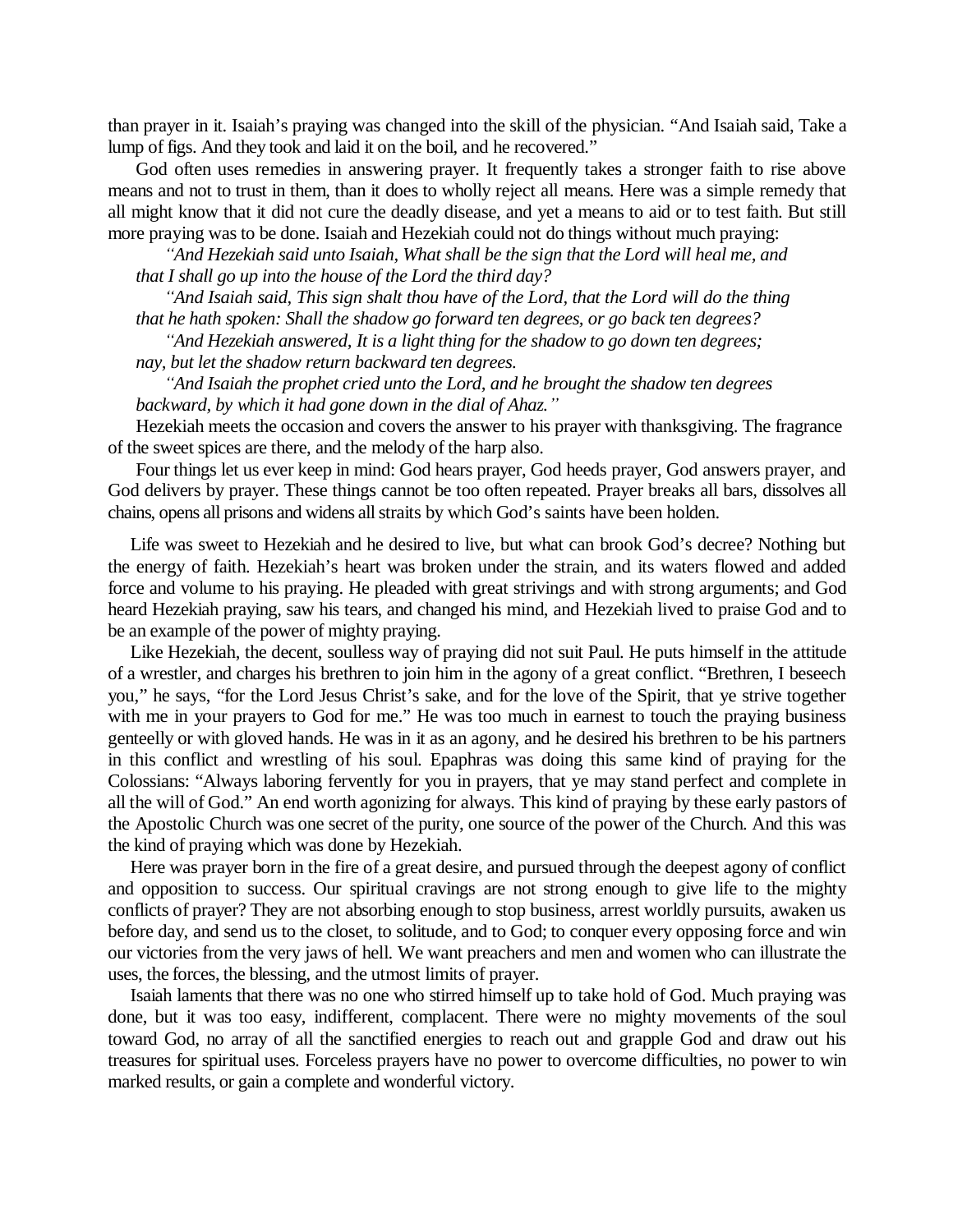than prayer in it. Isaiah's praying was changed into the skill of the physician. "And Isaiah said, Take a lump of figs. And they took and laid it on the boil, and he recovered."

God often uses remedies in answering prayer. It frequently takes a stronger faith to rise above means and not to trust in them, than it does to wholly reject all means. Here was a simple remedy that all might know that it did not cure the deadly disease, and yet a means to aid or to test faith. But still more praying was to be done. Isaiah and Hezekiah could not do things without much praying:

> *"And Hezekiah said unto Isaiah, What shall be the sign that the Lord will heal me, and that I shall go up into the house of the Lord the third day?*
>
> *"And Isaiah said, This sign shalt thou have of the Lord, that the Lord will do the thing that he hath spoken: Shall the shadow go forward ten degrees, or go back ten degrees?*
>
> *"And Hezekiah answered, It is a light thing for the shadow to go down ten degrees; nay, but let the shadow return backward ten degrees.*
>
> *"And Isaiah the prophet cried unto the Lord, and he brought the shadow ten degrees backward, by which it had gone down in the dial of Ahaz."*

Hezekiah meets the occasion and covers the answer to his prayer with thanksgiving. The fragrance of the sweet spices are there, and the melody of the harp also.

Four things let us ever keep in mind: God hears prayer, God heeds prayer, God answers prayer, and God delivers by prayer. These things cannot be too often repeated. Prayer breaks all bars, dissolves all chains, opens all prisons and widens all straits by which God's saints have been holden.

Life was sweet to Hezekiah and he desired to live, but what can brook God's decree? Nothing but the energy of faith. Hezekiah's heart was broken under the strain, and its waters flowed and added force and volume to his praying. He pleaded with great strivings and with strong arguments; and God heard Hezekiah praying, saw his tears, and changed his mind, and Hezekiah lived to praise God and to be an example of the power of mighty praying.

Like Hezekiah, the decent, soulless way of praying did not suit Paul. He puts himself in the attitude of a wrestler, and charges his brethren to join him in the agony of a great conflict. "Brethren, I beseech you," he says, "for the Lord Jesus Christ's sake, and for the love of the Spirit, that ye strive together with me in your prayers to God for me." He was too much in earnest to touch the praying business genteelly or with gloved hands. He was in it as an agony, and he desired his brethren to be his partners in this conflict and wrestling of his soul. Epaphras was doing this same kind of praying for the Colossians: "Always laboring fervently for you in prayers, that ye may stand perfect and complete in all the will of God." An end worth agonizing for always. This kind of praying by these early pastors of the Apostolic Church was one secret of the purity, one source of the power of the Church. And this was the kind of praying which was done by Hezekiah.

Here was prayer born in the fire of a great desire, and pursued through the deepest agony of conflict and opposition to success. Our spiritual cravings are not strong enough to give life to the mighty conflicts of prayer? They are not absorbing enough to stop business, arrest worldly pursuits, awaken us before day, and send us to the closet, to solitude, and to God; to conquer every opposing force and win our victories from the very jaws of hell. We want preachers and men and women who can illustrate the uses, the forces, the blessing, and the utmost limits of prayer.

Isaiah laments that there was no one who stirred himself up to take hold of God. Much praying was done, but it was too easy, indifferent, complacent. There were no mighty movements of the soul toward God, no array of all the sanctified energies to reach out and grapple God and draw out his treasures for spiritual uses. Forceless prayers have no power to overcome difficulties, no power to win marked results, or gain a complete and wonderful victory.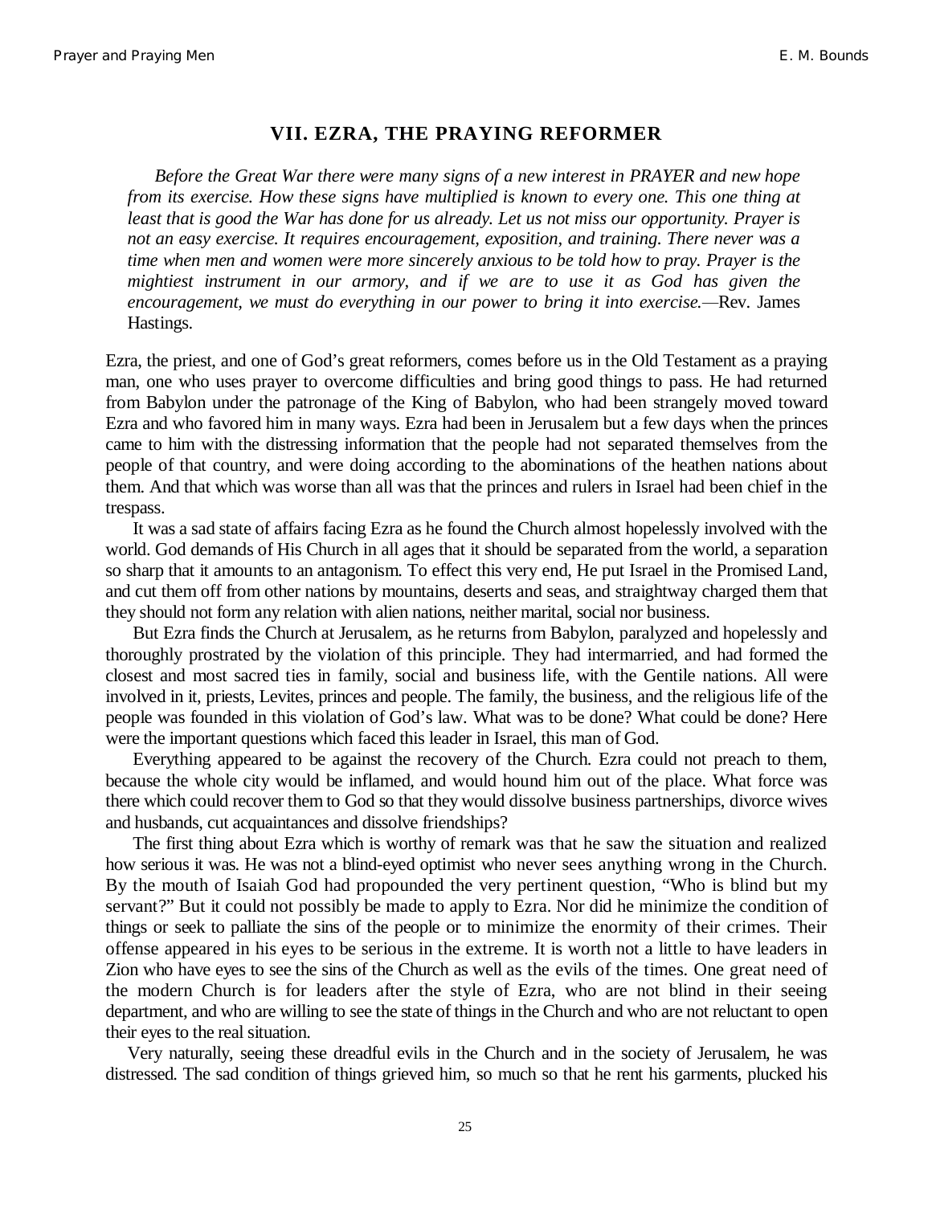## VII. EZRA, THE PRAYING REFORMER

> *Before the Great War there were many signs of a new interest in PRAYER and new hope from its exercise. How these signs have multiplied is known to every one. This one thing at least that is good the War has done for us already. Let us not miss our opportunity. Prayer is not an easy exercise. It requires encouragement, exposition, and training. There never was a time when men and women were more sincerely anxious to be told how to pray. Prayer is the mightiest instrument in our armory, and if we are to use it as God has given the encouragement, we must do everything in our power to bring it into exercise.*—Rev. James Hastings.

Ezra, the priest, and one of God's great reformers, comes before us in the Old Testament as a praying man, one who uses prayer to overcome difficulties and bring good things to pass. He had returned from Babylon under the patronage of the King of Babylon, who had been strangely moved toward Ezra and who favored him in many ways. Ezra had been in Jerusalem but a few days when the princes came to him with the distressing information that the people had not separated themselves from the people of that country, and were doing according to the abominations of the heathen nations about them. And that which was worse than all was that the princes and rulers in Israel had been chief in the trespass.

It was a sad state of affairs facing Ezra as he found the Church almost hopelessly involved with the world. God demands of His Church in all ages that it should be separated from the world, a separation so sharp that it amounts to an antagonism. To effect this very end, He put Israel in the Promised Land, and cut them off from other nations by mountains, deserts and seas, and straightway charged them that they should not form any relation with alien nations, neither marital, social nor business.

But Ezra finds the Church at Jerusalem, as he returns from Babylon, paralyzed and hopelessly and thoroughly prostrated by the violation of this principle. They had intermarried, and had formed the closest and most sacred ties in family, social and business life, with the Gentile nations. All were involved in it, priests, Levites, princes and people. The family, the business, and the religious life of the people was founded in this violation of God's law. What was to be done? What could be done? Here were the important questions which faced this leader in Israel, this man of God.

Everything appeared to be against the recovery of the Church. Ezra could not preach to them, because the whole city would be inflamed, and would hound him out of the place. What force was there which could recover them to God so that they would dissolve business partnerships, divorce wives and husbands, cut acquaintances and dissolve friendships?

The first thing about Ezra which is worthy of remark was that he saw the situation and realized how serious it was. He was not a blind-eyed optimist who never sees anything wrong in the Church. By the mouth of Isaiah God had propounded the very pertinent question, "Who is blind but my servant?" But it could not possibly be made to apply to Ezra. Nor did he minimize the condition of things or seek to palliate the sins of the people or to minimize the enormity of their crimes. Their offense appeared in his eyes to be serious in the extreme. It is worth not a little to have leaders in Zion who have eyes to see the sins of the Church as well as the evils of the times. One great need of the modern Church is for leaders after the style of Ezra, who are not blind in their seeing department, and who are willing to see the state of things in the Church and who are not reluctant to open their eyes to the real situation.

Very naturally, seeing these dreadful evils in the Church and in the society of Jerusalem, he was distressed. The sad condition of things grieved him, so much so that he rent his garments, plucked his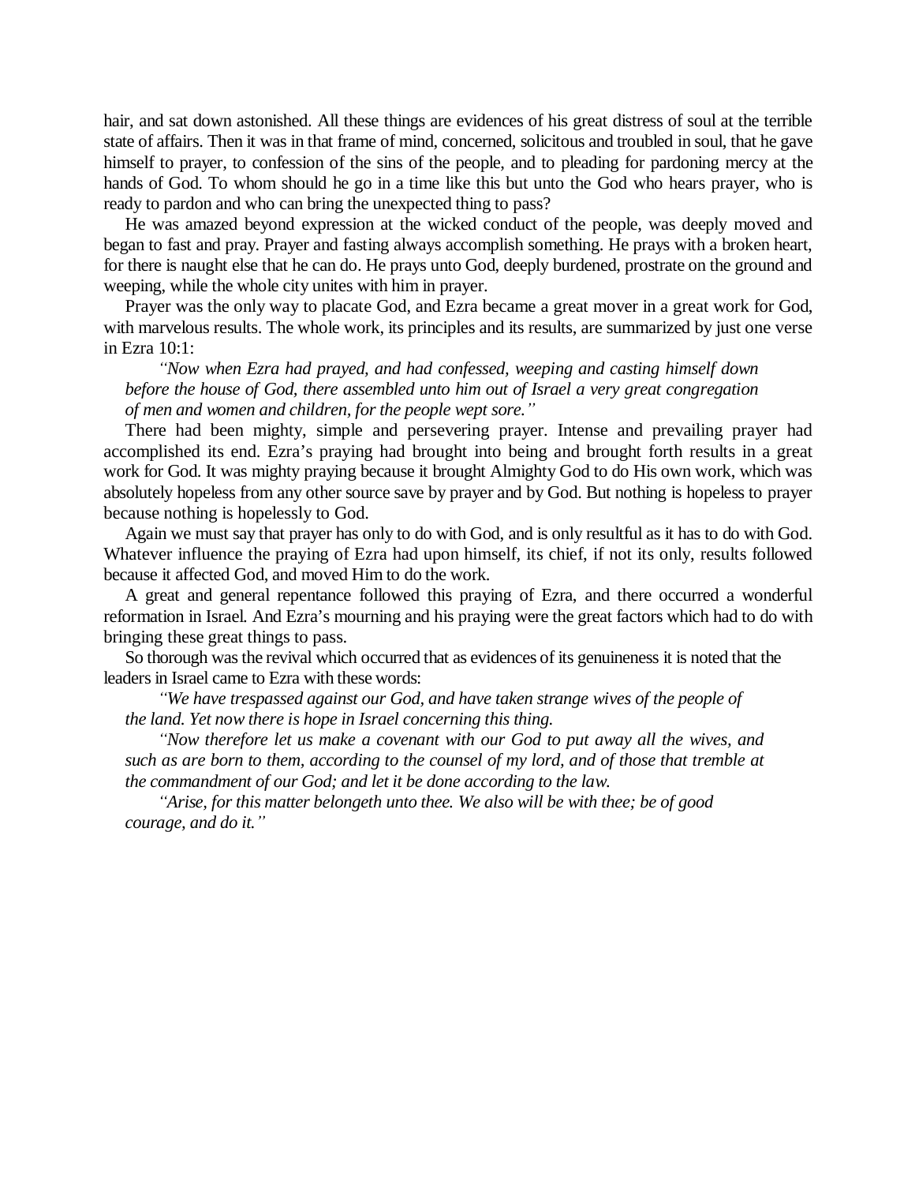hair, and sat down astonished. All these things are evidences of his great distress of soul at the terrible state of affairs. Then it was in that frame of mind, concerned, solicitous and troubled in soul, that he gave himself to prayer, to confession of the sins of the people, and to pleading for pardoning mercy at the hands of God. To whom should he go in a time like this but unto the God who hears prayer, who is ready to pardon and who can bring the unexpected thing to pass?

He was amazed beyond expression at the wicked conduct of the people, was deeply moved and began to fast and pray. Prayer and fasting always accomplish something. He prays with a broken heart, for there is naught else that he can do. He prays unto God, deeply burdened, prostrate on the ground and weeping, while the whole city unites with him in prayer.

Prayer was the only way to placate God, and Ezra became a great mover in a great work for God, with marvelous results. The whole work, its principles and its results, are summarized by just one verse in Ezra 10:1:

> *"Now when Ezra had prayed, and had confessed, weeping and casting himself down before the house of God, there assembled unto him out of Israel a very great congregation of men and women and children, for the people wept sore."*

There had been mighty, simple and persevering prayer. Intense and prevailing prayer had accomplished its end. Ezra's praying had brought into being and brought forth results in a great work for God. It was mighty praying because it brought Almighty God to do His own work, which was absolutely hopeless from any other source save by prayer and by God. But nothing is hopeless to prayer because nothing is hopelessly to God.

Again we must say that prayer has only to do with God, and is only resultful as it has to do with God. Whatever influence the praying of Ezra had upon himself, its chief, if not its only, results followed because it affected God, and moved Him to do the work.

A great and general repentance followed this praying of Ezra, and there occurred a wonderful reformation in Israel. And Ezra's mourning and his praying were the great factors which had to do with bringing these great things to pass.

So thorough was the revival which occurred that as evidences of its genuineness it is noted that the leaders in Israel came to Ezra with these words:

> *"We have trespassed against our God, and have taken strange wives of the people of the land. Yet now there is hope in Israel concerning this thing.*
>
> *"Now therefore let us make a covenant with our God to put away all the wives, and such as are born to them, according to the counsel of my lord, and of those that tremble at the commandment of our God; and let it be done according to the law.*
>
> *"Arise, for this matter belongeth unto thee. We also will be with thee; be of good courage, and do it."*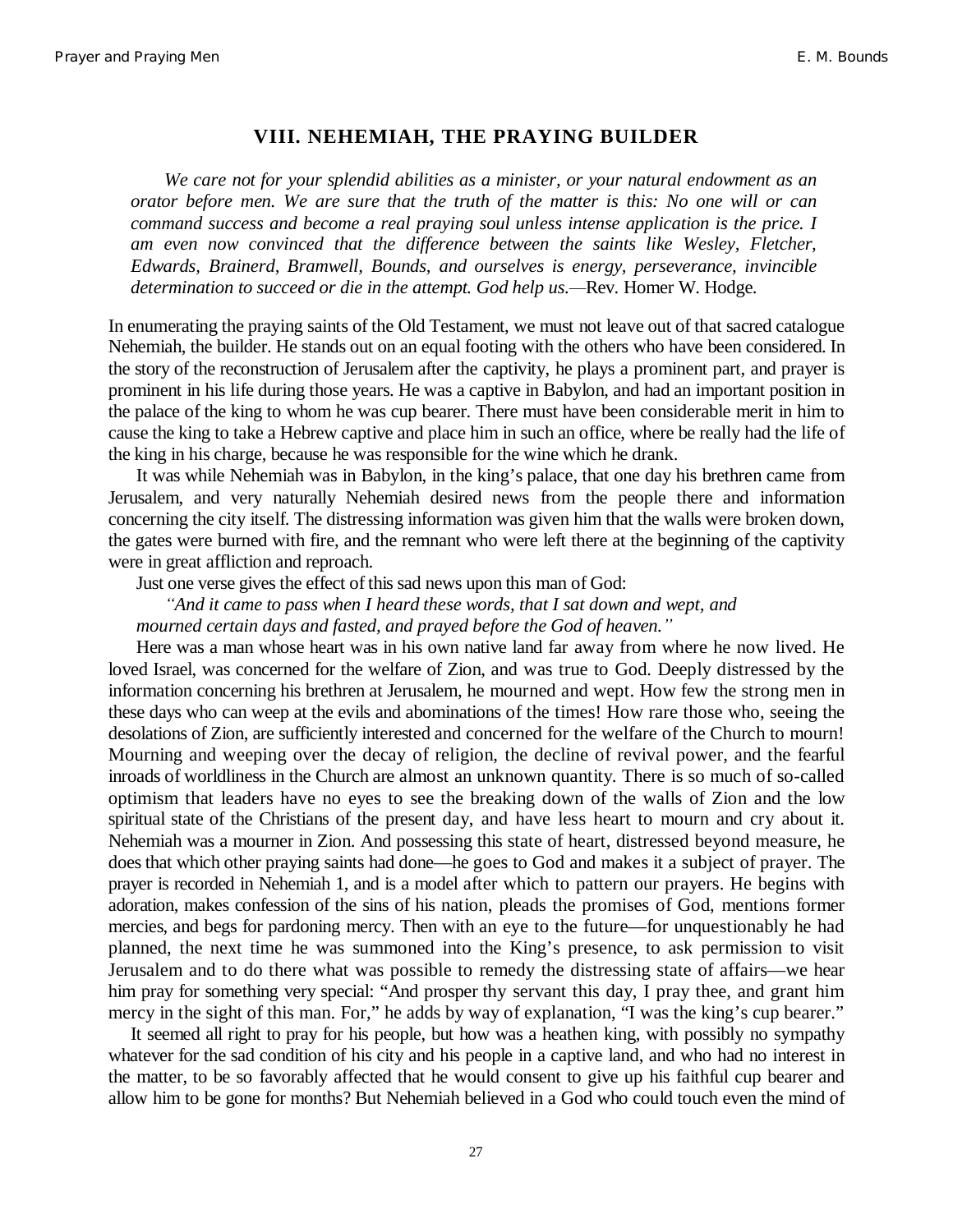## VIII. NEHEMIAH, THE PRAYING BUILDER

*We care not for your splendid abilities as a minister, or your natural endowment as an orator before men. We are sure that the truth of the matter is this: No one will or can command success and become a real praying soul unless intense application is the price. I am even now convinced that the difference between the saints like Wesley, Fletcher, Edwards, Brainerd, Bramwell, Bounds, and ourselves is energy, perseverance, invincible determination to succeed or die in the attempt. God help us.*—Rev. Homer W. Hodge.

In enumerating the praying saints of the Old Testament, we must not leave out of that sacred catalogue Nehemiah, the builder. He stands out on an equal footing with the others who have been considered. In the story of the reconstruction of Jerusalem after the captivity, he plays a prominent part, and prayer is prominent in his life during those years. He was a captive in Babylon, and had an important position in the palace of the king to whom he was cup bearer. There must have been considerable merit in him to cause the king to take a Hebrew captive and place him in such an office, where be really had the life of the king in his charge, because he was responsible for the wine which he drank.

It was while Nehemiah was in Babylon, in the king's palace, that one day his brethren came from Jerusalem, and very naturally Nehemiah desired news from the people there and information concerning the city itself. The distressing information was given him that the walls were broken down, the gates were burned with fire, and the remnant who were left there at the beginning of the captivity were in great affliction and reproach.

Just one verse gives the effect of this sad news upon this man of God:

*"And it came to pass when I heard these words, that I sat down and wept, and mourned certain days and fasted, and prayed before the God of heaven."*

Here was a man whose heart was in his own native land far away from where he now lived. He loved Israel, was concerned for the welfare of Zion, and was true to God. Deeply distressed by the information concerning his brethren at Jerusalem, he mourned and wept. How few the strong men in these days who can weep at the evils and abominations of the times! How rare those who, seeing the desolations of Zion, are sufficiently interested and concerned for the welfare of the Church to mourn! Mourning and weeping over the decay of religion, the decline of revival power, and the fearful inroads of worldliness in the Church are almost an unknown quantity. There is so much of so-called optimism that leaders have no eyes to see the breaking down of the walls of Zion and the low spiritual state of the Christians of the present day, and have less heart to mourn and cry about it. Nehemiah was a mourner in Zion. And possessing this state of heart, distressed beyond measure, he does that which other praying saints had done—he goes to God and makes it a subject of prayer. The prayer is recorded in Nehemiah 1, and is a model after which to pattern our prayers. He begins with adoration, makes confession of the sins of his nation, pleads the promises of God, mentions former mercies, and begs for pardoning mercy. Then with an eye to the future—for unquestionably he had planned, the next time he was summoned into the King's presence, to ask permission to visit Jerusalem and to do there what was possible to remedy the distressing state of affairs—we hear him pray for something very special: "And prosper thy servant this day, I pray thee, and grant him mercy in the sight of this man. For," he adds by way of explanation, "I was the king's cup bearer."

It seemed all right to pray for his people, but how was a heathen king, with possibly no sympathy whatever for the sad condition of his city and his people in a captive land, and who had no interest in the matter, to be so favorably affected that he would consent to give up his faithful cup bearer and allow him to be gone for months? But Nehemiah believed in a God who could touch even the mind of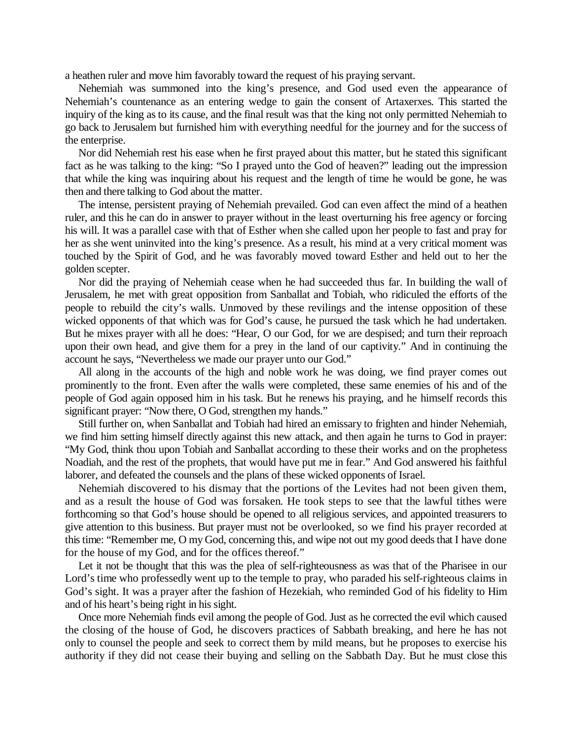a heathen ruler and move him favorably toward the request of his praying servant.

Nehemiah was summoned into the king's presence, and God used even the appearance of Nehemiah's countenance as an entering wedge to gain the consent of Artaxerxes. This started the inquiry of the king as to its cause, and the final result was that the king not only permitted Nehemiah to go back to Jerusalem but furnished him with everything needful for the journey and for the success of the enterprise.

Nor did Nehemiah rest his ease when he first prayed about this matter, but he stated this significant fact as he was talking to the king: "So I prayed unto the God of heaven?" leading out the impression that while the king was inquiring about his request and the length of time he would be gone, he was then and there talking to God about the matter.

The intense, persistent praying of Nehemiah prevailed. God can even affect the mind of a heathen ruler, and this he can do in answer to prayer without in the least overturning his free agency or forcing his will. It was a parallel case with that of Esther when she called upon her people to fast and pray for her as she went uninvited into the king's presence. As a result, his mind at a very critical moment was touched by the Spirit of God, and he was favorably moved toward Esther and held out to her the golden scepter.

Nor did the praying of Nehemiah cease when he had succeeded thus far. In building the wall of Jerusalem, he met with great opposition from Sanballat and Tobiah, who ridiculed the efforts of the people to rebuild the city's walls. Unmoved by these revilings and the intense opposition of these wicked opponents of that which was for God's cause, he pursued the task which he had undertaken. But he mixes prayer with all he does: "Hear, O our God, for we are despised; and turn their reproach upon their own head, and give them for a prey in the land of our captivity." And in continuing the account he says, "Nevertheless we made our prayer unto our God."

All along in the accounts of the high and noble work he was doing, we find prayer comes out prominently to the front. Even after the walls were completed, these same enemies of his and of the people of God again opposed him in his task. But he renews his praying, and he himself records this significant prayer: "Now there, O God, strengthen my hands."

Still further on, when Sanballat and Tobiah had hired an emissary to frighten and hinder Nehemiah, we find him setting himself directly against this new attack, and then again he turns to God in prayer: "My God, think thou upon Tobiah and Sanballat according to these their works and on the prophetess Noadiah, and the rest of the prophets, that would have put me in fear." And God answered his faithful laborer, and defeated the counsels and the plans of these wicked opponents of Israel.

Nehemiah discovered to his dismay that the portions of the Levites had not been given them, and as a result the house of God was forsaken. He took steps to see that the lawful tithes were forthcoming so that God's house should be opened to all religious services, and appointed treasurers to give attention to this business. But prayer must not be overlooked, so we find his prayer recorded at this time: "Remember me, O my God, concerning this, and wipe not out my good deeds that I have done for the house of my God, and for the offices thereof."

Let it not be thought that this was the plea of self-righteousness as was that of the Pharisee in our Lord's time who professedly went up to the temple to pray, who paraded his self-righteous claims in God's sight. It was a prayer after the fashion of Hezekiah, who reminded God of his fidelity to Him and of his heart's being right in his sight.

Once more Nehemiah finds evil among the people of God. Just as he corrected the evil which caused the closing of the house of God, he discovers practices of Sabbath breaking, and here he has not only to counsel the people and seek to correct them by mild means, but he proposes to exercise his authority if they did not cease their buying and selling on the Sabbath Day. But he must close this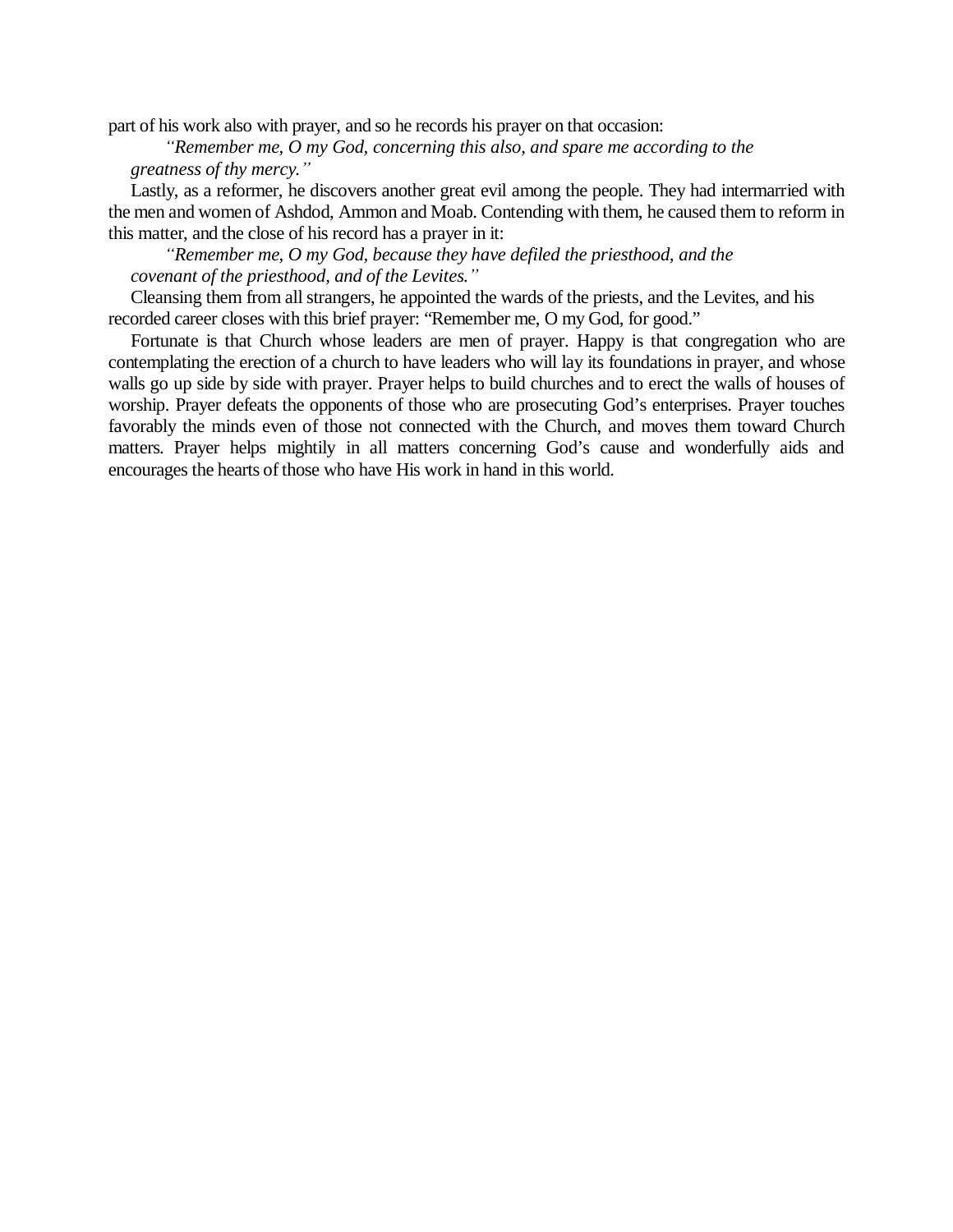part of his work also with prayer, and so he records his prayer on that occasion:

> *"Remember me, O my God, concerning this also, and spare me according to the greatness of thy mercy."*

Lastly, as a reformer, he discovers another great evil among the people. They had intermarried with the men and women of Ashdod, Ammon and Moab. Contending with them, he caused them to reform in this matter, and the close of his record has a prayer in it:

> *"Remember me, O my God, because they have defiled the priesthood, and the covenant of the priesthood, and of the Levites."*

Cleansing them from all strangers, he appointed the wards of the priests, and the Levites, and his recorded career closes with this brief prayer: "Remember me, O my God, for good."

Fortunate is that Church whose leaders are men of prayer. Happy is that congregation who are contemplating the erection of a church to have leaders who will lay its foundations in prayer, and whose walls go up side by side with prayer. Prayer helps to build churches and to erect the walls of houses of worship. Prayer defeats the opponents of those who are prosecuting God's enterprises. Prayer touches favorably the minds even of those not connected with the Church, and moves them toward Church matters. Prayer helps mightily in all matters concerning God's cause and wonderfully aids and encourages the hearts of those who have His work in hand in this world.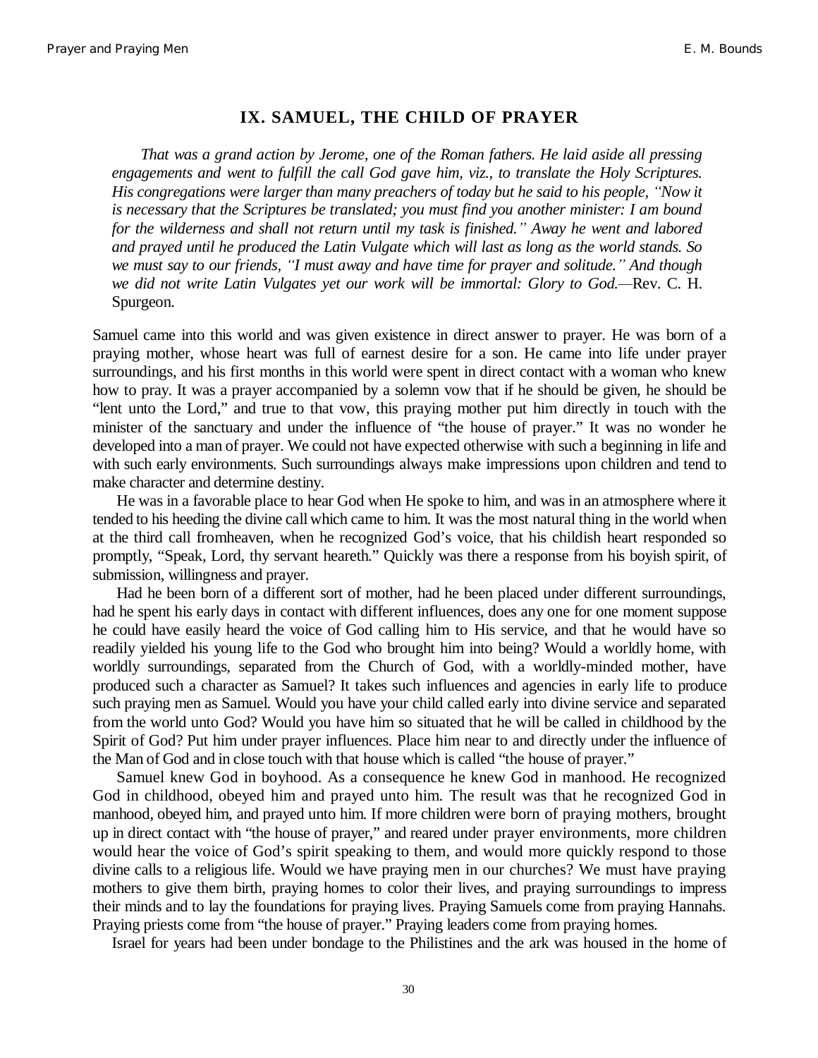## IX. SAMUEL, THE CHILD OF PRAYER

*That was a grand action by Jerome, one of the Roman fathers. He laid aside all pressing engagements and went to fulfill the call God gave him, viz., to translate the Holy Scriptures. His congregations were larger than many preachers of today but he said to his people, "Now it is necessary that the Scriptures be translated; you must find you another minister: I am bound for the wilderness and shall not return until my task is finished." Away he went and labored and prayed until he produced the Latin Vulgate which will last as long as the world stands. So we must say to our friends, "I must away and have time for prayer and solitude." And though we did not write Latin Vulgates yet our work will be immortal: Glory to God.*—Rev. C. H. Spurgeon.

Samuel came into this world and was given existence in direct answer to prayer. He was born of a praying mother, whose heart was full of earnest desire for a son. He came into life under prayer surroundings, and his first months in this world were spent in direct contact with a woman who knew how to pray. It was a prayer accompanied by a solemn vow that if he should be given, he should be "lent unto the Lord," and true to that vow, this praying mother put him directly in touch with the minister of the sanctuary and under the influence of "the house of prayer." It was no wonder he developed into a man of prayer. We could not have expected otherwise with such a beginning in life and with such early environments. Such surroundings always make impressions upon children and tend to make character and determine destiny.

He was in a favorable place to hear God when He spoke to him, and was in an atmosphere where it tended to his heeding the divine call which came to him. It was the most natural thing in the world when at the third call fromheaven, when he recognized God's voice, that his childish heart responded so promptly, "Speak, Lord, thy servant heareth." Quickly was there a response from his boyish spirit, of submission, willingness and prayer.

Had he been born of a different sort of mother, had he been placed under different surroundings, had he spent his early days in contact with different influences, does any one for one moment suppose he could have easily heard the voice of God calling him to His service, and that he would have so readily yielded his young life to the God who brought him into being? Would a worldly home, with worldly surroundings, separated from the Church of God, with a worldly-minded mother, have produced such a character as Samuel? It takes such influences and agencies in early life to produce such praying men as Samuel. Would you have your child called early into divine service and separated from the world unto God? Would you have him so situated that he will be called in childhood by the Spirit of God? Put him under prayer influences. Place him near to and directly under the influence of the Man of God and in close touch with that house which is called "the house of prayer."

Samuel knew God in boyhood. As a consequence he knew God in manhood. He recognized God in childhood, obeyed him and prayed unto him. The result was that he recognized God in manhood, obeyed him, and prayed unto him. If more children were born of praying mothers, brought up in direct contact with "the house of prayer," and reared under prayer environments, more children would hear the voice of God's spirit speaking to them, and would more quickly respond to those divine calls to a religious life. Would we have praying men in our churches? We must have praying mothers to give them birth, praying homes to color their lives, and praying surroundings to impress their minds and to lay the foundations for praying lives. Praying Samuels come from praying Hannahs. Praying priests come from "the house of prayer." Praying leaders come from praying homes.

Israel for years had been under bondage to the Philistines and the ark was housed in the home of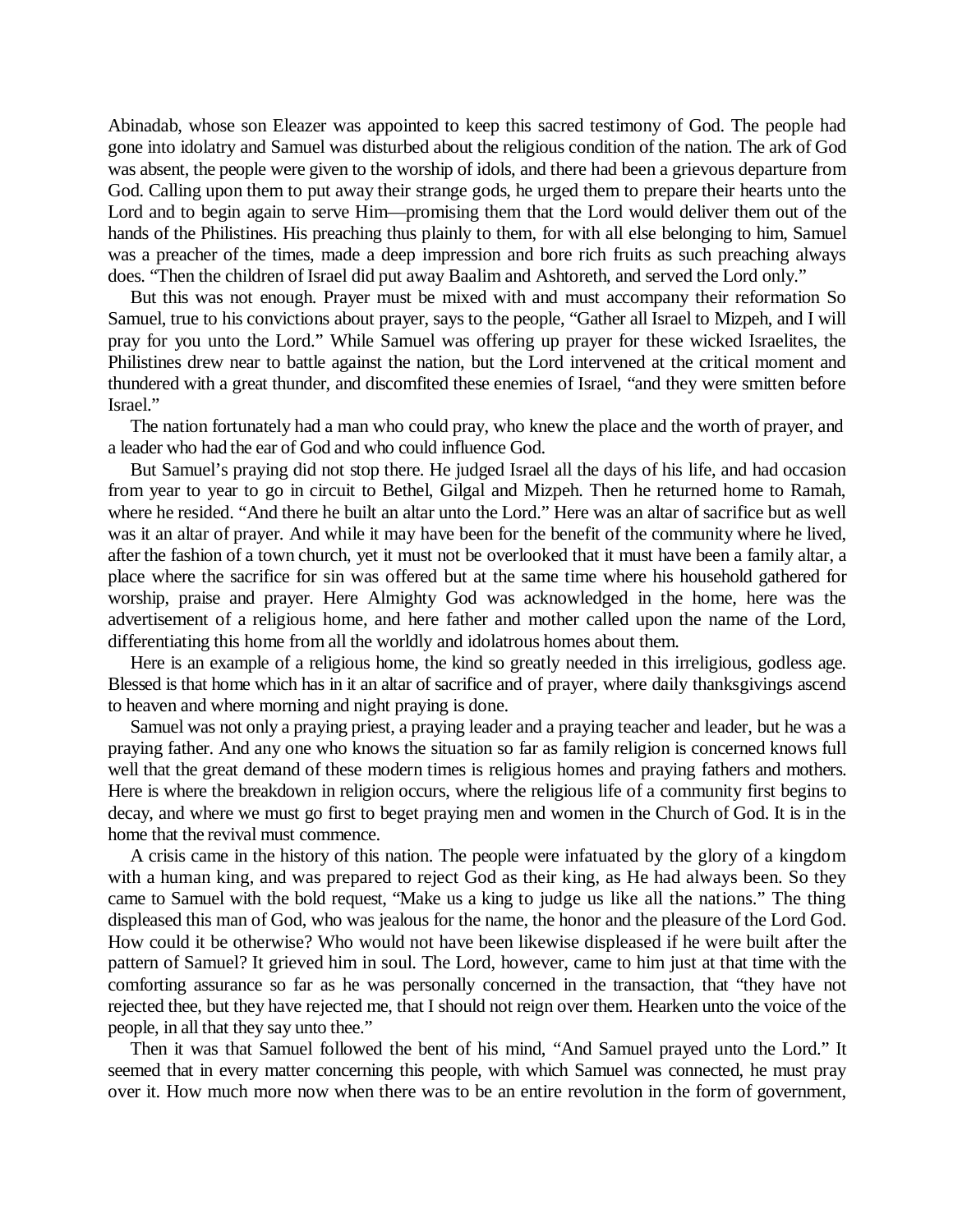Abinadab, whose son Eleazer was appointed to keep this sacred testimony of God. The people had gone into idolatry and Samuel was disturbed about the religious condition of the nation. The ark of God was absent, the people were given to the worship of idols, and there had been a grievous departure from God. Calling upon them to put away their strange gods, he urged them to prepare their hearts unto the Lord and to begin again to serve Him—promising them that the Lord would deliver them out of the hands of the Philistines. His preaching thus plainly to them, for with all else belonging to him, Samuel was a preacher of the times, made a deep impression and bore rich fruits as such preaching always does. "Then the children of Israel did put away Baalim and Ashtoreth, and served the Lord only."

But this was not enough. Prayer must be mixed with and must accompany their reformation So Samuel, true to his convictions about prayer, says to the people, "Gather all Israel to Mizpeh, and I will pray for you unto the Lord." While Samuel was offering up prayer for these wicked Israelites, the Philistines drew near to battle against the nation, but the Lord intervened at the critical moment and thundered with a great thunder, and discomfited these enemies of Israel, "and they were smitten before Israel."

The nation fortunately had a man who could pray, who knew the place and the worth of prayer, and a leader who had the ear of God and who could influence God.

But Samuel's praying did not stop there. He judged Israel all the days of his life, and had occasion from year to year to go in circuit to Bethel, Gilgal and Mizpeh. Then he returned home to Ramah, where he resided. "And there he built an altar unto the Lord." Here was an altar of sacrifice but as well was it an altar of prayer. And while it may have been for the benefit of the community where he lived, after the fashion of a town church, yet it must not be overlooked that it must have been a family altar, a place where the sacrifice for sin was offered but at the same time where his household gathered for worship, praise and prayer. Here Almighty God was acknowledged in the home, here was the advertisement of a religious home, and here father and mother called upon the name of the Lord, differentiating this home from all the worldly and idolatrous homes about them.

Here is an example of a religious home, the kind so greatly needed in this irreligious, godless age. Blessed is that home which has in it an altar of sacrifice and of prayer, where daily thanksgivings ascend to heaven and where morning and night praying is done.

Samuel was not only a praying priest, a praying leader and a praying teacher and leader, but he was a praying father. And any one who knows the situation so far as family religion is concerned knows full well that the great demand of these modern times is religious homes and praying fathers and mothers. Here is where the breakdown in religion occurs, where the religious life of a community first begins to decay, and where we must go first to beget praying men and women in the Church of God. It is in the home that the revival must commence.

A crisis came in the history of this nation. The people were infatuated by the glory of a kingdom with a human king, and was prepared to reject God as their king, as He had always been. So they came to Samuel with the bold request, "Make us a king to judge us like all the nations." The thing displeased this man of God, who was jealous for the name, the honor and the pleasure of the Lord God. How could it be otherwise? Who would not have been likewise displeased if he were built after the pattern of Samuel? It grieved him in soul. The Lord, however, came to him just at that time with the comforting assurance so far as he was personally concerned in the transaction, that "they have not rejected thee, but they have rejected me, that I should not reign over them. Hearken unto the voice of the people, in all that they say unto thee."

Then it was that Samuel followed the bent of his mind, "And Samuel prayed unto the Lord." It seemed that in every matter concerning this people, with which Samuel was connected, he must pray over it. How much more now when there was to be an entire revolution in the form of government,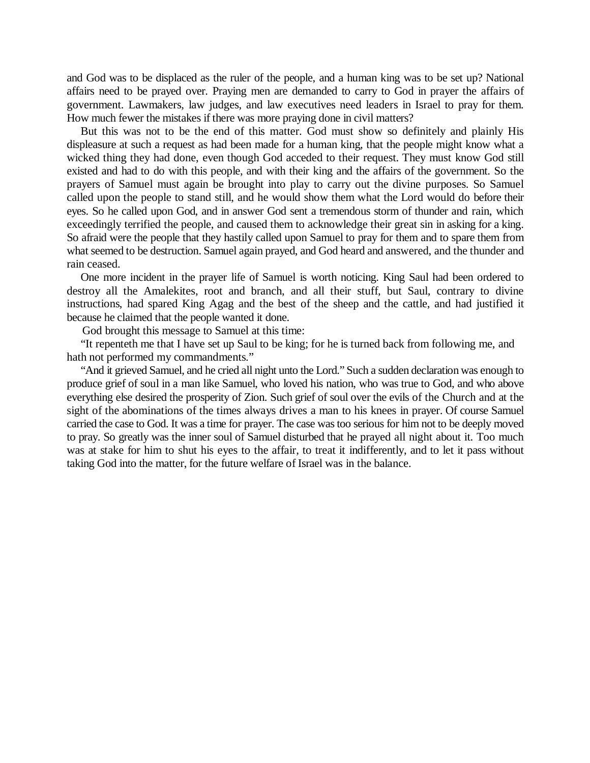and God was to be displaced as the ruler of the people, and a human king was to be set up? National affairs need to be prayed over. Praying men are demanded to carry to God in prayer the affairs of government. Lawmakers, law judges, and law executives need leaders in Israel to pray for them. How much fewer the mistakes if there was more praying done in civil matters?

But this was not to be the end of this matter. God must show so definitely and plainly His displeasure at such a request as had been made for a human king, that the people might know what a wicked thing they had done, even though God acceded to their request. They must know God still existed and had to do with this people, and with their king and the affairs of the government. So the prayers of Samuel must again be brought into play to carry out the divine purposes. So Samuel called upon the people to stand still, and he would show them what the Lord would do before their eyes. So he called upon God, and in answer God sent a tremendous storm of thunder and rain, which exceedingly terrified the people, and caused them to acknowledge their great sin in asking for a king. So afraid were the people that they hastily called upon Samuel to pray for them and to spare them from what seemed to be destruction. Samuel again prayed, and God heard and answered, and the thunder and rain ceased.

One more incident in the prayer life of Samuel is worth noticing. King Saul had been ordered to destroy all the Amalekites, root and branch, and all their stuff, but Saul, contrary to divine instructions, had spared King Agag and the best of the sheep and the cattle, and had justified it because he claimed that the people wanted it done.

God brought this message to Samuel at this time:

"It repenteth me that I have set up Saul to be king; for he is turned back from following me, and hath not performed my commandments."

"And it grieved Samuel, and he cried all night unto the Lord." Such a sudden declaration was enough to produce grief of soul in a man like Samuel, who loved his nation, who was true to God, and who above everything else desired the prosperity of Zion. Such grief of soul over the evils of the Church and at the sight of the abominations of the times always drives a man to his knees in prayer. Of course Samuel carried the case to God. It was a time for prayer. The case was too serious for him not to be deeply moved to pray. So greatly was the inner soul of Samuel disturbed that he prayed all night about it. Too much was at stake for him to shut his eyes to the affair, to treat it indifferently, and to let it pass without taking God into the matter, for the future welfare of Israel was in the balance.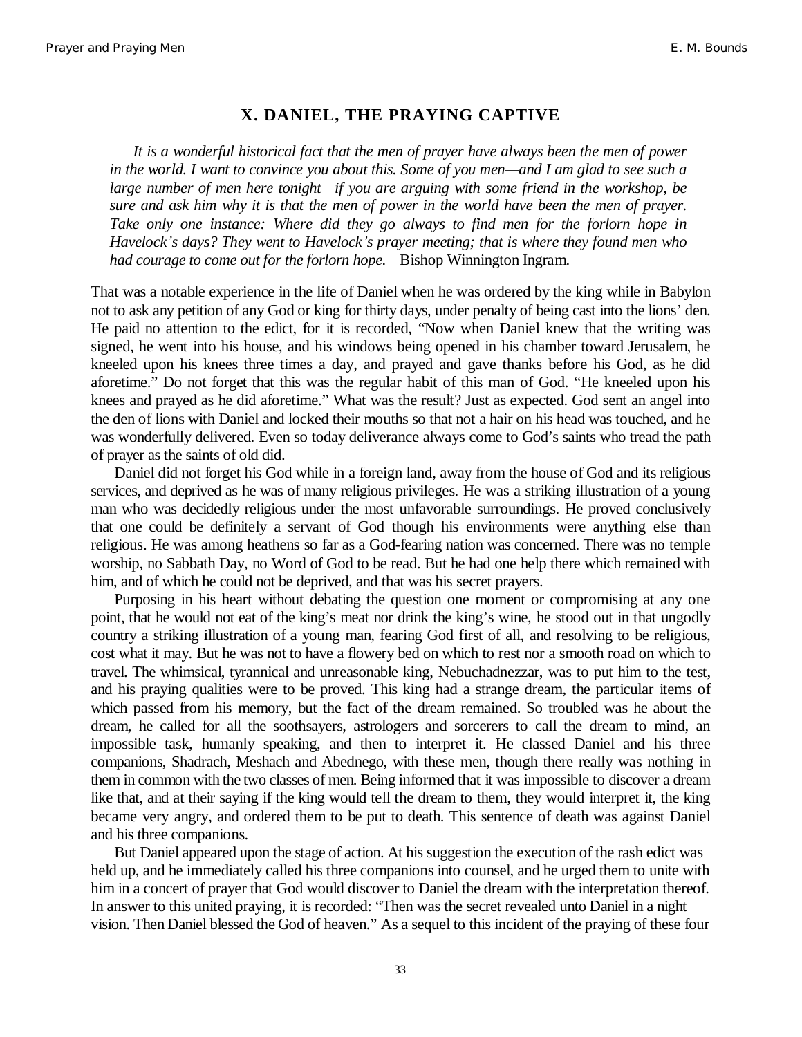## X. DANIEL, THE PRAYING CAPTIVE

*It is a wonderful historical fact that the men of prayer have always been the men of power in the world. I want to convince you about this. Some of you men—and I am glad to see such a large number of men here tonight—if you are arguing with some friend in the workshop, be sure and ask him why it is that the men of power in the world have been the men of prayer. Take only one instance: Where did they go always to find men for the forlorn hope in Havelock's days? They went to Havelock's prayer meeting; that is where they found men who had courage to come out for the forlorn hope.*—Bishop Winnington Ingram.

That was a notable experience in the life of Daniel when he was ordered by the king while in Babylon not to ask any petition of any God or king for thirty days, under penalty of being cast into the lions' den. He paid no attention to the edict, for it is recorded, "Now when Daniel knew that the writing was signed, he went into his house, and his windows being opened in his chamber toward Jerusalem, he kneeled upon his knees three times a day, and prayed and gave thanks before his God, as he did aforetime." Do not forget that this was the regular habit of this man of God. "He kneeled upon his knees and prayed as he did aforetime." What was the result? Just as expected. God sent an angel into the den of lions with Daniel and locked their mouths so that not a hair on his head was touched, and he was wonderfully delivered. Even so today deliverance always come to God's saints who tread the path of prayer as the saints of old did.

Daniel did not forget his God while in a foreign land, away from the house of God and its religious services, and deprived as he was of many religious privileges. He was a striking illustration of a young man who was decidedly religious under the most unfavorable surroundings. He proved conclusively that one could be definitely a servant of God though his environments were anything else than religious. He was among heathens so far as a God-fearing nation was concerned. There was no temple worship, no Sabbath Day, no Word of God to be read. But he had one help there which remained with him, and of which he could not be deprived, and that was his secret prayers.

Purposing in his heart without debating the question one moment or compromising at any one point, that he would not eat of the king's meat nor drink the king's wine, he stood out in that ungodly country a striking illustration of a young man, fearing God first of all, and resolving to be religious, cost what it may. But he was not to have a flowery bed on which to rest nor a smooth road on which to travel. The whimsical, tyrannical and unreasonable king, Nebuchadnezzar, was to put him to the test, and his praying qualities were to be proved. This king had a strange dream, the particular items of which passed from his memory, but the fact of the dream remained. So troubled was he about the dream, he called for all the soothsayers, astrologers and sorcerers to call the dream to mind, an impossible task, humanly speaking, and then to interpret it. He classed Daniel and his three companions, Shadrach, Meshach and Abednego, with these men, though there really was nothing in them in common with the two classes of men. Being informed that it was impossible to discover a dream like that, and at their saying if the king would tell the dream to them, they would interpret it, the king became very angry, and ordered them to be put to death. This sentence of death was against Daniel and his three companions.

But Daniel appeared upon the stage of action. At his suggestion the execution of the rash edict was held up, and he immediately called his three companions into counsel, and he urged them to unite with him in a concert of prayer that God would discover to Daniel the dream with the interpretation thereof. In answer to this united praying, it is recorded: "Then was the secret revealed unto Daniel in a night vision. Then Daniel blessed the God of heaven." As a sequel to this incident of the praying of these four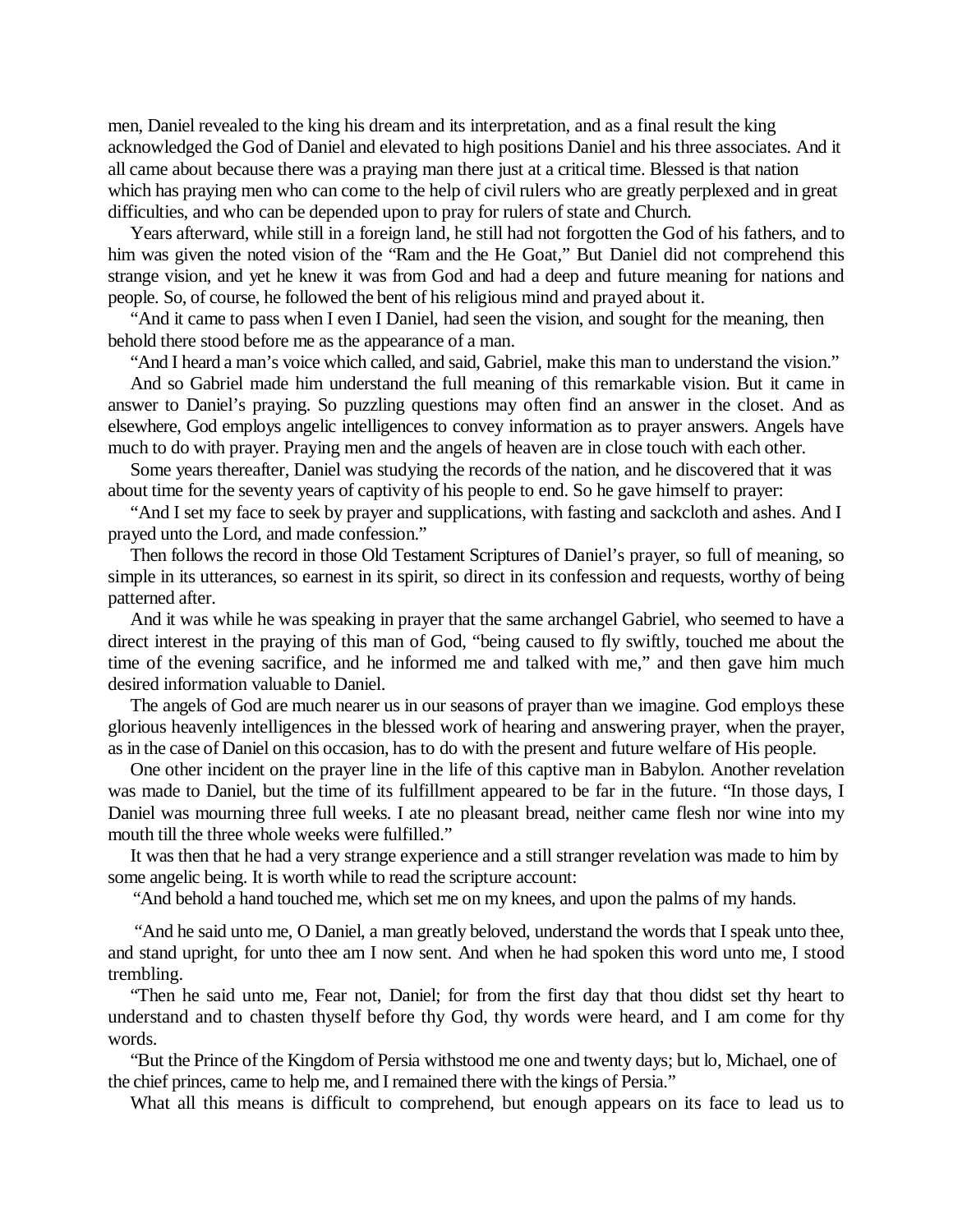men, Daniel revealed to the king his dream and its interpretation, and as a final result the king acknowledged the God of Daniel and elevated to high positions Daniel and his three associates. And it all came about because there was a praying man there just at a critical time. Blessed is that nation which has praying men who can come to the help of civil rulers who are greatly perplexed and in great difficulties, and who can be depended upon to pray for rulers of state and Church.

Years afterward, while still in a foreign land, he still had not forgotten the God of his fathers, and to him was given the noted vision of the "Ram and the He Goat," But Daniel did not comprehend this strange vision, and yet he knew it was from God and had a deep and future meaning for nations and people. So, of course, he followed the bent of his religious mind and prayed about it.

"And it came to pass when I even I Daniel, had seen the vision, and sought for the meaning, then behold there stood before me as the appearance of a man.

"And I heard a man's voice which called, and said, Gabriel, make this man to understand the vision."

And so Gabriel made him understand the full meaning of this remarkable vision. But it came in answer to Daniel's praying. So puzzling questions may often find an answer in the closet. And as elsewhere, God employs angelic intelligences to convey information as to prayer answers. Angels have much to do with prayer. Praying men and the angels of heaven are in close touch with each other.

Some years thereafter, Daniel was studying the records of the nation, and he discovered that it was about time for the seventy years of captivity of his people to end. So he gave himself to prayer:

"And I set my face to seek by prayer and supplications, with fasting and sackcloth and ashes. And I prayed unto the Lord, and made confession."

Then follows the record in those Old Testament Scriptures of Daniel's prayer, so full of meaning, so simple in its utterances, so earnest in its spirit, so direct in its confession and requests, worthy of being patterned after.

And it was while he was speaking in prayer that the same archangel Gabriel, who seemed to have a direct interest in the praying of this man of God, "being caused to fly swiftly, touched me about the time of the evening sacrifice, and he informed me and talked with me," and then gave him much desired information valuable to Daniel.

The angels of God are much nearer us in our seasons of prayer than we imagine. God employs these glorious heavenly intelligences in the blessed work of hearing and answering prayer, when the prayer, as in the case of Daniel on this occasion, has to do with the present and future welfare of His people.

One other incident on the prayer line in the life of this captive man in Babylon. Another revelation was made to Daniel, but the time of its fulfillment appeared to be far in the future. "In those days, I Daniel was mourning three full weeks. I ate no pleasant bread, neither came flesh nor wine into my mouth till the three whole weeks were fulfilled."

It was then that he had a very strange experience and a still stranger revelation was made to him by some angelic being. It is worth while to read the scripture account:

"And behold a hand touched me, which set me on my knees, and upon the palms of my hands.

"And he said unto me, O Daniel, a man greatly beloved, understand the words that I speak unto thee, and stand upright, for unto thee am I now sent. And when he had spoken this word unto me, I stood trembling.

"Then he said unto me, Fear not, Daniel; for from the first day that thou didst set thy heart to understand and to chasten thyself before thy God, thy words were heard, and I am come for thy words.

"But the Prince of the Kingdom of Persia withstood me one and twenty days; but lo, Michael, one of the chief princes, came to help me, and I remained there with the kings of Persia."

What all this means is difficult to comprehend, but enough appears on its face to lead us to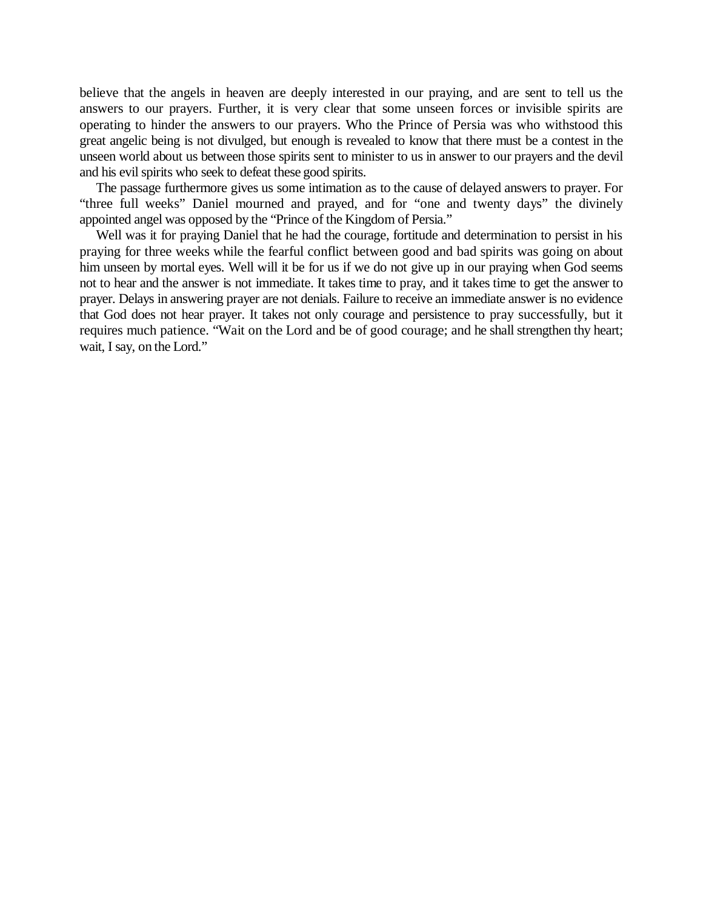believe that the angels in heaven are deeply interested in our praying, and are sent to tell us the answers to our prayers. Further, it is very clear that some unseen forces or invisible spirits are operating to hinder the answers to our prayers. Who the Prince of Persia was who withstood this great angelic being is not divulged, but enough is revealed to know that there must be a contest in the unseen world about us between those spirits sent to minister to us in answer to our prayers and the devil and his evil spirits who seek to defeat these good spirits.

The passage furthermore gives us some intimation as to the cause of delayed answers to prayer. For "three full weeks" Daniel mourned and prayed, and for "one and twenty days" the divinely appointed angel was opposed by the "Prince of the Kingdom of Persia."

Well was it for praying Daniel that he had the courage, fortitude and determination to persist in his praying for three weeks while the fearful conflict between good and bad spirits was going on about him unseen by mortal eyes. Well will it be for us if we do not give up in our praying when God seems not to hear and the answer is not immediate. It takes time to pray, and it takes time to get the answer to prayer. Delays in answering prayer are not denials. Failure to receive an immediate answer is no evidence that God does not hear prayer. It takes not only courage and persistence to pray successfully, but it requires much patience. "Wait on the Lord and be of good courage; and he shall strengthen thy heart; wait, I say, on the Lord."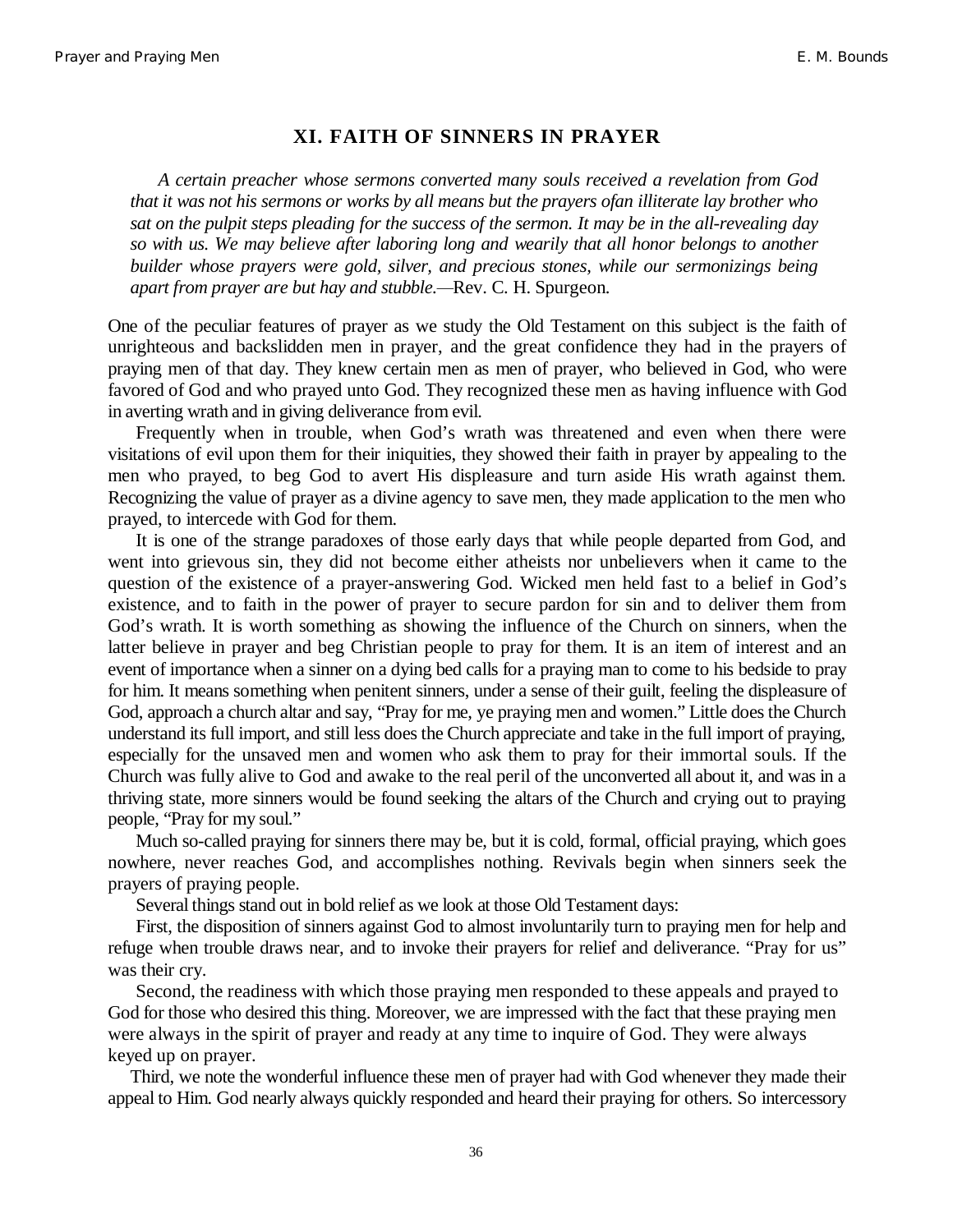## XI. FAITH OF SINNERS IN PRAYER

*A certain preacher whose sermons converted many souls received a revelation from God that it was not his sermons or works by all means but the prayers ofan illiterate lay brother who sat on the pulpit steps pleading for the success of the sermon. It may be in the all-revealing day so with us. We may believe after laboring long and wearily that all honor belongs to another builder whose prayers were gold, silver, and precious stones, while our sermonizings being apart from prayer are but hay and stubble.*—Rev. C. H. Spurgeon.

One of the peculiar features of prayer as we study the Old Testament on this subject is the faith of unrighteous and backslidden men in prayer, and the great confidence they had in the prayers of praying men of that day. They knew certain men as men of prayer, who believed in God, who were favored of God and who prayed unto God. They recognized these men as having influence with God in averting wrath and in giving deliverance from evil.

Frequently when in trouble, when God's wrath was threatened and even when there were visitations of evil upon them for their iniquities, they showed their faith in prayer by appealing to the men who prayed, to beg God to avert His displeasure and turn aside His wrath against them. Recognizing the value of prayer as a divine agency to save men, they made application to the men who prayed, to intercede with God for them.

It is one of the strange paradoxes of those early days that while people departed from God, and went into grievous sin, they did not become either atheists nor unbelievers when it came to the question of the existence of a prayer-answering God. Wicked men held fast to a belief in God's existence, and to faith in the power of prayer to secure pardon for sin and to deliver them from God's wrath. It is worth something as showing the influence of the Church on sinners, when the latter believe in prayer and beg Christian people to pray for them. It is an item of interest and an event of importance when a sinner on a dying bed calls for a praying man to come to his bedside to pray for him. It means something when penitent sinners, under a sense of their guilt, feeling the displeasure of God, approach a church altar and say, "Pray for me, ye praying men and women." Little does the Church understand its full import, and still less does the Church appreciate and take in the full import of praying, especially for the unsaved men and women who ask them to pray for their immortal souls. If the Church was fully alive to God and awake to the real peril of the unconverted all about it, and was in a thriving state, more sinners would be found seeking the altars of the Church and crying out to praying people, "Pray for my soul."

Much so-called praying for sinners there may be, but it is cold, formal, official praying, which goes nowhere, never reaches God, and accomplishes nothing. Revivals begin when sinners seek the prayers of praying people.

Several things stand out in bold relief as we look at those Old Testament days:

First, the disposition of sinners against God to almost involuntarily turn to praying men for help and refuge when trouble draws near, and to invoke their prayers for relief and deliverance. "Pray for us" was their cry.

Second, the readiness with which those praying men responded to these appeals and prayed to God for those who desired this thing. Moreover, we are impressed with the fact that these praying men were always in the spirit of prayer and ready at any time to inquire of God. They were always keyed up on prayer.

Third, we note the wonderful influence these men of prayer had with God whenever they made their appeal to Him. God nearly always quickly responded and heard their praying for others. So intercessory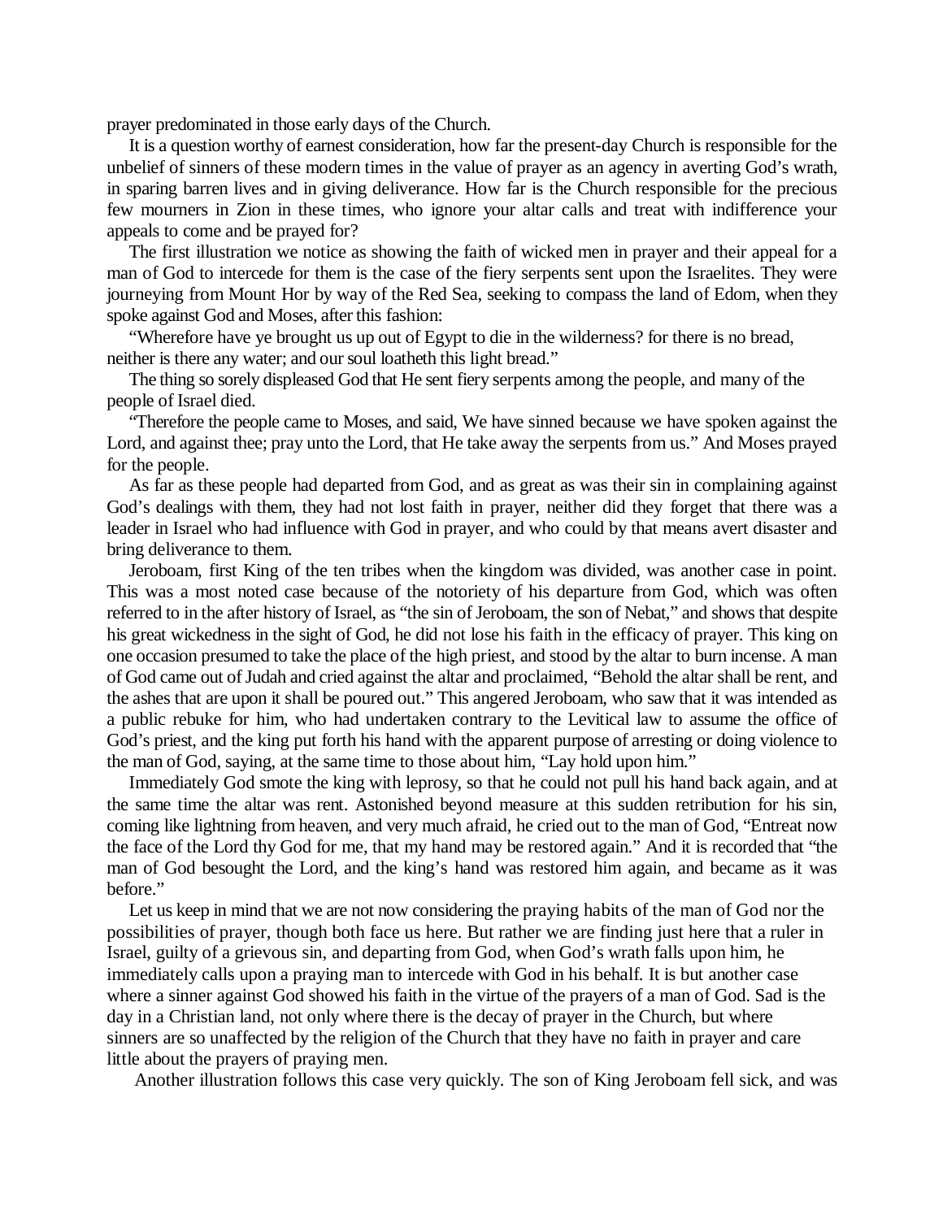prayer predominated in those early days of the Church.

It is a question worthy of earnest consideration, how far the present-day Church is responsible for the unbelief of sinners of these modern times in the value of prayer as an agency in averting God's wrath, in sparing barren lives and in giving deliverance. How far is the Church responsible for the precious few mourners in Zion in these times, who ignore your altar calls and treat with indifference your appeals to come and be prayed for?

The first illustration we notice as showing the faith of wicked men in prayer and their appeal for a man of God to intercede for them is the case of the fiery serpents sent upon the Israelites. They were journeying from Mount Hor by way of the Red Sea, seeking to compass the land of Edom, when they spoke against God and Moses, after this fashion:

"Wherefore have ye brought us up out of Egypt to die in the wilderness? for there is no bread, neither is there any water; and our soul loatheth this light bread."

The thing so sorely displeased God that He sent fiery serpents among the people, and many of the people of Israel died.

"Therefore the people came to Moses, and said, We have sinned because we have spoken against the Lord, and against thee; pray unto the Lord, that He take away the serpents from us." And Moses prayed for the people.

As far as these people had departed from God, and as great as was their sin in complaining against God's dealings with them, they had not lost faith in prayer, neither did they forget that there was a leader in Israel who had influence with God in prayer, and who could by that means avert disaster and bring deliverance to them.

Jeroboam, first King of the ten tribes when the kingdom was divided, was another case in point. This was a most noted case because of the notoriety of his departure from God, which was often referred to in the after history of Israel, as "the sin of Jeroboam, the son of Nebat," and shows that despite his great wickedness in the sight of God, he did not lose his faith in the efficacy of prayer. This king on one occasion presumed to take the place of the high priest, and stood by the altar to burn incense. A man of God came out of Judah and cried against the altar and proclaimed, "Behold the altar shall be rent, and the ashes that are upon it shall be poured out." This angered Jeroboam, who saw that it was intended as a public rebuke for him, who had undertaken contrary to the Levitical law to assume the office of God's priest, and the king put forth his hand with the apparent purpose of arresting or doing violence to the man of God, saying, at the same time to those about him, "Lay hold upon him."

Immediately God smote the king with leprosy, so that he could not pull his hand back again, and at the same time the altar was rent. Astonished beyond measure at this sudden retribution for his sin, coming like lightning from heaven, and very much afraid, he cried out to the man of God, "Entreat now the face of the Lord thy God for me, that my hand may be restored again." And it is recorded that "the man of God besought the Lord, and the king's hand was restored him again, and became as it was before."

Let us keep in mind that we are not now considering the praying habits of the man of God nor the possibilities of prayer, though both face us here. But rather we are finding just here that a ruler in Israel, guilty of a grievous sin, and departing from God, when God's wrath falls upon him, he immediately calls upon a praying man to intercede with God in his behalf. It is but another case where a sinner against God showed his faith in the virtue of the prayers of a man of God. Sad is the day in a Christian land, not only where there is the decay of prayer in the Church, but where sinners are so unaffected by the religion of the Church that they have no faith in prayer and care little about the prayers of praying men.

Another illustration follows this case very quickly. The son of King Jeroboam fell sick, and was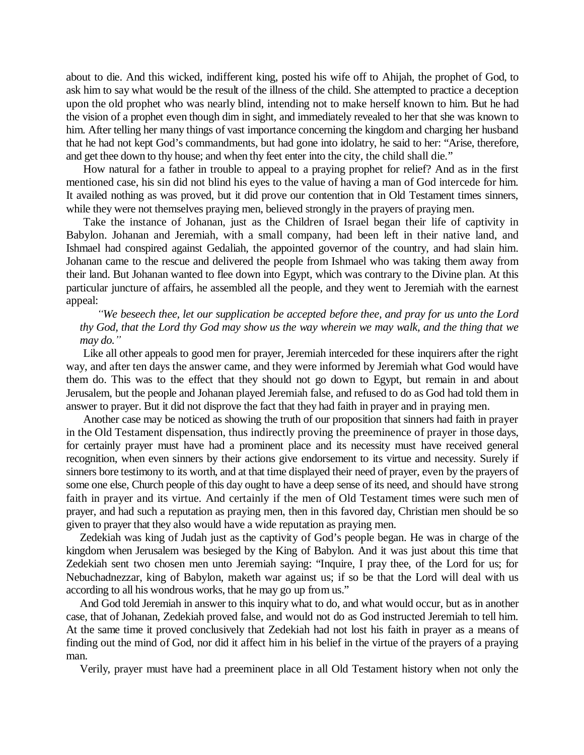about to die. And this wicked, indifferent king, posted his wife off to Ahijah, the prophet of God, to ask him to say what would be the result of the illness of the child. She attempted to practice a deception upon the old prophet who was nearly blind, intending not to make herself known to him. But he had the vision of a prophet even though dim in sight, and immediately revealed to her that she was known to him. After telling her many things of vast importance concerning the kingdom and charging her husband that he had not kept God's commandments, but had gone into idolatry, he said to her: "Arise, therefore, and get thee down to thy house; and when thy feet enter into the city, the child shall die."

How natural for a father in trouble to appeal to a praying prophet for relief? And as in the first mentioned case, his sin did not blind his eyes to the value of having a man of God intercede for him. It availed nothing as was proved, but it did prove our contention that in Old Testament times sinners, while they were not themselves praying men, believed strongly in the prayers of praying men.

Take the instance of Johanan, just as the Children of Israel began their life of captivity in Babylon. Johanan and Jeremiah, with a small company, had been left in their native land, and Ishmael had conspired against Gedaliah, the appointed governor of the country, and had slain him. Johanan came to the rescue and delivered the people from Ishmael who was taking them away from their land. But Johanan wanted to flee down into Egypt, which was contrary to the Divine plan. At this particular juncture of affairs, he assembled all the people, and they went to Jeremiah with the earnest appeal:

> *"We beseech thee, let our supplication be accepted before thee, and pray for us unto the Lord thy God, that the Lord thy God may show us the way wherein we may walk, and the thing that we may do."*

Like all other appeals to good men for prayer, Jeremiah interceded for these inquirers after the right way, and after ten days the answer came, and they were informed by Jeremiah what God would have them do. This was to the effect that they should not go down to Egypt, but remain in and about Jerusalem, but the people and Johanan played Jeremiah false, and refused to do as God had told them in answer to prayer. But it did not disprove the fact that they had faith in prayer and in praying men.

Another case may be noticed as showing the truth of our proposition that sinners had faith in prayer in the Old Testament dispensation, thus indirectly proving the preeminence of prayer in those days, for certainly prayer must have had a prominent place and its necessity must have received general recognition, when even sinners by their actions give endorsement to its virtue and necessity. Surely if sinners bore testimony to its worth, and at that time displayed their need of prayer, even by the prayers of some one else, Church people of this day ought to have a deep sense of its need, and should have strong faith in prayer and its virtue. And certainly if the men of Old Testament times were such men of prayer, and had such a reputation as praying men, then in this favored day, Christian men should be so given to prayer that they also would have a wide reputation as praying men.

Zedekiah was king of Judah just as the captivity of God's people began. He was in charge of the kingdom when Jerusalem was besieged by the King of Babylon. And it was just about this time that Zedekiah sent two chosen men unto Jeremiah saying: "Inquire, I pray thee, of the Lord for us; for Nebuchadnezzar, king of Babylon, maketh war against us; if so be that the Lord will deal with us according to all his wondrous works, that he may go up from us."

And God told Jeremiah in answer to this inquiry what to do, and what would occur, but as in another case, that of Johanan, Zedekiah proved false, and would not do as God instructed Jeremiah to tell him. At the same time it proved conclusively that Zedekiah had not lost his faith in prayer as a means of finding out the mind of God, nor did it affect him in his belief in the virtue of the prayers of a praying man.

Verily, prayer must have had a preeminent place in all Old Testament history when not only the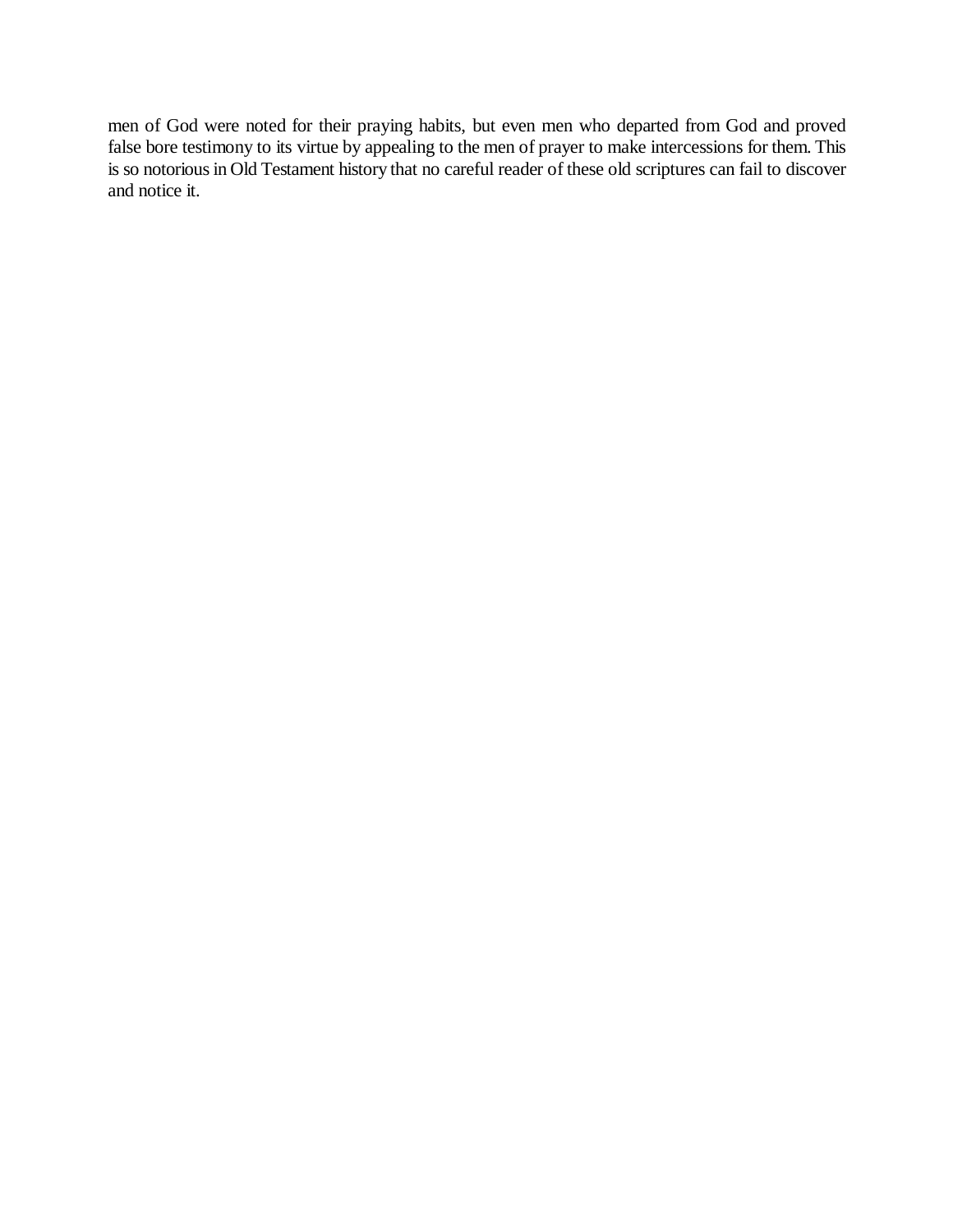men of God were noted for their praying habits, but even men who departed from God and proved false bore testimony to its virtue by appealing to the men of prayer to make intercessions for them. This is so notorious in Old Testament history that no careful reader of these old scriptures can fail to discover and notice it.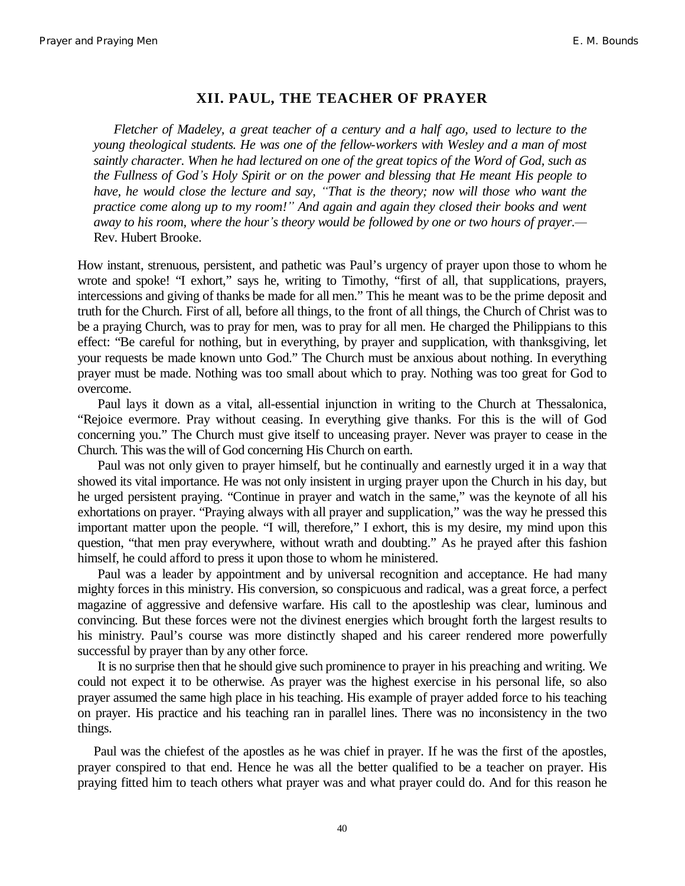## XII. PAUL, THE TEACHER OF PRAYER

*Fletcher of Madeley, a great teacher of a century and a half ago, used to lecture to the young theological students. He was one of the fellow-workers with Wesley and a man of most saintly character. When he had lectured on one of the great topics of the Word of God, such as the Fullness of God's Holy Spirit or on the power and blessing that He meant His people to have, he would close the lecture and say, "That is the theory; now will those who want the practice come along up to my room!" And again and again they closed their books and went away to his room, where the hour's theory would be followed by one or two hours of prayer.*— Rev. Hubert Brooke.

How instant, strenuous, persistent, and pathetic was Paul's urgency of prayer upon those to whom he wrote and spoke! "I exhort," says he, writing to Timothy, "first of all, that supplications, prayers, intercessions and giving of thanks be made for all men." This he meant was to be the prime deposit and truth for the Church. First of all, before all things, to the front of all things, the Church of Christ was to be a praying Church, was to pray for men, was to pray for all men. He charged the Philippians to this effect: "Be careful for nothing, but in everything, by prayer and supplication, with thanksgiving, let your requests be made known unto God." The Church must be anxious about nothing. In everything prayer must be made. Nothing was too small about which to pray. Nothing was too great for God to overcome.

Paul lays it down as a vital, all-essential injunction in writing to the Church at Thessalonica, "Rejoice evermore. Pray without ceasing. In everything give thanks. For this is the will of God concerning you." The Church must give itself to unceasing prayer. Never was prayer to cease in the Church. This was the will of God concerning His Church on earth.

Paul was not only given to prayer himself, but he continually and earnestly urged it in a way that showed its vital importance. He was not only insistent in urging prayer upon the Church in his day, but he urged persistent praying. "Continue in prayer and watch in the same," was the keynote of all his exhortations on prayer. "Praying always with all prayer and supplication," was the way he pressed this important matter upon the people. "I will, therefore," I exhort, this is my desire, my mind upon this question, "that men pray everywhere, without wrath and doubting." As he prayed after this fashion himself, he could afford to press it upon those to whom he ministered.

Paul was a leader by appointment and by universal recognition and acceptance. He had many mighty forces in this ministry. His conversion, so conspicuous and radical, was a great force, a perfect magazine of aggressive and defensive warfare. His call to the apostleship was clear, luminous and convincing. But these forces were not the divinest energies which brought forth the largest results to his ministry. Paul's course was more distinctly shaped and his career rendered more powerfully successful by prayer than by any other force.

It is no surprise then that he should give such prominence to prayer in his preaching and writing. We could not expect it to be otherwise. As prayer was the highest exercise in his personal life, so also prayer assumed the same high place in his teaching. His example of prayer added force to his teaching on prayer. His practice and his teaching ran in parallel lines. There was no inconsistency in the two things.

Paul was the chiefest of the apostles as he was chief in prayer. If he was the first of the apostles, prayer conspired to that end. Hence he was all the better qualified to be a teacher on prayer. His praying fitted him to teach others what prayer was and what prayer could do. And for this reason he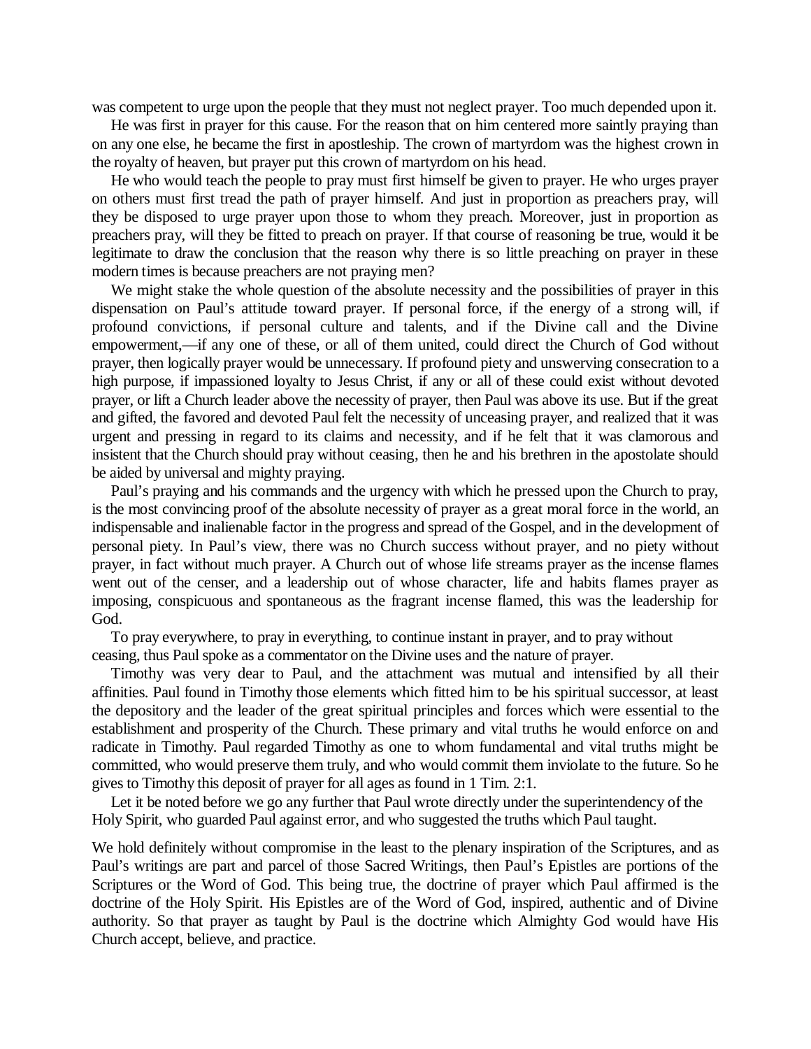was competent to urge upon the people that they must not neglect prayer. Too much depended upon it.

He was first in prayer for this cause. For the reason that on him centered more saintly praying than on any one else, he became the first in apostleship. The crown of martyrdom was the highest crown in the royalty of heaven, but prayer put this crown of martyrdom on his head.

He who would teach the people to pray must first himself be given to prayer. He who urges prayer on others must first tread the path of prayer himself. And just in proportion as preachers pray, will they be disposed to urge prayer upon those to whom they preach. Moreover, just in proportion as preachers pray, will they be fitted to preach on prayer. If that course of reasoning be true, would it be legitimate to draw the conclusion that the reason why there is so little preaching on prayer in these modern times is because preachers are not praying men?

We might stake the whole question of the absolute necessity and the possibilities of prayer in this dispensation on Paul's attitude toward prayer. If personal force, if the energy of a strong will, if profound convictions, if personal culture and talents, and if the Divine call and the Divine empowerment,—if any one of these, or all of them united, could direct the Church of God without prayer, then logically prayer would be unnecessary. If profound piety and unswerving consecration to a high purpose, if impassioned loyalty to Jesus Christ, if any or all of these could exist without devoted prayer, or lift a Church leader above the necessity of prayer, then Paul was above its use. But if the great and gifted, the favored and devoted Paul felt the necessity of unceasing prayer, and realized that it was urgent and pressing in regard to its claims and necessity, and if he felt that it was clamorous and insistent that the Church should pray without ceasing, then he and his brethren in the apostolate should be aided by universal and mighty praying.

Paul's praying and his commands and the urgency with which he pressed upon the Church to pray, is the most convincing proof of the absolute necessity of prayer as a great moral force in the world, an indispensable and inalienable factor in the progress and spread of the Gospel, and in the development of personal piety. In Paul's view, there was no Church success without prayer, and no piety without prayer, in fact without much prayer. A Church out of whose life streams prayer as the incense flames went out of the censer, and a leadership out of whose character, life and habits flames prayer as imposing, conspicuous and spontaneous as the fragrant incense flamed, this was the leadership for God.

To pray everywhere, to pray in everything, to continue instant in prayer, and to pray without ceasing, thus Paul spoke as a commentator on the Divine uses and the nature of prayer.

Timothy was very dear to Paul, and the attachment was mutual and intensified by all their affinities. Paul found in Timothy those elements which fitted him to be his spiritual successor, at least the depository and the leader of the great spiritual principles and forces which were essential to the establishment and prosperity of the Church. These primary and vital truths he would enforce on and radicate in Timothy. Paul regarded Timothy as one to whom fundamental and vital truths might be committed, who would preserve them truly, and who would commit them inviolate to the future. So he gives to Timothy this deposit of prayer for all ages as found in 1 Tim. 2:1.

Let it be noted before we go any further that Paul wrote directly under the superintendency of the Holy Spirit, who guarded Paul against error, and who suggested the truths which Paul taught.

We hold definitely without compromise in the least to the plenary inspiration of the Scriptures, and as Paul's writings are part and parcel of those Sacred Writings, then Paul's Epistles are portions of the Scriptures or the Word of God. This being true, the doctrine of prayer which Paul affirmed is the doctrine of the Holy Spirit. His Epistles are of the Word of God, inspired, authentic and of Divine authority. So that prayer as taught by Paul is the doctrine which Almighty God would have His Church accept, believe, and practice.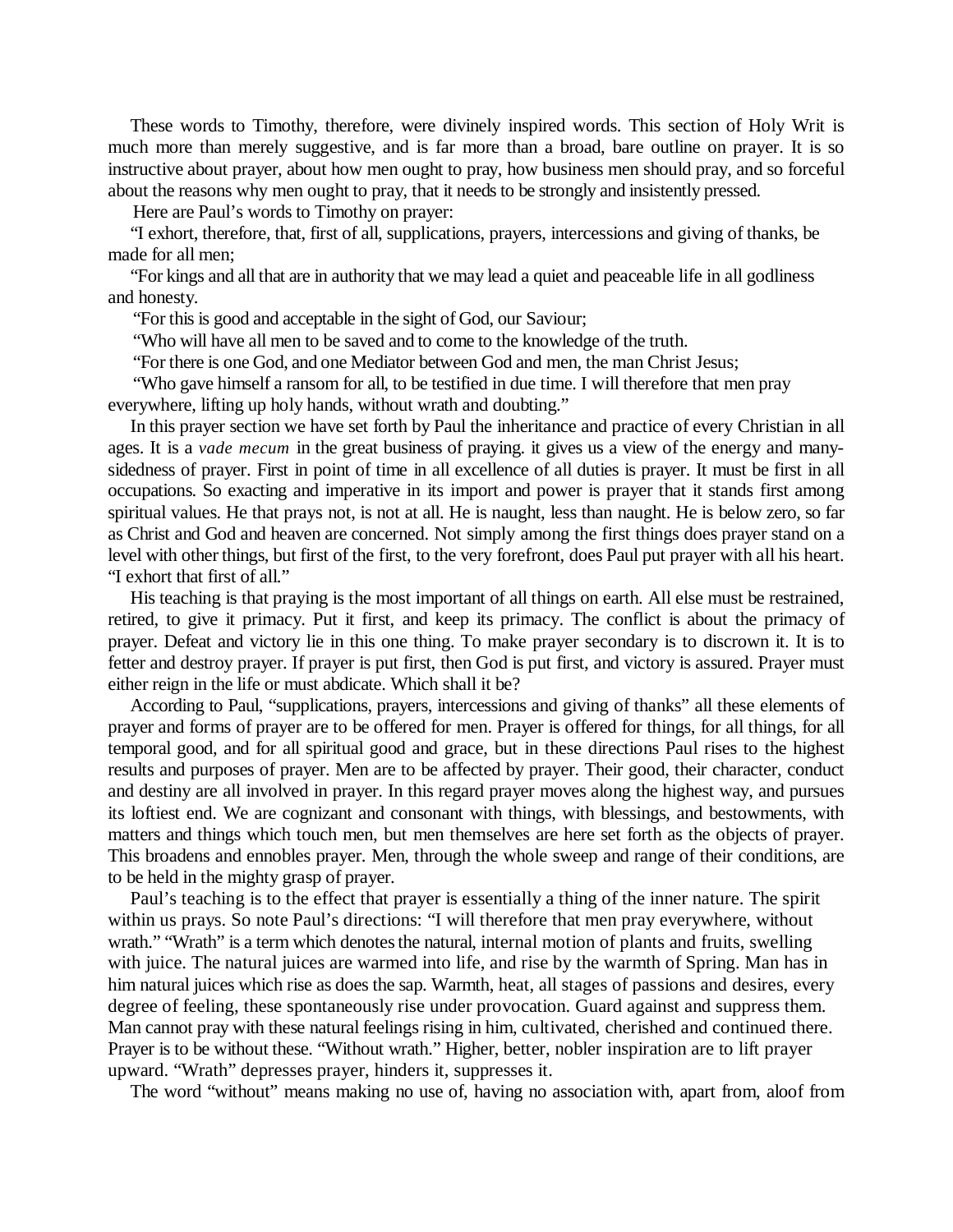These words to Timothy, therefore, were divinely inspired words. This section of Holy Writ is much more than merely suggestive, and is far more than a broad, bare outline on prayer. It is so instructive about prayer, about how men ought to pray, how business men should pray, and so forceful about the reasons why men ought to pray, that it needs to be strongly and insistently pressed.

Here are Paul's words to Timothy on prayer:

"I exhort, therefore, that, first of all, supplications, prayers, intercessions and giving of thanks, be made for all men;

"For kings and all that are in authority that we may lead a quiet and peaceable life in all godliness and honesty.

"For this is good and acceptable in the sight of God, our Saviour;

"Who will have all men to be saved and to come to the knowledge of the truth.

"For there is one God, and one Mediator between God and men, the man Christ Jesus;

"Who gave himself a ransom for all, to be testified in due time. I will therefore that men pray everywhere, lifting up holy hands, without wrath and doubting."

In this prayer section we have set forth by Paul the inheritance and practice of every Christian in all ages. It is a *vade mecum* in the great business of praying. it gives us a view of the energy and many-sidedness of prayer. First in point of time in all excellence of all duties is prayer. It must be first in all occupations. So exacting and imperative in its import and power is prayer that it stands first among spiritual values. He that prays not, is not at all. He is naught, less than naught. He is below zero, so far as Christ and God and heaven are concerned. Not simply among the first things does prayer stand on a level with other things, but first of the first, to the very forefront, does Paul put prayer with all his heart. "I exhort that first of all."

His teaching is that praying is the most important of all things on earth. All else must be restrained, retired, to give it primacy. Put it first, and keep its primacy. The conflict is about the primacy of prayer. Defeat and victory lie in this one thing. To make prayer secondary is to discrown it. It is to fetter and destroy prayer. If prayer is put first, then God is put first, and victory is assured. Prayer must either reign in the life or must abdicate. Which shall it be?

According to Paul, "supplications, prayers, intercessions and giving of thanks" all these elements of prayer and forms of prayer are to be offered for men. Prayer is offered for things, for all things, for all temporal good, and for all spiritual good and grace, but in these directions Paul rises to the highest results and purposes of prayer. Men are to be affected by prayer. Their good, their character, conduct and destiny are all involved in prayer. In this regard prayer moves along the highest way, and pursues its loftiest end. We are cognizant and consonant with things, with blessings, and bestowments, with matters and things which touch men, but men themselves are here set forth as the objects of prayer. This broadens and ennobles prayer. Men, through the whole sweep and range of their conditions, are to be held in the mighty grasp of prayer.

Paul's teaching is to the effect that prayer is essentially a thing of the inner nature. The spirit within us prays. So note Paul's directions: "I will therefore that men pray everywhere, without wrath." "Wrath" is a term which denotes the natural, internal motion of plants and fruits, swelling with juice. The natural juices are warmed into life, and rise by the warmth of Spring. Man has in him natural juices which rise as does the sap. Warmth, heat, all stages of passions and desires, every degree of feeling, these spontaneously rise under provocation. Guard against and suppress them. Man cannot pray with these natural feelings rising in him, cultivated, cherished and continued there. Prayer is to be without these. "Without wrath." Higher, better, nobler inspiration are to lift prayer upward. "Wrath" depresses prayer, hinders it, suppresses it.

The word "without" means making no use of, having no association with, apart from, aloof from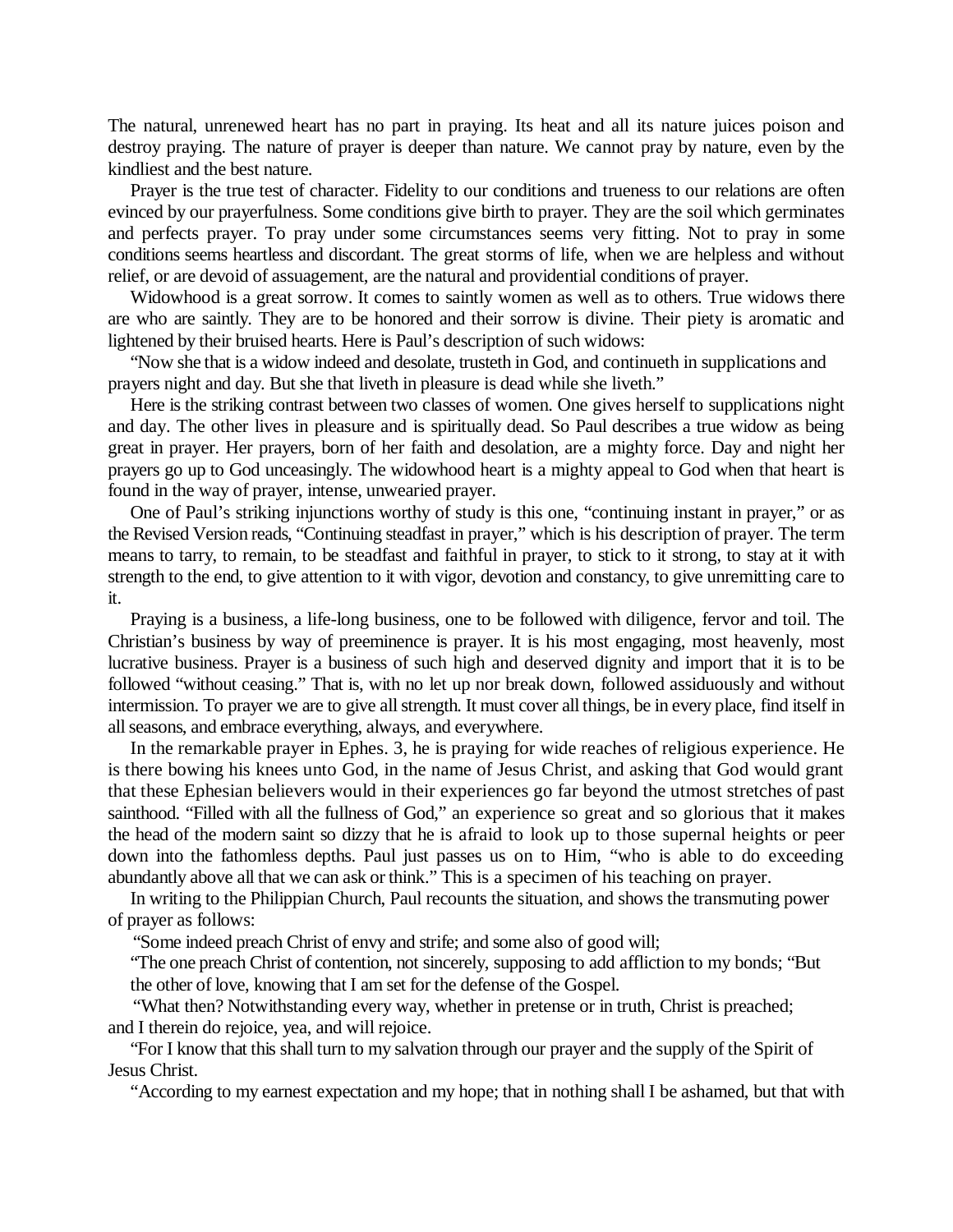The natural, unrenewed heart has no part in praying. Its heat and all its nature juices poison and destroy praying. The nature of prayer is deeper than nature. We cannot pray by nature, even by the kindliest and the best nature.

Prayer is the true test of character. Fidelity to our conditions and trueness to our relations are often evinced by our prayerfulness. Some conditions give birth to prayer. They are the soil which germinates and perfects prayer. To pray under some circumstances seems very fitting. Not to pray in some conditions seems heartless and discordant. The great storms of life, when we are helpless and without relief, or are devoid of assuagement, are the natural and providential conditions of prayer.

Widowhood is a great sorrow. It comes to saintly women as well as to others. True widows there are who are saintly. They are to be honored and their sorrow is divine. Their piety is aromatic and lightened by their bruised hearts. Here is Paul's description of such widows:

"Now she that is a widow indeed and desolate, trusteth in God, and continueth in supplications and prayers night and day. But she that liveth in pleasure is dead while she liveth."

Here is the striking contrast between two classes of women. One gives herself to supplications night and day. The other lives in pleasure and is spiritually dead. So Paul describes a true widow as being great in prayer. Her prayers, born of her faith and desolation, are a mighty force. Day and night her prayers go up to God unceasingly. The widowhood heart is a mighty appeal to God when that heart is found in the way of prayer, intense, unwearied prayer.

One of Paul's striking injunctions worthy of study is this one, "continuing instant in prayer," or as the Revised Version reads, "Continuing steadfast in prayer," which is his description of prayer. The term means to tarry, to remain, to be steadfast and faithful in prayer, to stick to it strong, to stay at it with strength to the end, to give attention to it with vigor, devotion and constancy, to give unremitting care to it.

Praying is a business, a life-long business, one to be followed with diligence, fervor and toil. The Christian's business by way of preeminence is prayer. It is his most engaging, most heavenly, most lucrative business. Prayer is a business of such high and deserved dignity and import that it is to be followed "without ceasing." That is, with no let up nor break down, followed assiduously and without intermission. To prayer we are to give all strength. It must cover all things, be in every place, find itself in all seasons, and embrace everything, always, and everywhere.

In the remarkable prayer in Ephes. 3, he is praying for wide reaches of religious experience. He is there bowing his knees unto God, in the name of Jesus Christ, and asking that God would grant that these Ephesian believers would in their experiences go far beyond the utmost stretches of past sainthood. "Filled with all the fullness of God," an experience so great and so glorious that it makes the head of the modern saint so dizzy that he is afraid to look up to those supernal heights or peer down into the fathomless depths. Paul just passes us on to Him, "who is able to do exceeding abundantly above all that we can ask or think." This is a specimen of his teaching on prayer.

In writing to the Philippian Church, Paul recounts the situation, and shows the transmuting power of prayer as follows:

"Some indeed preach Christ of envy and strife; and some also of good will;

"The one preach Christ of contention, not sincerely, supposing to add affliction to my bonds; "But the other of love, knowing that I am set for the defense of the Gospel.

"What then? Notwithstanding every way, whether in pretense or in truth, Christ is preached; and I therein do rejoice, yea, and will rejoice.

"For I know that this shall turn to my salvation through our prayer and the supply of the Spirit of Jesus Christ.

"According to my earnest expectation and my hope; that in nothing shall I be ashamed, but that with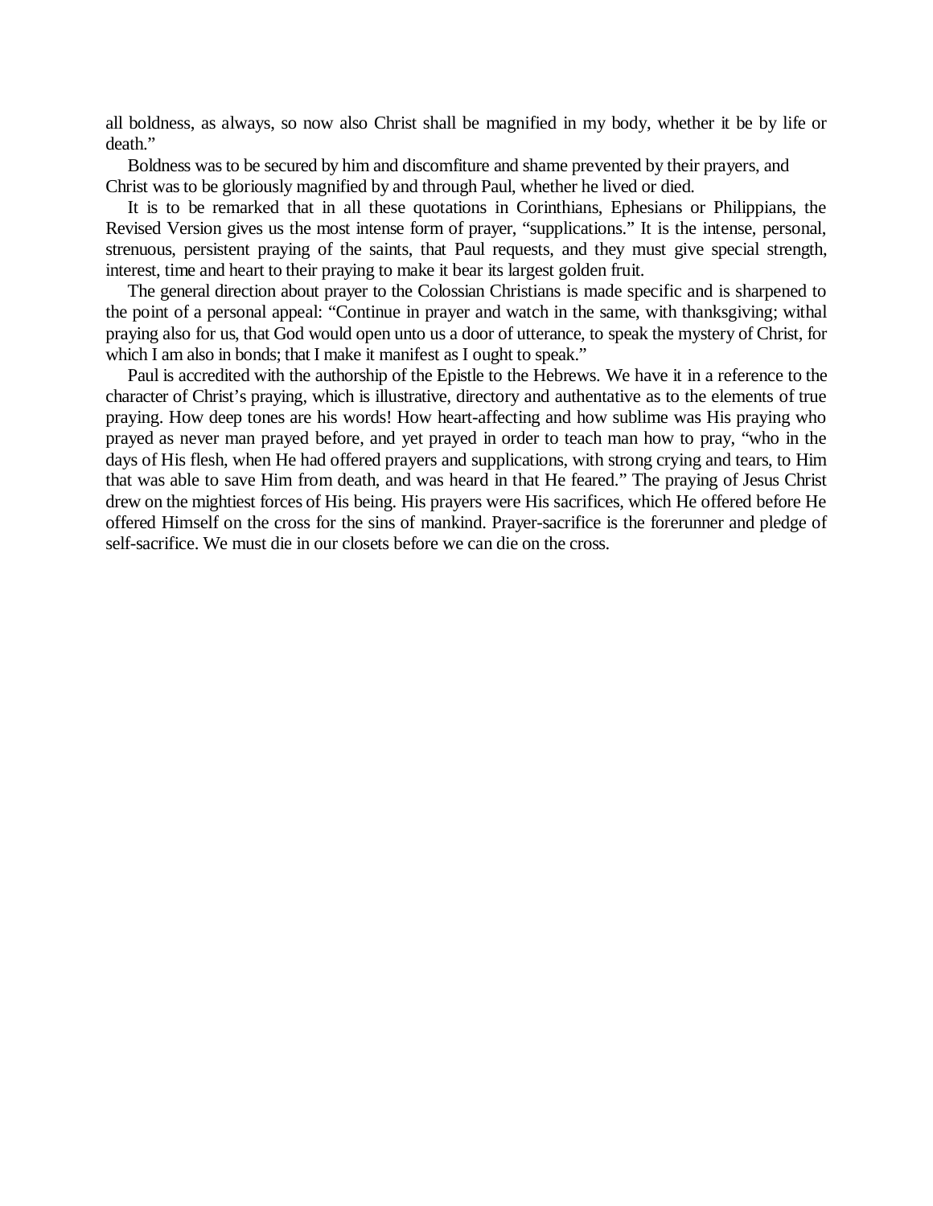all boldness, as always, so now also Christ shall be magnified in my body, whether it be by life or death."

Boldness was to be secured by him and discomfiture and shame prevented by their prayers, and Christ was to be gloriously magnified by and through Paul, whether he lived or died.

It is to be remarked that in all these quotations in Corinthians, Ephesians or Philippians, the Revised Version gives us the most intense form of prayer, "supplications." It is the intense, personal, strenuous, persistent praying of the saints, that Paul requests, and they must give special strength, interest, time and heart to their praying to make it bear its largest golden fruit.

The general direction about prayer to the Colossian Christians is made specific and is sharpened to the point of a personal appeal: "Continue in prayer and watch in the same, with thanksgiving; withal praying also for us, that God would open unto us a door of utterance, to speak the mystery of Christ, for which I am also in bonds; that I make it manifest as I ought to speak."

Paul is accredited with the authorship of the Epistle to the Hebrews. We have it in a reference to the character of Christ's praying, which is illustrative, directory and authentative as to the elements of true praying. How deep tones are his words! How heart-affecting and how sublime was His praying who prayed as never man prayed before, and yet prayed in order to teach man how to pray, "who in the days of His flesh, when He had offered prayers and supplications, with strong crying and tears, to Him that was able to save Him from death, and was heard in that He feared." The praying of Jesus Christ drew on the mightiest forces of His being. His prayers were His sacrifices, which He offered before He offered Himself on the cross for the sins of mankind. Prayer-sacrifice is the forerunner and pledge of self-sacrifice. We must die in our closets before we can die on the cross.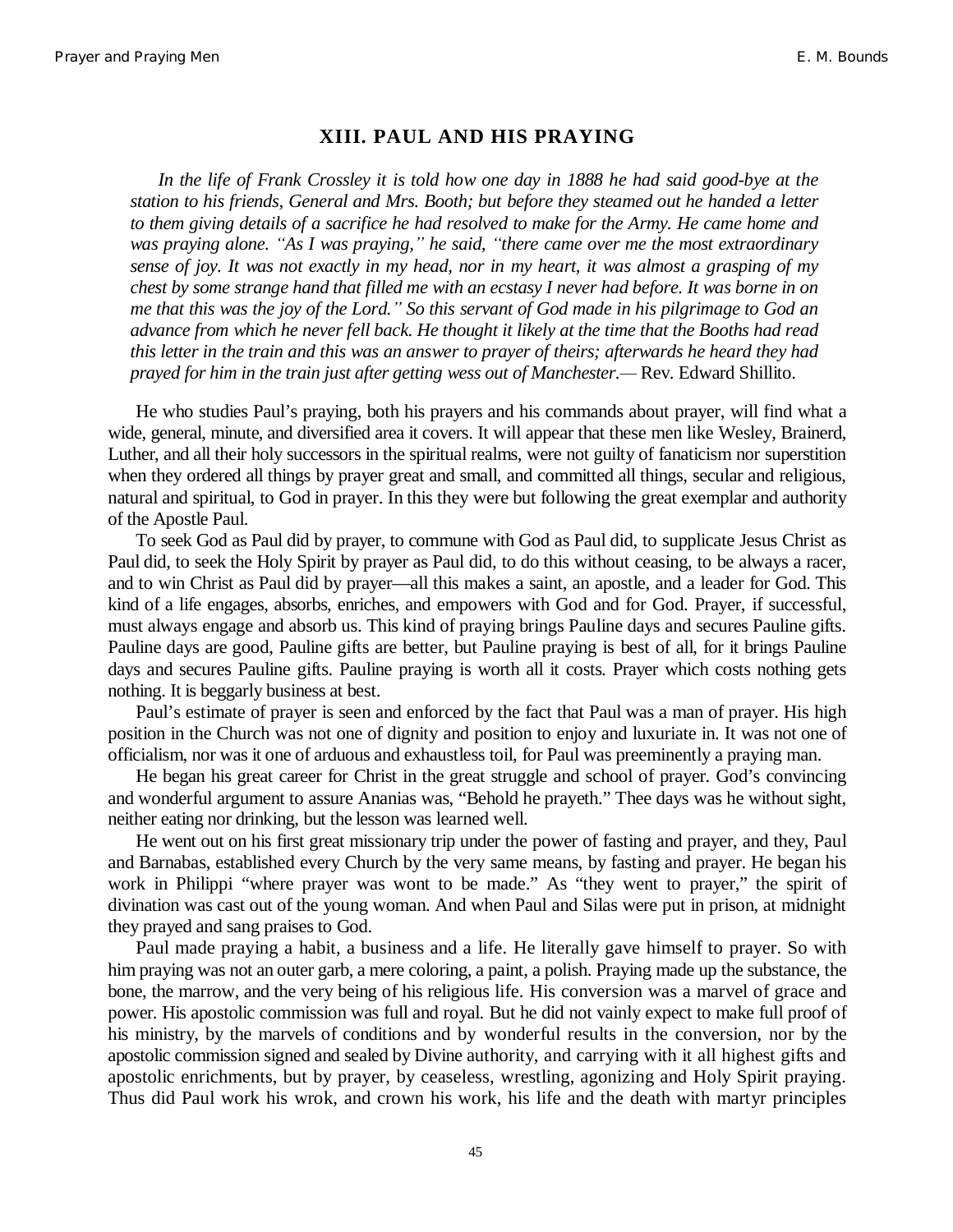## XIII. PAUL AND HIS PRAYING

*In the life of Frank Crossley it is told how one day in 1888 he had said good-bye at the station to his friends, General and Mrs. Booth; but before they steamed out he handed a letter to them giving details of a sacrifice he had resolved to make for the Army. He came home and was praying alone. "As I was praying," he said, "there came over me the most extraordinary sense of joy. It was not exactly in my head, nor in my heart, it was almost a grasping of my chest by some strange hand that filled me with an ecstasy I never had before. It was borne in on me that this was the joy of the Lord." So this servant of God made in his pilgrimage to God an advance from which he never fell back. He thought it likely at the time that the Booths had read this letter in the train and this was an answer to prayer of theirs; afterwards he heard they had prayed for him in the train just after getting wess out of Manchester.*— Rev. Edward Shillito.

He who studies Paul's praying, both his prayers and his commands about prayer, will find what a wide, general, minute, and diversified area it covers. It will appear that these men like Wesley, Brainerd, Luther, and all their holy successors in the spiritual realms, were not guilty of fanaticism nor superstition when they ordered all things by prayer great and small, and committed all things, secular and religious, natural and spiritual, to God in prayer. In this they were but following the great exemplar and authority of the Apostle Paul.

To seek God as Paul did by prayer, to commune with God as Paul did, to supplicate Jesus Christ as Paul did, to seek the Holy Spirit by prayer as Paul did, to do this without ceasing, to be always a racer, and to win Christ as Paul did by prayer—all this makes a saint, an apostle, and a leader for God. This kind of a life engages, absorbs, enriches, and empowers with God and for God. Prayer, if successful, must always engage and absorb us. This kind of praying brings Pauline days and secures Pauline gifts. Pauline days are good, Pauline gifts are better, but Pauline praying is best of all, for it brings Pauline days and secures Pauline gifts. Pauline praying is worth all it costs. Prayer which costs nothing gets nothing. It is beggarly business at best.

Paul's estimate of prayer is seen and enforced by the fact that Paul was a man of prayer. His high position in the Church was not one of dignity and position to enjoy and luxuriate in. It was not one of officialism, nor was it one of arduous and exhaustless toil, for Paul was preeminently a praying man.

He began his great career for Christ in the great struggle and school of prayer. God's convincing and wonderful argument to assure Ananias was, "Behold he prayeth." Thee days was he without sight, neither eating nor drinking, but the lesson was learned well.

He went out on his first great missionary trip under the power of fasting and prayer, and they, Paul and Barnabas, established every Church by the very same means, by fasting and prayer. He began his work in Philippi "where prayer was wont to be made." As "they went to prayer," the spirit of divination was cast out of the young woman. And when Paul and Silas were put in prison, at midnight they prayed and sang praises to God.

Paul made praying a habit, a business and a life. He literally gave himself to prayer. So with him praying was not an outer garb, a mere coloring, a paint, a polish. Praying made up the substance, the bone, the marrow, and the very being of his religious life. His conversion was a marvel of grace and power. His apostolic commission was full and royal. But he did not vainly expect to make full proof of his ministry, by the marvels of conditions and by wonderful results in the conversion, nor by the apostolic commission signed and sealed by Divine authority, and carrying with it all highest gifts and apostolic enrichments, but by prayer, by ceaseless, wrestling, agonizing and Holy Spirit praying. Thus did Paul work his wrok, and crown his work, his life and the death with martyr principles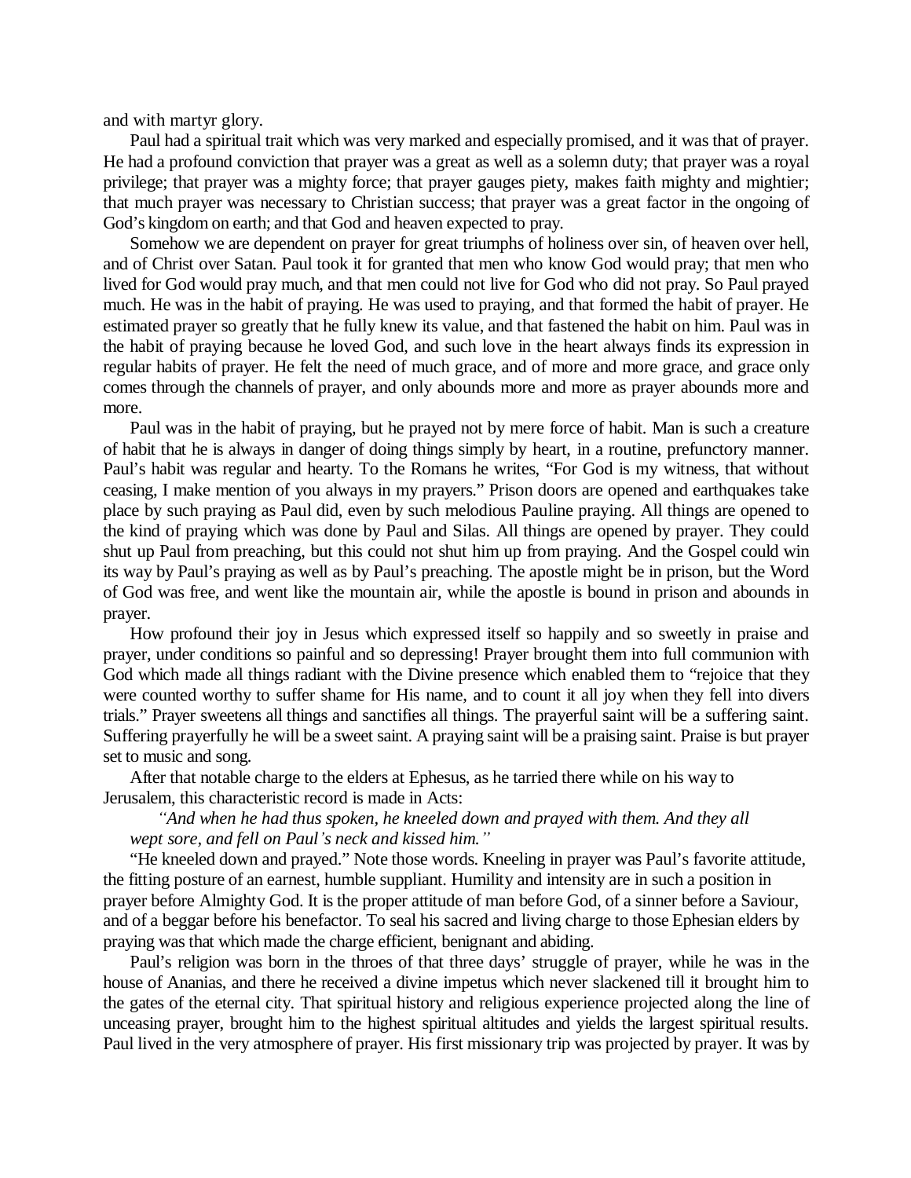and with martyr glory.

Paul had a spiritual trait which was very marked and especially promised, and it was that of prayer. He had a profound conviction that prayer was a great as well as a solemn duty; that prayer was a royal privilege; that prayer was a mighty force; that prayer gauges piety, makes faith mighty and mightier; that much prayer was necessary to Christian success; that prayer was a great factor in the ongoing of God's kingdom on earth; and that God and heaven expected to pray.

Somehow we are dependent on prayer for great triumphs of holiness over sin, of heaven over hell, and of Christ over Satan. Paul took it for granted that men who know God would pray; that men who lived for God would pray much, and that men could not live for God who did not pray. So Paul prayed much. He was in the habit of praying. He was used to praying, and that formed the habit of prayer. He estimated prayer so greatly that he fully knew its value, and that fastened the habit on him. Paul was in the habit of praying because he loved God, and such love in the heart always finds its expression in regular habits of prayer. He felt the need of much grace, and of more and more grace, and grace only comes through the channels of prayer, and only abounds more and more as prayer abounds more and more.

Paul was in the habit of praying, but he prayed not by mere force of habit. Man is such a creature of habit that he is always in danger of doing things simply by heart, in a routine, prefunctory manner. Paul's habit was regular and hearty. To the Romans he writes, "For God is my witness, that without ceasing, I make mention of you always in my prayers." Prison doors are opened and earthquakes take place by such praying as Paul did, even by such melodious Pauline praying. All things are opened to the kind of praying which was done by Paul and Silas. All things are opened by prayer. They could shut up Paul from preaching, but this could not shut him up from praying. And the Gospel could win its way by Paul's praying as well as by Paul's preaching. The apostle might be in prison, but the Word of God was free, and went like the mountain air, while the apostle is bound in prison and abounds in prayer.

How profound their joy in Jesus which expressed itself so happily and so sweetly in praise and prayer, under conditions so painful and so depressing! Prayer brought them into full communion with God which made all things radiant with the Divine presence which enabled them to "rejoice that they were counted worthy to suffer shame for His name, and to count it all joy when they fell into divers trials." Prayer sweetens all things and sanctifies all things. The prayerful saint will be a suffering saint. Suffering prayerfully he will be a sweet saint. A praying saint will be a praising saint. Praise is but prayer set to music and song.

After that notable charge to the elders at Ephesus, as he tarried there while on his way to Jerusalem, this characteristic record is made in Acts:

> *"And when he had thus spoken, he kneeled down and prayed with them. And they all wept sore, and fell on Paul's neck and kissed him."*

"He kneeled down and prayed." Note those words. Kneeling in prayer was Paul's favorite attitude, the fitting posture of an earnest, humble suppliant. Humility and intensity are in such a position in prayer before Almighty God. It is the proper attitude of man before God, of a sinner before a Saviour, and of a beggar before his benefactor. To seal his sacred and living charge to those Ephesian elders by praying was that which made the charge efficient, benignant and abiding.

Paul's religion was born in the throes of that three days' struggle of prayer, while he was in the house of Ananias, and there he received a divine impetus which never slackened till it brought him to the gates of the eternal city. That spiritual history and religious experience projected along the line of unceasing prayer, brought him to the highest spiritual altitudes and yields the largest spiritual results. Paul lived in the very atmosphere of prayer. His first missionary trip was projected by prayer. It was by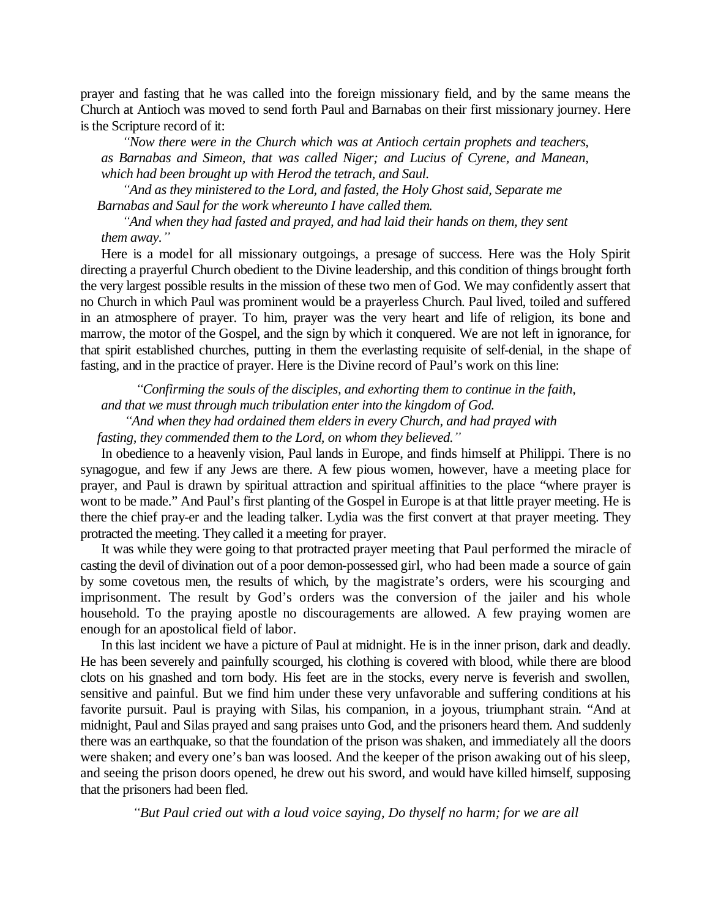prayer and fasting that he was called into the foreign missionary field, and by the same means the Church at Antioch was moved to send forth Paul and Barnabas on their first missionary journey. Here is the Scripture record of it:

> *"Now there were in the Church which was at Antioch certain prophets and teachers, as Barnabas and Simeon, that was called Niger; and Lucius of Cyrene, and Manean, which had been brought up with Herod the tetrach, and Saul.*
>
> *"And as they ministered to the Lord, and fasted, the Holy Ghost said, Separate me Barnabas and Saul for the work whereunto I have called them.*
>
> *"And when they had fasted and prayed, and had laid their hands on them, they sent them away."*

Here is a model for all missionary outgoings, a presage of success. Here was the Holy Spirit directing a prayerful Church obedient to the Divine leadership, and this condition of things brought forth the very largest possible results in the mission of these two men of God. We may confidently assert that no Church in which Paul was prominent would be a prayerless Church. Paul lived, toiled and suffered in an atmosphere of prayer. To him, prayer was the very heart and life of religion, its bone and marrow, the motor of the Gospel, and the sign by which it conquered. We are not left in ignorance, for that spirit established churches, putting in them the everlasting requisite of self-denial, in the shape of fasting, and in the practice of prayer. Here is the Divine record of Paul's work on this line:

> *"Confirming the souls of the disciples, and exhorting them to continue in the faith, and that we must through much tribulation enter into the kingdom of God.*
>
> *"And when they had ordained them elders in every Church, and had prayed with fasting, they commended them to the Lord, on whom they believed."*

In obedience to a heavenly vision, Paul lands in Europe, and finds himself at Philippi. There is no synagogue, and few if any Jews are there. A few pious women, however, have a meeting place for prayer, and Paul is drawn by spiritual attraction and spiritual affinities to the place "where prayer is wont to be made." And Paul's first planting of the Gospel in Europe is at that little prayer meeting. He is there the chief pray-er and the leading talker. Lydia was the first convert at that prayer meeting. They protracted the meeting. They called it a meeting for prayer.

It was while they were going to that protracted prayer meeting that Paul performed the miracle of casting the devil of divination out of a poor demon-possessed girl, who had been made a source of gain by some covetous men, the results of which, by the magistrate's orders, were his scourging and imprisonment. The result by God's orders was the conversion of the jailer and his whole household. To the praying apostle no discouragements are allowed. A few praying women are enough for an apostolical field of labor.

In this last incident we have a picture of Paul at midnight. He is in the inner prison, dark and deadly. He has been severely and painfully scourged, his clothing is covered with blood, while there are blood clots on his gnashed and torn body. His feet are in the stocks, every nerve is feverish and swollen, sensitive and painful. But we find him under these very unfavorable and suffering conditions at his favorite pursuit. Paul is praying with Silas, his companion, in a joyous, triumphant strain. "And at midnight, Paul and Silas prayed and sang praises unto God, and the prisoners heard them. And suddenly there was an earthquake, so that the foundation of the prison was shaken, and immediately all the doors were shaken; and every one's ban was loosed. And the keeper of the prison awaking out of his sleep, and seeing the prison doors opened, he drew out his sword, and would have killed himself, supposing that the prisoners had been fled.

> *"But Paul cried out with a loud voice saying, Do thyself no harm; for we are all*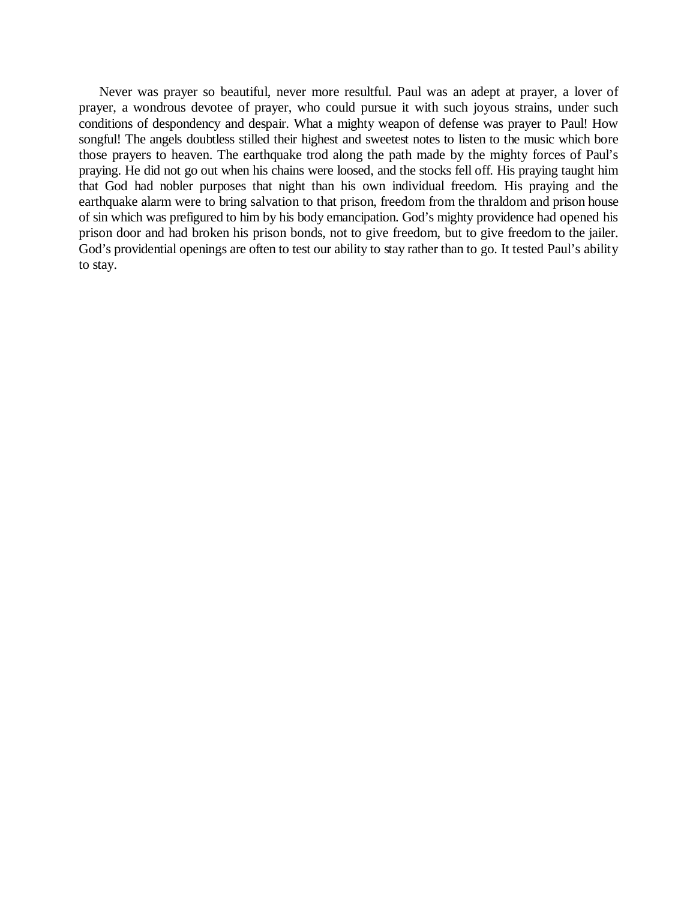Never was prayer so beautiful, never more resultful. Paul was an adept at prayer, a lover of prayer, a wondrous devotee of prayer, who could pursue it with such joyous strains, under such conditions of despondency and despair. What a mighty weapon of defense was prayer to Paul! How songful! The angels doubtless stilled their highest and sweetest notes to listen to the music which bore those prayers to heaven. The earthquake trod along the path made by the mighty forces of Paul's praying. He did not go out when his chains were loosed, and the stocks fell off. His praying taught him that God had nobler purposes that night than his own individual freedom. His praying and the earthquake alarm were to bring salvation to that prison, freedom from the thraldom and prison house of sin which was prefigured to him by his body emancipation. God's mighty providence had opened his prison door and had broken his prison bonds, not to give freedom, but to give freedom to the jailer. God's providential openings are often to test our ability to stay rather than to go. It tested Paul's ability to stay.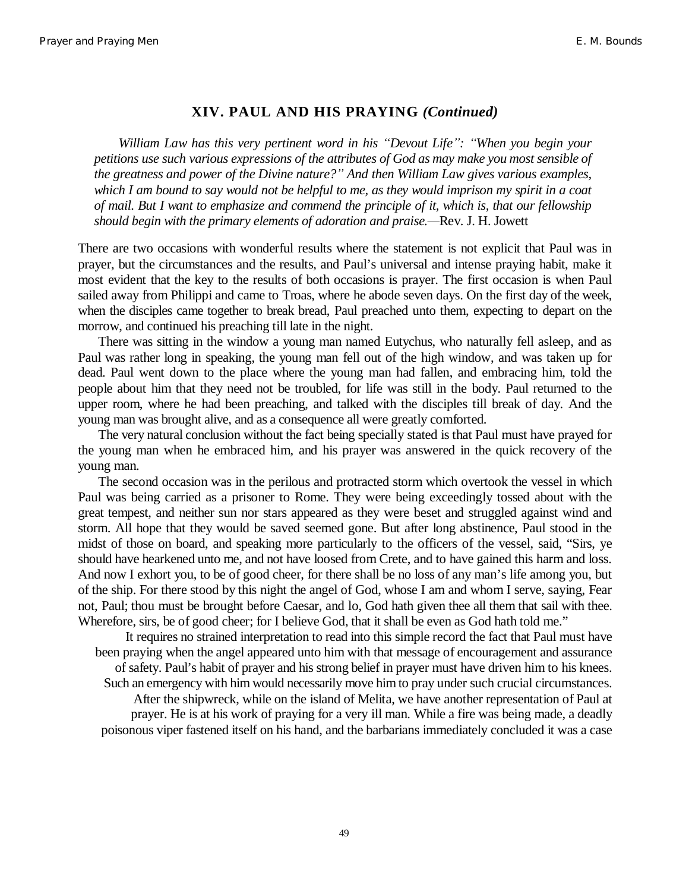## XIV. PAUL AND HIS PRAYING *(Continued)*

*William Law has this very pertinent word in his "Devout Life": "When you begin your petitions use such various expressions of the attributes of God as may make you most sensible of the greatness and power of the Divine nature?" And then William Law gives various examples, which I am bound to say would not be helpful to me, as they would imprison my spirit in a coat of mail. But I want to emphasize and commend the principle of it, which is, that our fellowship should begin with the primary elements of adoration and praise.*—Rev. J. H. Jowett

There are two occasions with wonderful results where the statement is not explicit that Paul was in prayer, but the circumstances and the results, and Paul's universal and intense praying habit, make it most evident that the key to the results of both occasions is prayer. The first occasion is when Paul sailed away from Philippi and came to Troas, where he abode seven days. On the first day of the week, when the disciples came together to break bread, Paul preached unto them, expecting to depart on the morrow, and continued his preaching till late in the night.

There was sitting in the window a young man named Eutychus, who naturally fell asleep, and as Paul was rather long in speaking, the young man fell out of the high window, and was taken up for dead. Paul went down to the place where the young man had fallen, and embracing him, told the people about him that they need not be troubled, for life was still in the body. Paul returned to the upper room, where he had been preaching, and talked with the disciples till break of day. And the young man was brought alive, and as a consequence all were greatly comforted.

The very natural conclusion without the fact being specially stated is that Paul must have prayed for the young man when he embraced him, and his prayer was answered in the quick recovery of the young man.

The second occasion was in the perilous and protracted storm which overtook the vessel in which Paul was being carried as a prisoner to Rome. They were being exceedingly tossed about with the great tempest, and neither sun nor stars appeared as they were beset and struggled against wind and storm. All hope that they would be saved seemed gone. But after long abstinence, Paul stood in the midst of those on board, and speaking more particularly to the officers of the vessel, said, "Sirs, ye should have hearkened unto me, and not have loosed from Crete, and to have gained this harm and loss. And now I exhort you, to be of good cheer, for there shall be no loss of any man's life among you, but of the ship. For there stood by this night the angel of God, whose I am and whom I serve, saying, Fear not, Paul; thou must be brought before Caesar, and lo, God hath given thee all them that sail with thee. Wherefore, sirs, be of good cheer; for I believe God, that it shall be even as God hath told me."

It requires no strained interpretation to read into this simple record the fact that Paul must have been praying when the angel appeared unto him with that message of encouragement and assurance of safety. Paul's habit of prayer and his strong belief in prayer must have driven him to his knees. Such an emergency with him would necessarily move him to pray under such crucial circumstances.

After the shipwreck, while on the island of Melita, we have another representation of Paul at prayer. He is at his work of praying for a very ill man. While a fire was being made, a deadly poisonous viper fastened itself on his hand, and the barbarians immediately concluded it was a case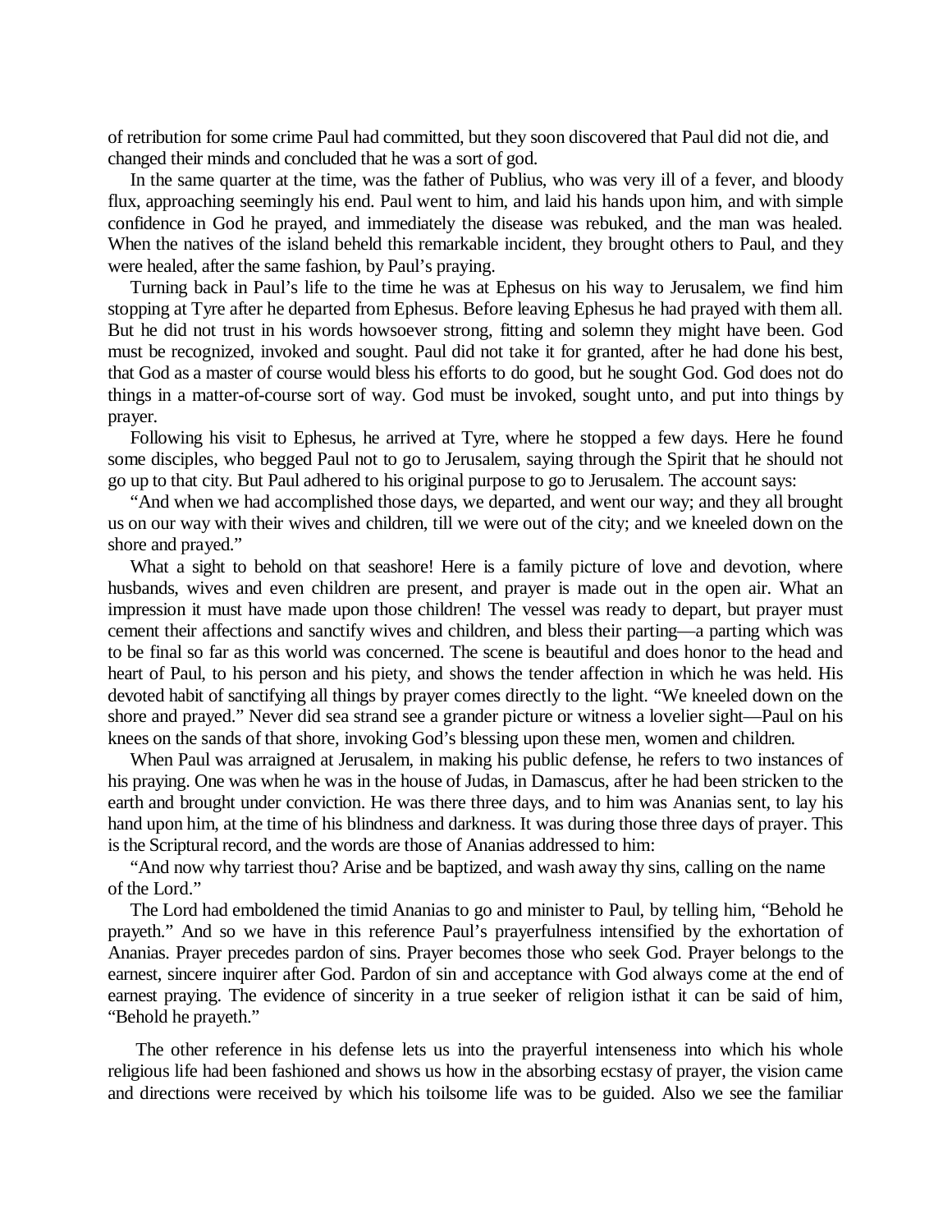of retribution for some crime Paul had committed, but they soon discovered that Paul did not die, and changed their minds and concluded that he was a sort of god.

In the same quarter at the time, was the father of Publius, who was very ill of a fever, and bloody flux, approaching seemingly his end. Paul went to him, and laid his hands upon him, and with simple confidence in God he prayed, and immediately the disease was rebuked, and the man was healed. When the natives of the island beheld this remarkable incident, they brought others to Paul, and they were healed, after the same fashion, by Paul's praying.

Turning back in Paul's life to the time he was at Ephesus on his way to Jerusalem, we find him stopping at Tyre after he departed from Ephesus. Before leaving Ephesus he had prayed with them all. But he did not trust in his words howsoever strong, fitting and solemn they might have been. God must be recognized, invoked and sought. Paul did not take it for granted, after he had done his best, that God as a master of course would bless his efforts to do good, but he sought God. God does not do things in a matter-of-course sort of way. God must be invoked, sought unto, and put into things by prayer.

Following his visit to Ephesus, he arrived at Tyre, where he stopped a few days. Here he found some disciples, who begged Paul not to go to Jerusalem, saying through the Spirit that he should not go up to that city. But Paul adhered to his original purpose to go to Jerusalem. The account says:

"And when we had accomplished those days, we departed, and went our way; and they all brought us on our way with their wives and children, till we were out of the city; and we kneeled down on the shore and prayed."

What a sight to behold on that seashore! Here is a family picture of love and devotion, where husbands, wives and even children are present, and prayer is made out in the open air. What an impression it must have made upon those children! The vessel was ready to depart, but prayer must cement their affections and sanctify wives and children, and bless their parting—a parting which was to be final so far as this world was concerned. The scene is beautiful and does honor to the head and heart of Paul, to his person and his piety, and shows the tender affection in which he was held. His devoted habit of sanctifying all things by prayer comes directly to the light. "We kneeled down on the shore and prayed." Never did sea strand see a grander picture or witness a lovelier sight—Paul on his knees on the sands of that shore, invoking God's blessing upon these men, women and children.

When Paul was arraigned at Jerusalem, in making his public defense, he refers to two instances of his praying. One was when he was in the house of Judas, in Damascus, after he had been stricken to the earth and brought under conviction. He was there three days, and to him was Ananias sent, to lay his hand upon him, at the time of his blindness and darkness. It was during those three days of prayer. This is the Scriptural record, and the words are those of Ananias addressed to him:

"And now why tarriest thou? Arise and be baptized, and wash away thy sins, calling on the name of the Lord."

The Lord had emboldened the timid Ananias to go and minister to Paul, by telling him, "Behold he prayeth." And so we have in this reference Paul's prayerfulness intensified by the exhortation of Ananias. Prayer precedes pardon of sins. Prayer becomes those who seek God. Prayer belongs to the earnest, sincere inquirer after God. Pardon of sin and acceptance with God always come at the end of earnest praying. The evidence of sincerity in a true seeker of religion isthat it can be said of him, "Behold he prayeth."

The other reference in his defense lets us into the prayerful intenseness into which his whole religious life had been fashioned and shows us how in the absorbing ecstasy of prayer, the vision came and directions were received by which his toilsome life was to be guided. Also we see the familiar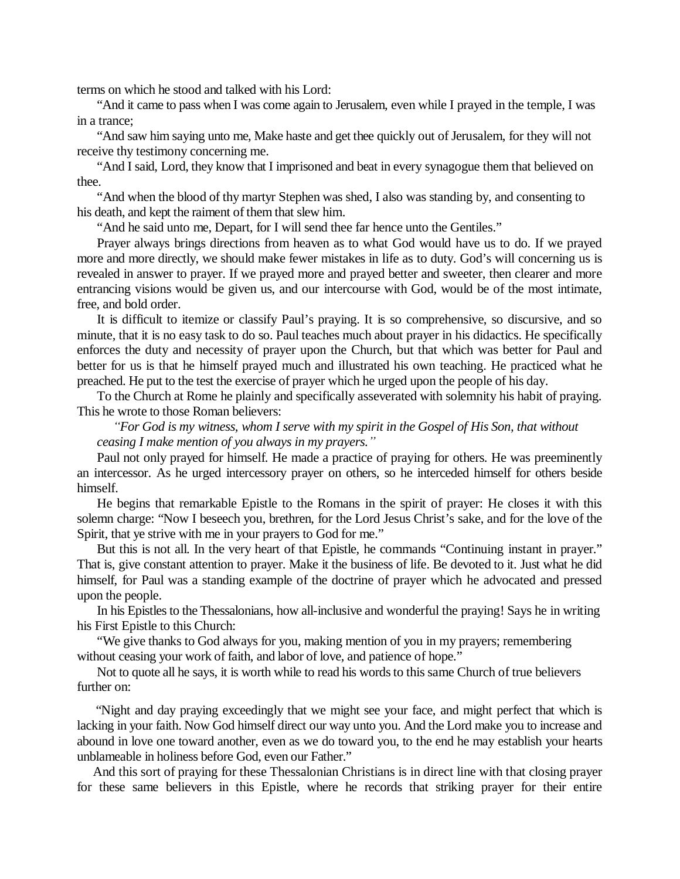terms on which he stood and talked with his Lord:

"And it came to pass when I was come again to Jerusalem, even while I prayed in the temple, I was in a trance;

"And saw him saying unto me, Make haste and get thee quickly out of Jerusalem, for they will not receive thy testimony concerning me.

"And I said, Lord, they know that I imprisoned and beat in every synagogue them that believed on thee.

"And when the blood of thy martyr Stephen was shed, I also was standing by, and consenting to his death, and kept the raiment of them that slew him.

"And he said unto me, Depart, for I will send thee far hence unto the Gentiles."

Prayer always brings directions from heaven as to what God would have us to do. If we prayed more and more directly, we should make fewer mistakes in life as to duty. God's will concerning us is revealed in answer to prayer. If we prayed more and prayed better and sweeter, then clearer and more entrancing visions would be given us, and our intercourse with God, would be of the most intimate, free, and bold order.

It is difficult to itemize or classify Paul's praying. It is so comprehensive, so discursive, and so minute, that it is no easy task to do so. Paul teaches much about prayer in his didactics. He specifically enforces the duty and necessity of prayer upon the Church, but that which was better for Paul and better for us is that he himself prayed much and illustrated his own teaching. He practiced what he preached. He put to the test the exercise of prayer which he urged upon the people of his day.

To the Church at Rome he plainly and specifically asseverated with solemnity his habit of praying. This he wrote to those Roman believers:

> *"For God is my witness, whom I serve with my spirit in the Gospel of His Son, that without ceasing I make mention of you always in my prayers."*

Paul not only prayed for himself. He made a practice of praying for others. He was preeminently an intercessor. As he urged intercessory prayer on others, so he interceded himself for others beside himself.

He begins that remarkable Epistle to the Romans in the spirit of prayer: He closes it with this solemn charge: "Now I beseech you, brethren, for the Lord Jesus Christ's sake, and for the love of the Spirit, that ye strive with me in your prayers to God for me."

But this is not all. In the very heart of that Epistle, he commands "Continuing instant in prayer." That is, give constant attention to prayer. Make it the business of life. Be devoted to it. Just what he did himself, for Paul was a standing example of the doctrine of prayer which he advocated and pressed upon the people.

In his Epistles to the Thessalonians, how all-inclusive and wonderful the praying! Says he in writing his First Epistle to this Church:

"We give thanks to God always for you, making mention of you in my prayers; remembering without ceasing your work of faith, and labor of love, and patience of hope."

Not to quote all he says, it is worth while to read his words to this same Church of true believers further on:

"Night and day praying exceedingly that we might see your face, and might perfect that which is lacking in your faith. Now God himself direct our way unto you. And the Lord make you to increase and abound in love one toward another, even as we do toward you, to the end he may establish your hearts unblameable in holiness before God, even our Father."

And this sort of praying for these Thessalonian Christians is in direct line with that closing prayer for these same believers in this Epistle, where he records that striking prayer for their entire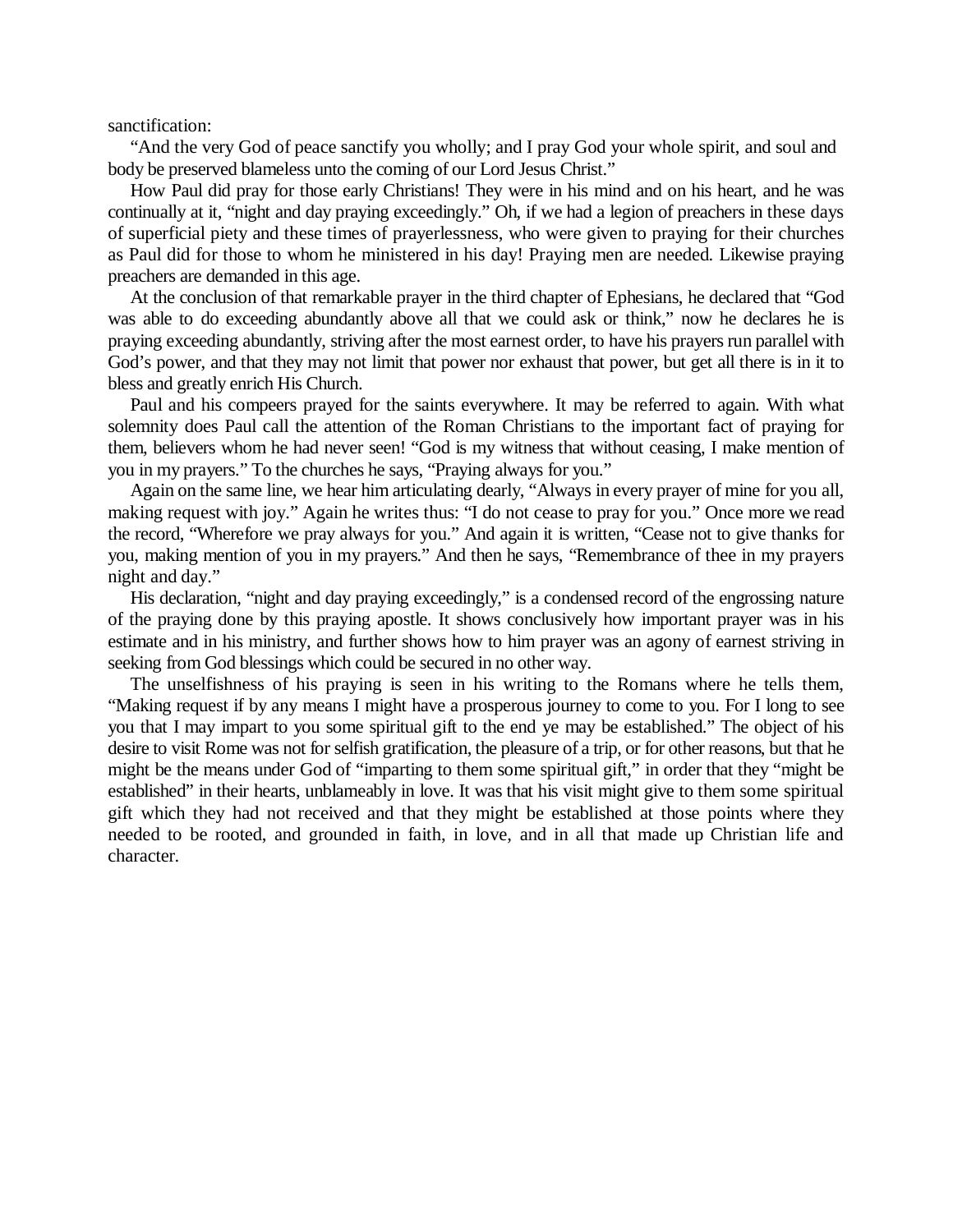sanctification:

"And the very God of peace sanctify you wholly; and I pray God your whole spirit, and soul and body be preserved blameless unto the coming of our Lord Jesus Christ."

How Paul did pray for those early Christians! They were in his mind and on his heart, and he was continually at it, "night and day praying exceedingly." Oh, if we had a legion of preachers in these days of superficial piety and these times of prayerlessness, who were given to praying for their churches as Paul did for those to whom he ministered in his day! Praying men are needed. Likewise praying preachers are demanded in this age.

At the conclusion of that remarkable prayer in the third chapter of Ephesians, he declared that "God was able to do exceeding abundantly above all that we could ask or think," now he declares he is praying exceeding abundantly, striving after the most earnest order, to have his prayers run parallel with God's power, and that they may not limit that power nor exhaust that power, but get all there is in it to bless and greatly enrich His Church.

Paul and his compeers prayed for the saints everywhere. It may be referred to again. With what solemnity does Paul call the attention of the Roman Christians to the important fact of praying for them, believers whom he had never seen! "God is my witness that without ceasing, I make mention of you in my prayers." To the churches he says, "Praying always for you."

Again on the same line, we hear him articulating dearly, "Always in every prayer of mine for you all, making request with joy." Again he writes thus: "I do not cease to pray for you." Once more we read the record, "Wherefore we pray always for you." And again it is written, "Cease not to give thanks for you, making mention of you in my prayers." And then he says, "Remembrance of thee in my prayers night and day."

His declaration, "night and day praying exceedingly," is a condensed record of the engrossing nature of the praying done by this praying apostle. It shows conclusively how important prayer was in his estimate and in his ministry, and further shows how to him prayer was an agony of earnest striving in seeking from God blessings which could be secured in no other way.

The unselfishness of his praying is seen in his writing to the Romans where he tells them, "Making request if by any means I might have a prosperous journey to come to you. For I long to see you that I may impart to you some spiritual gift to the end ye may be established." The object of his desire to visit Rome was not for selfish gratification, the pleasure of a trip, or for other reasons, but that he might be the means under God of "imparting to them some spiritual gift," in order that they "might be established" in their hearts, unblameably in love. It was that his visit might give to them some spiritual gift which they had not received and that they might be established at those points where they needed to be rooted, and grounded in faith, in love, and in all that made up Christian life and character.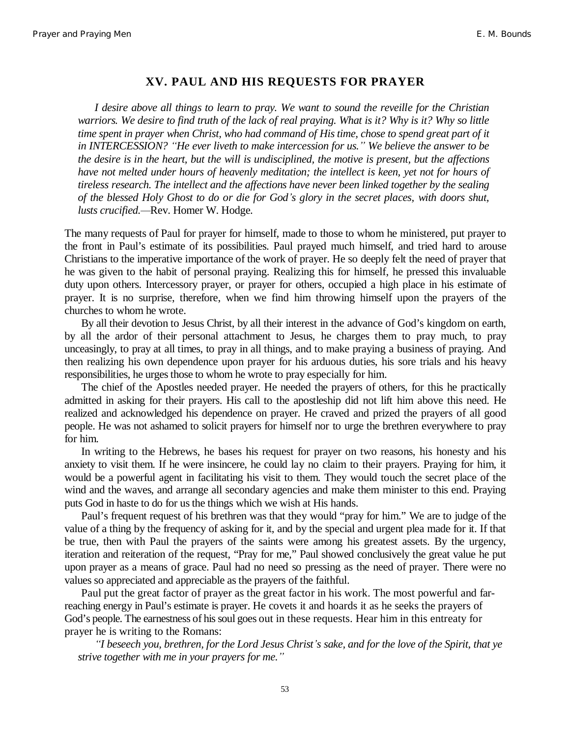## XV. PAUL AND HIS REQUESTS FOR PRAYER

*I desire above all things to learn to pray. We want to sound the reveille for the Christian warriors. We desire to find truth of the lack of real praying. What is it? Why is it? Why so little time spent in prayer when Christ, who had command of His time, chose to spend great part of it in INTERCESSION? "He ever liveth to make intercession for us." We believe the answer to be the desire is in the heart, but the will is undisciplined, the motive is present, but the affections have not melted under hours of heavenly meditation; the intellect is keen, yet not for hours of tireless research. The intellect and the affections have never been linked together by the sealing of the blessed Holy Ghost to do or die for God's glory in the secret places, with doors shut, lusts crucified.*—Rev. Homer W. Hodge.

The many requests of Paul for prayer for himself, made to those to whom he ministered, put prayer to the front in Paul's estimate of its possibilities. Paul prayed much himself, and tried hard to arouse Christians to the imperative importance of the work of prayer. He so deeply felt the need of prayer that he was given to the habit of personal praying. Realizing this for himself, he pressed this invaluable duty upon others. Intercessory prayer, or prayer for others, occupied a high place in his estimate of prayer. It is no surprise, therefore, when we find him throwing himself upon the prayers of the churches to whom he wrote.

By all their devotion to Jesus Christ, by all their interest in the advance of God's kingdom on earth, by all the ardor of their personal attachment to Jesus, he charges them to pray much, to pray unceasingly, to pray at all times, to pray in all things, and to make praying a business of praying. And then realizing his own dependence upon prayer for his arduous duties, his sore trials and his heavy responsibilities, he urges those to whom he wrote to pray especially for him.

The chief of the Apostles needed prayer. He needed the prayers of others, for this he practically admitted in asking for their prayers. His call to the apostleship did not lift him above this need. He realized and acknowledged his dependence on prayer. He craved and prized the prayers of all good people. He was not ashamed to solicit prayers for himself nor to urge the brethren everywhere to pray for him.

In writing to the Hebrews, he bases his request for prayer on two reasons, his honesty and his anxiety to visit them. If he were insincere, he could lay no claim to their prayers. Praying for him, it would be a powerful agent in facilitating his visit to them. They would touch the secret place of the wind and the waves, and arrange all secondary agencies and make them minister to this end. Praying puts God in haste to do for us the things which we wish at His hands.

Paul's frequent request of his brethren was that they would "pray for him." We are to judge of the value of a thing by the frequency of asking for it, and by the special and urgent plea made for it. If that be true, then with Paul the prayers of the saints were among his greatest assets. By the urgency, iteration and reiteration of the request, "Pray for me," Paul showed conclusively the great value he put upon prayer as a means of grace. Paul had no need so pressing as the need of prayer. There were no values so appreciated and appreciable as the prayers of the faithful.

Paul put the great factor of prayer as the great factor in his work. The most powerful and far-reaching energy in Paul's estimate is prayer. He covets it and hoards it as he seeks the prayers of God's people. The earnestness of his soul goes out in these requests. Hear him in this entreaty for prayer he is writing to the Romans:

> *"I beseech you, brethren, for the Lord Jesus Christ's sake, and for the love of the Spirit, that ye strive together with me in your prayers for me."*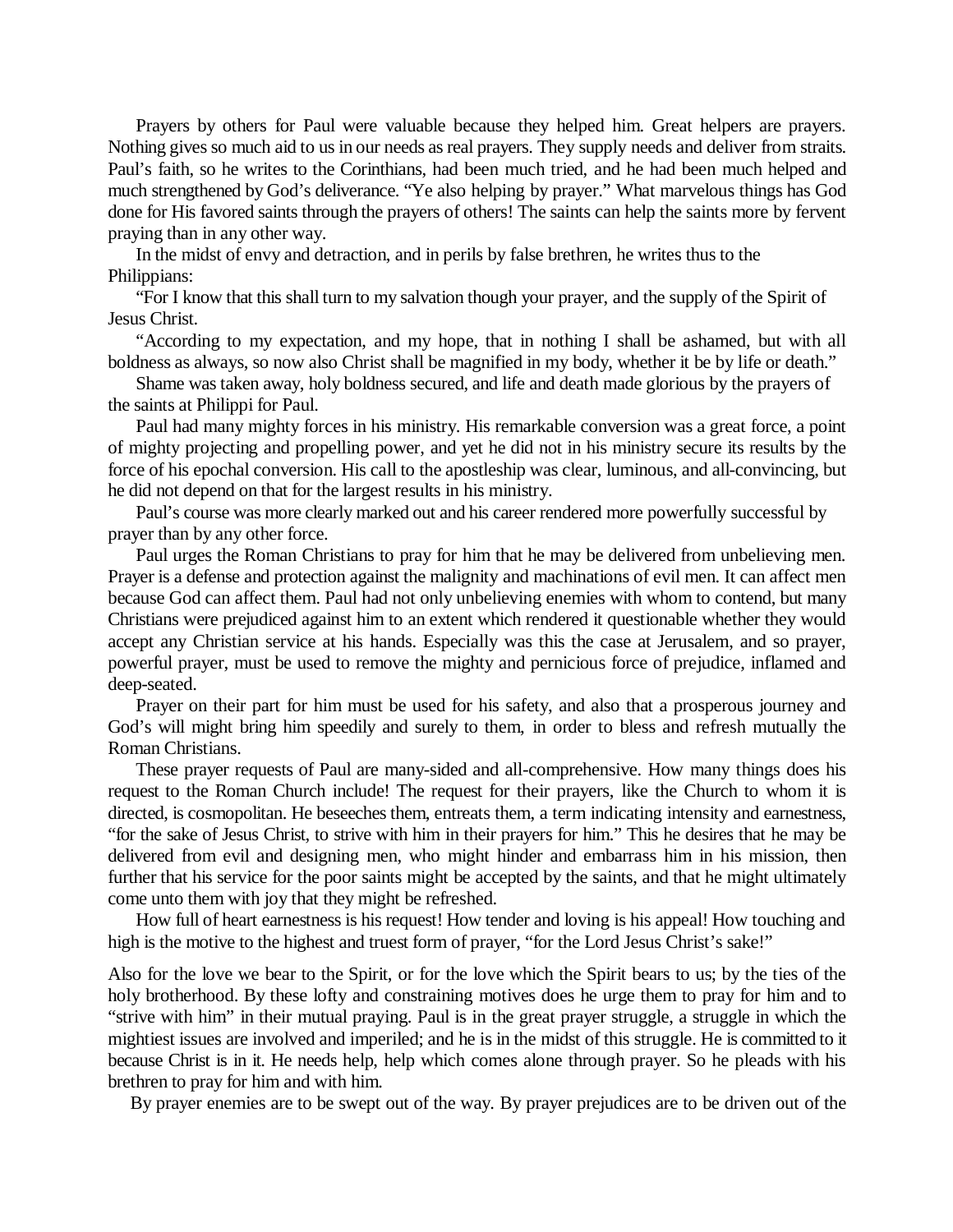Prayers by others for Paul were valuable because they helped him. Great helpers are prayers. Nothing gives so much aid to us in our needs as real prayers. They supply needs and deliver from straits. Paul's faith, so he writes to the Corinthians, had been much tried, and he had been much helped and much strengthened by God's deliverance. "Ye also helping by prayer." What marvelous things has God done for His favored saints through the prayers of others! The saints can help the saints more by fervent praying than in any other way.

In the midst of envy and detraction, and in perils by false brethren, he writes thus to the Philippians:

"For I know that this shall turn to my salvation though your prayer, and the supply of the Spirit of Jesus Christ.

"According to my expectation, and my hope, that in nothing I shall be ashamed, but with all boldness as always, so now also Christ shall be magnified in my body, whether it be by life or death."

Shame was taken away, holy boldness secured, and life and death made glorious by the prayers of the saints at Philippi for Paul.

Paul had many mighty forces in his ministry. His remarkable conversion was a great force, a point of mighty projecting and propelling power, and yet he did not in his ministry secure its results by the force of his epochal conversion. His call to the apostleship was clear, luminous, and all-convincing, but he did not depend on that for the largest results in his ministry.

Paul's course was more clearly marked out and his career rendered more powerfully successful by prayer than by any other force.

Paul urges the Roman Christians to pray for him that he may be delivered from unbelieving men. Prayer is a defense and protection against the malignity and machinations of evil men. It can affect men because God can affect them. Paul had not only unbelieving enemies with whom to contend, but many Christians were prejudiced against him to an extent which rendered it questionable whether they would accept any Christian service at his hands. Especially was this the case at Jerusalem, and so prayer, powerful prayer, must be used to remove the mighty and pernicious force of prejudice, inflamed and deep-seated.

Prayer on their part for him must be used for his safety, and also that a prosperous journey and God's will might bring him speedily and surely to them, in order to bless and refresh mutually the Roman Christians.

These prayer requests of Paul are many-sided and all-comprehensive. How many things does his request to the Roman Church include! The request for their prayers, like the Church to whom it is directed, is cosmopolitan. He beseeches them, entreats them, a term indicating intensity and earnestness, "for the sake of Jesus Christ, to strive with him in their prayers for him." This he desires that he may be delivered from evil and designing men, who might hinder and embarrass him in his mission, then further that his service for the poor saints might be accepted by the saints, and that he might ultimately come unto them with joy that they might be refreshed.

How full of heart earnestness is his request! How tender and loving is his appeal! How touching and high is the motive to the highest and truest form of prayer, "for the Lord Jesus Christ's sake!"

Also for the love we bear to the Spirit, or for the love which the Spirit bears to us; by the ties of the holy brotherhood. By these lofty and constraining motives does he urge them to pray for him and to "strive with him" in their mutual praying. Paul is in the great prayer struggle, a struggle in which the mightiest issues are involved and imperiled; and he is in the midst of this struggle. He is committed to it because Christ is in it. He needs help, help which comes alone through prayer. So he pleads with his brethren to pray for him and with him.

By prayer enemies are to be swept out of the way. By prayer prejudices are to be driven out of the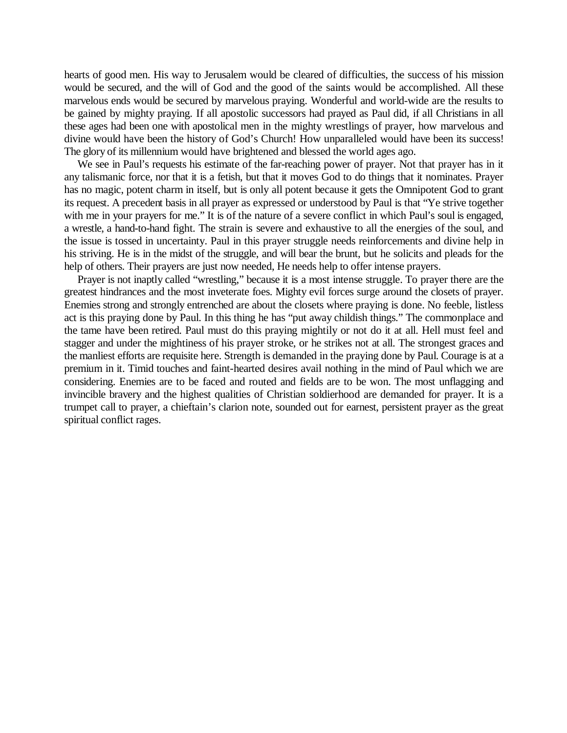hearts of good men. His way to Jerusalem would be cleared of difficulties, the success of his mission would be secured, and the will of God and the good of the saints would be accomplished. All these marvelous ends would be secured by marvelous praying. Wonderful and world-wide are the results to be gained by mighty praying. If all apostolic successors had prayed as Paul did, if all Christians in all these ages had been one with apostolical men in the mighty wrestlings of prayer, how marvelous and divine would have been the history of God's Church! How unparalleled would have been its success! The glory of its millennium would have brightened and blessed the world ages ago.

We see in Paul's requests his estimate of the far-reaching power of prayer. Not that prayer has in it any talismanic force, nor that it is a fetish, but that it moves God to do things that it nominates. Prayer has no magic, potent charm in itself, but is only all potent because it gets the Omnipotent God to grant its request. A precedent basis in all prayer as expressed or understood by Paul is that "Ye strive together with me in your prayers for me." It is of the nature of a severe conflict in which Paul's soul is engaged, a wrestle, a hand-to-hand fight. The strain is severe and exhaustive to all the energies of the soul, and the issue is tossed in uncertainty. Paul in this prayer struggle needs reinforcements and divine help in his striving. He is in the midst of the struggle, and will bear the brunt, but he solicits and pleads for the help of others. Their prayers are just now needed, He needs help to offer intense prayers.

Prayer is not inaptly called "wrestling," because it is a most intense struggle. To prayer there are the greatest hindrances and the most inveterate foes. Mighty evil forces surge around the closets of prayer. Enemies strong and strongly entrenched are about the closets where praying is done. No feeble, listless act is this praying done by Paul. In this thing he has "put away childish things." The commonplace and the tame have been retired. Paul must do this praying mightily or not do it at all. Hell must feel and stagger and under the mightiness of his prayer stroke, or he strikes not at all. The strongest graces and the manliest efforts are requisite here. Strength is demanded in the praying done by Paul. Courage is at a premium in it. Timid touches and faint-hearted desires avail nothing in the mind of Paul which we are considering. Enemies are to be faced and routed and fields are to be won. The most unflagging and invincible bravery and the highest qualities of Christian soldierhood are demanded for prayer. It is a trumpet call to prayer, a chieftain's clarion note, sounded out for earnest, persistent prayer as the great spiritual conflict rages.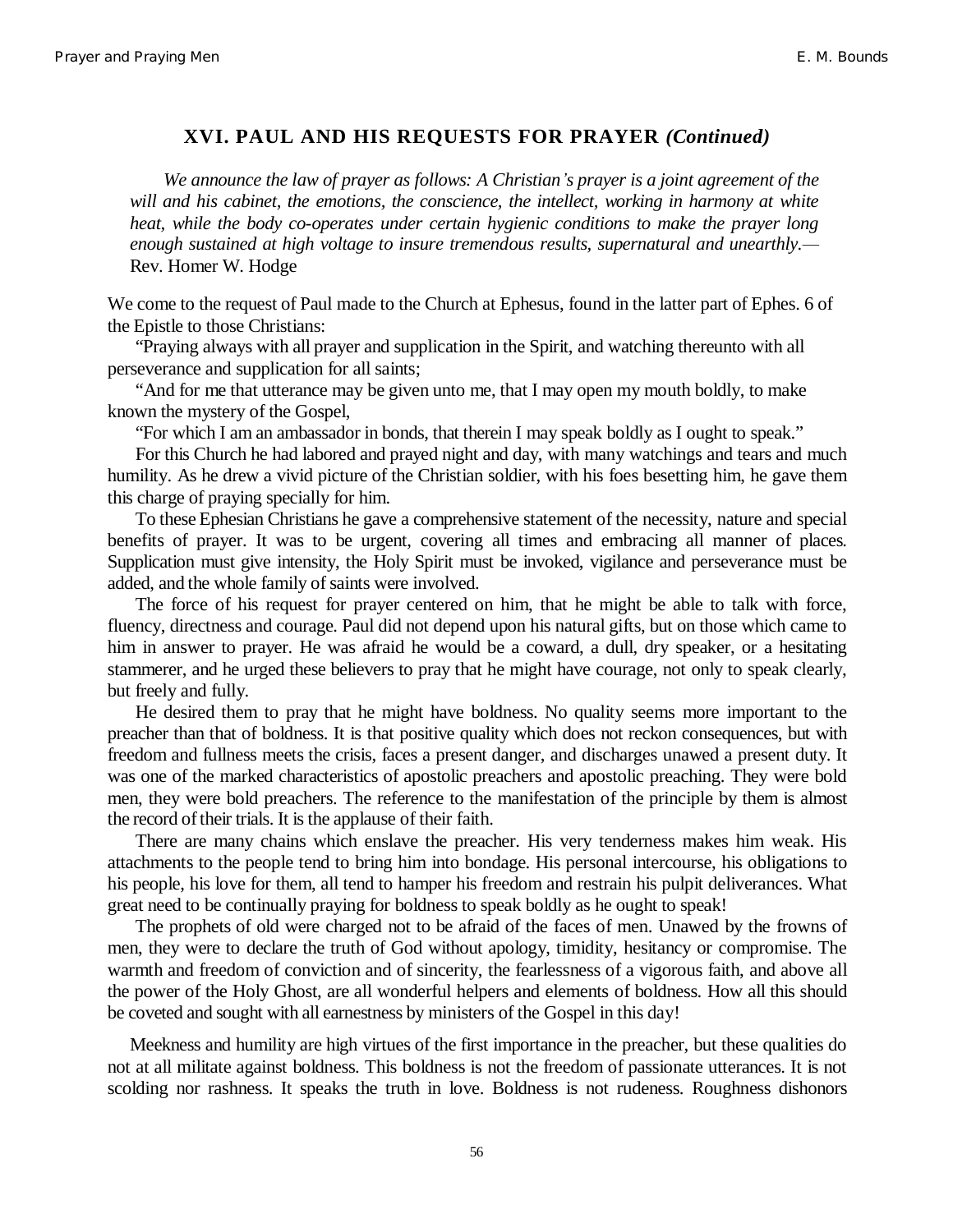## XVI. PAUL AND HIS REQUESTS FOR PRAYER *(Continued)*

*We announce the law of prayer as follows: A Christian's prayer is a joint agreement of the will and his cabinet, the emotions, the conscience, the intellect, working in harmony at white heat, while the body co-operates under certain hygienic conditions to make the prayer long enough sustained at high voltage to insure tremendous results, supernatural and unearthly.*— Rev. Homer W. Hodge

We come to the request of Paul made to the Church at Ephesus, found in the latter part of Ephes. 6 of the Epistle to those Christians:

"Praying always with all prayer and supplication in the Spirit, and watching thereunto with all perseverance and supplication for all saints;

"And for me that utterance may be given unto me, that I may open my mouth boldly, to make known the mystery of the Gospel,

"For which I am an ambassador in bonds, that therein I may speak boldly as I ought to speak."

For this Church he had labored and prayed night and day, with many watchings and tears and much humility. As he drew a vivid picture of the Christian soldier, with his foes besetting him, he gave them this charge of praying specially for him.

To these Ephesian Christians he gave a comprehensive statement of the necessity, nature and special benefits of prayer. It was to be urgent, covering all times and embracing all manner of places. Supplication must give intensity, the Holy Spirit must be invoked, vigilance and perseverance must be added, and the whole family of saints were involved.

The force of his request for prayer centered on him, that he might be able to talk with force, fluency, directness and courage. Paul did not depend upon his natural gifts, but on those which came to him in answer to prayer. He was afraid he would be a coward, a dull, dry speaker, or a hesitating stammerer, and he urged these believers to pray that he might have courage, not only to speak clearly, but freely and fully.

He desired them to pray that he might have boldness. No quality seems more important to the preacher than that of boldness. It is that positive quality which does not reckon consequences, but with freedom and fullness meets the crisis, faces a present danger, and discharges unawed a present duty. It was one of the marked characteristics of apostolic preachers and apostolic preaching. They were bold men, they were bold preachers. The reference to the manifestation of the principle by them is almost the record of their trials. It is the applause of their faith.

There are many chains which enslave the preacher. His very tenderness makes him weak. His attachments to the people tend to bring him into bondage. His personal intercourse, his obligations to his people, his love for them, all tend to hamper his freedom and restrain his pulpit deliverances. What great need to be continually praying for boldness to speak boldly as he ought to speak!

The prophets of old were charged not to be afraid of the faces of men. Unawed by the frowns of men, they were to declare the truth of God without apology, timidity, hesitancy or compromise. The warmth and freedom of conviction and of sincerity, the fearlessness of a vigorous faith, and above all the power of the Holy Ghost, are all wonderful helpers and elements of boldness. How all this should be coveted and sought with all earnestness by ministers of the Gospel in this day!

Meekness and humility are high virtues of the first importance in the preacher, but these qualities do not at all militate against boldness. This boldness is not the freedom of passionate utterances. It is not scolding nor rashness. It speaks the truth in love. Boldness is not rudeness. Roughness dishonors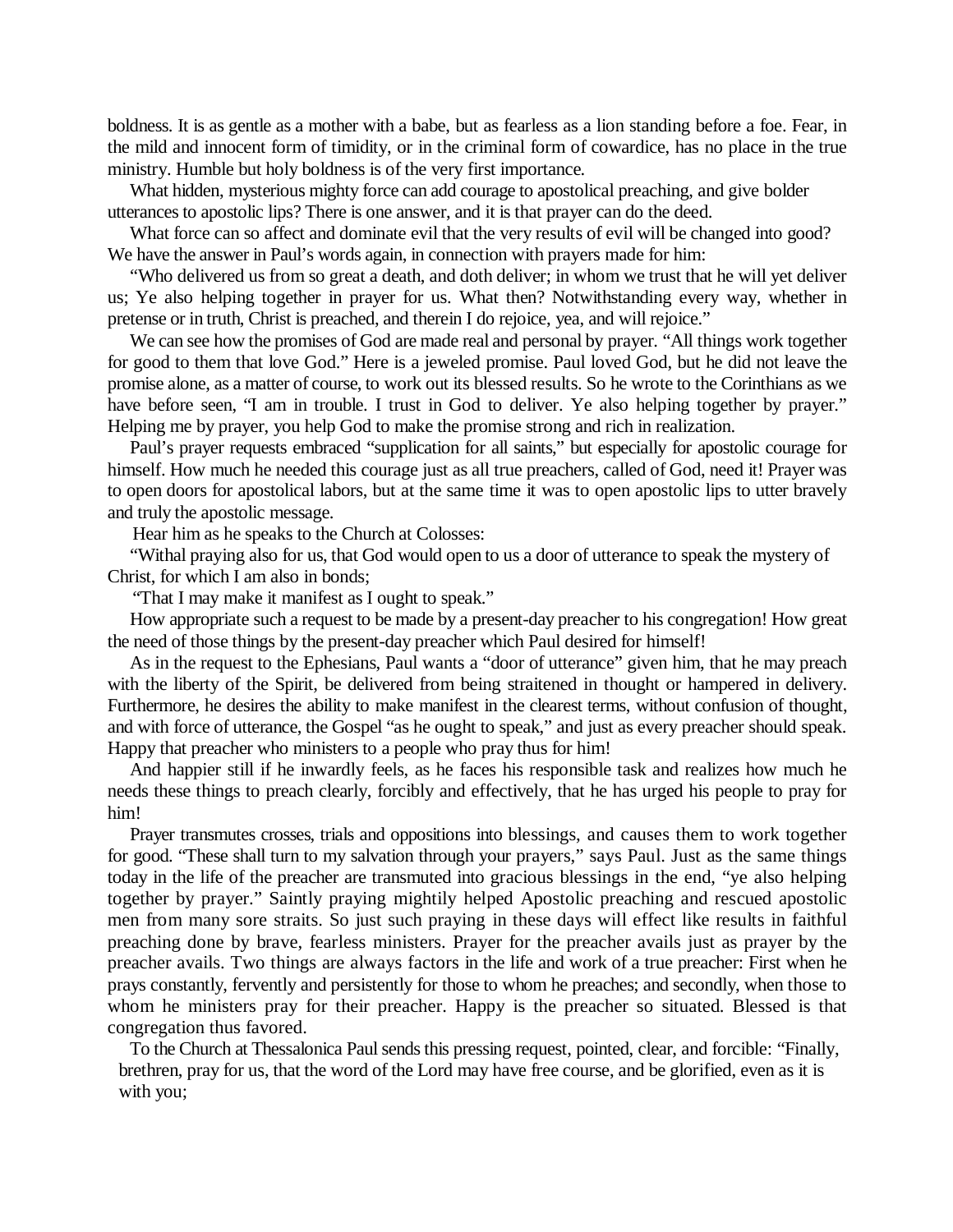boldness. It is as gentle as a mother with a babe, but as fearless as a lion standing before a foe. Fear, in the mild and innocent form of timidity, or in the criminal form of cowardice, has no place in the true ministry. Humble but holy boldness is of the very first importance.

What hidden, mysterious mighty force can add courage to apostolical preaching, and give bolder utterances to apostolic lips? There is one answer, and it is that prayer can do the deed.

What force can so affect and dominate evil that the very results of evil will be changed into good? We have the answer in Paul's words again, in connection with prayers made for him:

"Who delivered us from so great a death, and doth deliver; in whom we trust that he will yet deliver us; Ye also helping together in prayer for us. What then? Notwithstanding every way, whether in pretense or in truth, Christ is preached, and therein I do rejoice, yea, and will rejoice."

We can see how the promises of God are made real and personal by prayer. "All things work together for good to them that love God." Here is a jeweled promise. Paul loved God, but he did not leave the promise alone, as a matter of course, to work out its blessed results. So he wrote to the Corinthians as we have before seen, "I am in trouble. I trust in God to deliver. Ye also helping together by prayer." Helping me by prayer, you help God to make the promise strong and rich in realization.

Paul's prayer requests embraced "supplication for all saints," but especially for apostolic courage for himself. How much he needed this courage just as all true preachers, called of God, need it! Prayer was to open doors for apostolical labors, but at the same time it was to open apostolic lips to utter bravely and truly the apostolic message.

Hear him as he speaks to the Church at Colosses:

"Withal praying also for us, that God would open to us a door of utterance to speak the mystery of Christ, for which I am also in bonds;

"That I may make it manifest as I ought to speak."

How appropriate such a request to be made by a present-day preacher to his congregation! How great the need of those things by the present-day preacher which Paul desired for himself!

As in the request to the Ephesians, Paul wants a "door of utterance" given him, that he may preach with the liberty of the Spirit, be delivered from being straitened in thought or hampered in delivery. Furthermore, he desires the ability to make manifest in the clearest terms, without confusion of thought, and with force of utterance, the Gospel "as he ought to speak," and just as every preacher should speak. Happy that preacher who ministers to a people who pray thus for him!

And happier still if he inwardly feels, as he faces his responsible task and realizes how much he needs these things to preach clearly, forcibly and effectively, that he has urged his people to pray for him!

Prayer transmutes crosses, trials and oppositions into blessings, and causes them to work together for good. "These shall turn to my salvation through your prayers," says Paul. Just as the same things today in the life of the preacher are transmuted into gracious blessings in the end, "ye also helping together by prayer." Saintly praying mightily helped Apostolic preaching and rescued apostolic men from many sore straits. So just such praying in these days will effect like results in faithful preaching done by brave, fearless ministers. Prayer for the preacher avails just as prayer by the preacher avails. Two things are always factors in the life and work of a true preacher: First when he prays constantly, fervently and persistently for those to whom he preaches; and secondly, when those to whom he ministers pray for their preacher. Happy is the preacher so situated. Blessed is that congregation thus favored.

To the Church at Thessalonica Paul sends this pressing request, pointed, clear, and forcible: "Finally, brethren, pray for us, that the word of the Lord may have free course, and be glorified, even as it is with you;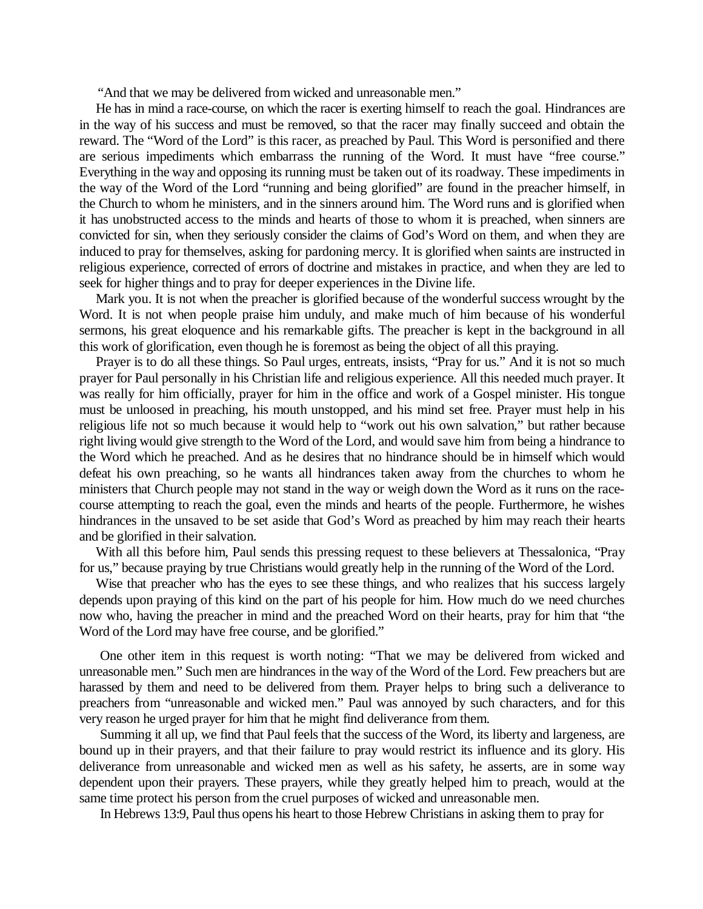"And that we may be delivered from wicked and unreasonable men."

He has in mind a race-course, on which the racer is exerting himself to reach the goal. Hindrances are in the way of his success and must be removed, so that the racer may finally succeed and obtain the reward. The "Word of the Lord" is this racer, as preached by Paul. This Word is personified and there are serious impediments which embarrass the running of the Word. It must have "free course." Everything in the way and opposing its running must be taken out of its roadway. These impediments in the way of the Word of the Lord "running and being glorified" are found in the preacher himself, in the Church to whom he ministers, and in the sinners around him. The Word runs and is glorified when it has unobstructed access to the minds and hearts of those to whom it is preached, when sinners are convicted for sin, when they seriously consider the claims of God's Word on them, and when they are induced to pray for themselves, asking for pardoning mercy. It is glorified when saints are instructed in religious experience, corrected of errors of doctrine and mistakes in practice, and when they are led to seek for higher things and to pray for deeper experiences in the Divine life.

Mark you. It is not when the preacher is glorified because of the wonderful success wrought by the Word. It is not when people praise him unduly, and make much of him because of his wonderful sermons, his great eloquence and his remarkable gifts. The preacher is kept in the background in all this work of glorification, even though he is foremost as being the object of all this praying.

Prayer is to do all these things. So Paul urges, entreats, insists, "Pray for us." And it is not so much prayer for Paul personally in his Christian life and religious experience. All this needed much prayer. It was really for him officially, prayer for him in the office and work of a Gospel minister. His tongue must be unloosed in preaching, his mouth unstopped, and his mind set free. Prayer must help in his religious life not so much because it would help to "work out his own salvation," but rather because right living would give strength to the Word of the Lord, and would save him from being a hindrance to the Word which he preached. And as he desires that no hindrance should be in himself which would defeat his own preaching, so he wants all hindrances taken away from the churches to whom he ministers that Church people may not stand in the way or weigh down the Word as it runs on the race-course attempting to reach the goal, even the minds and hearts of the people. Furthermore, he wishes hindrances in the unsaved to be set aside that God's Word as preached by him may reach their hearts and be glorified in their salvation.

With all this before him, Paul sends this pressing request to these believers at Thessalonica, "Pray for us," because praying by true Christians would greatly help in the running of the Word of the Lord.

Wise that preacher who has the eyes to see these things, and who realizes that his success largely depends upon praying of this kind on the part of his people for him. How much do we need churches now who, having the preacher in mind and the preached Word on their hearts, pray for him that "the Word of the Lord may have free course, and be glorified."

One other item in this request is worth noting: "That we may be delivered from wicked and unreasonable men." Such men are hindrances in the way of the Word of the Lord. Few preachers but are harassed by them and need to be delivered from them. Prayer helps to bring such a deliverance to preachers from "unreasonable and wicked men." Paul was annoyed by such characters, and for this very reason he urged prayer for him that he might find deliverance from them.

Summing it all up, we find that Paul feels that the success of the Word, its liberty and largeness, are bound up in their prayers, and that their failure to pray would restrict its influence and its glory. His deliverance from unreasonable and wicked men as well as his safety, he asserts, are in some way dependent upon their prayers. These prayers, while they greatly helped him to preach, would at the same time protect his person from the cruel purposes of wicked and unreasonable men.

In Hebrews 13:9, Paul thus opens his heart to those Hebrew Christians in asking them to pray for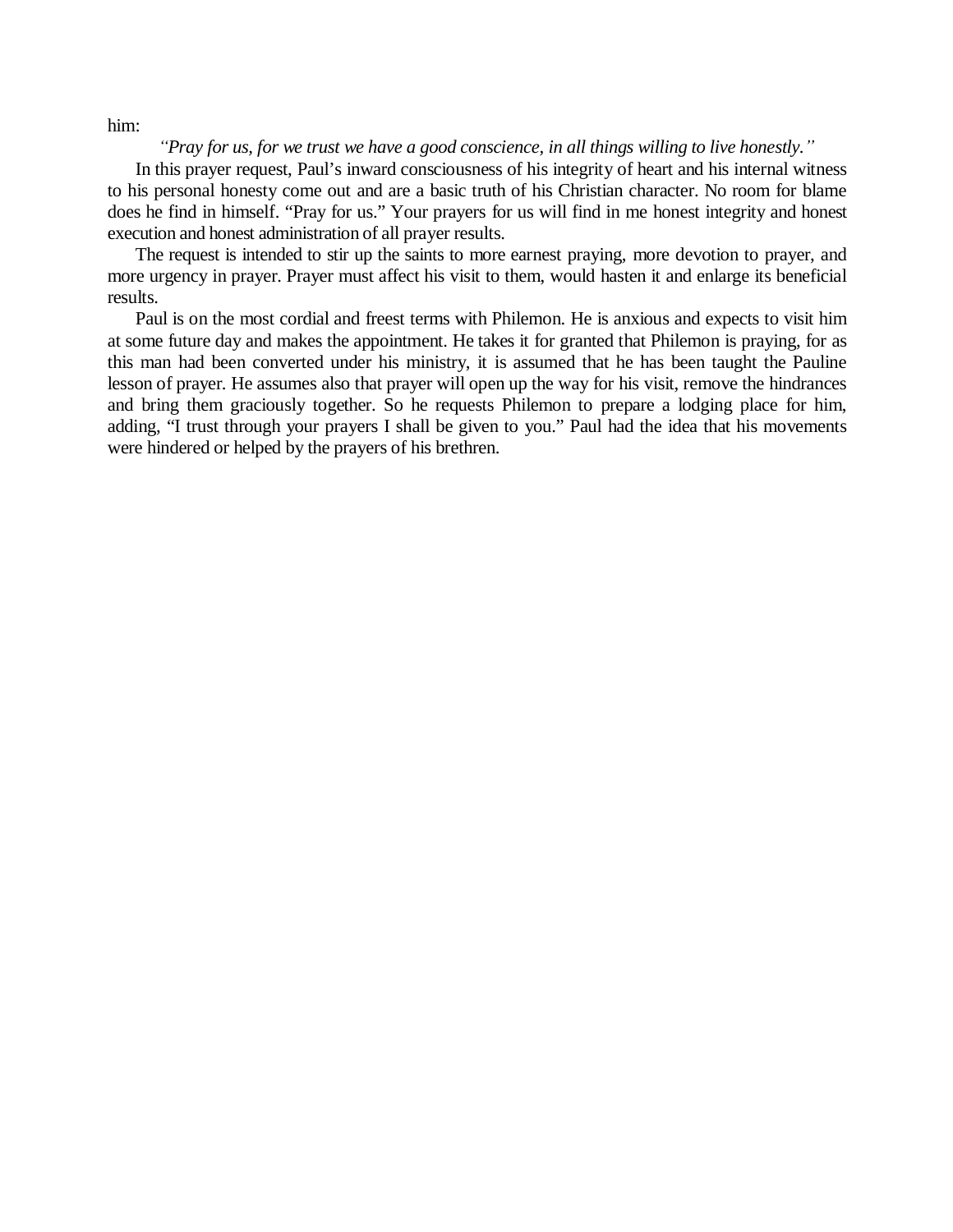him:

*"Pray for us, for we trust we have a good conscience, in all things willing to live honestly."*

In this prayer request, Paul's inward consciousness of his integrity of heart and his internal witness to his personal honesty come out and are a basic truth of his Christian character. No room for blame does he find in himself. "Pray for us." Your prayers for us will find in me honest integrity and honest execution and honest administration of all prayer results.

The request is intended to stir up the saints to more earnest praying, more devotion to prayer, and more urgency in prayer. Prayer must affect his visit to them, would hasten it and enlarge its beneficial results.

Paul is on the most cordial and freest terms with Philemon. He is anxious and expects to visit him at some future day and makes the appointment. He takes it for granted that Philemon is praying, for as this man had been converted under his ministry, it is assumed that he has been taught the Pauline lesson of prayer. He assumes also that prayer will open up the way for his visit, remove the hindrances and bring them graciously together. So he requests Philemon to prepare a lodging place for him, adding, "I trust through your prayers I shall be given to you." Paul had the idea that his movements were hindered or helped by the prayers of his brethren.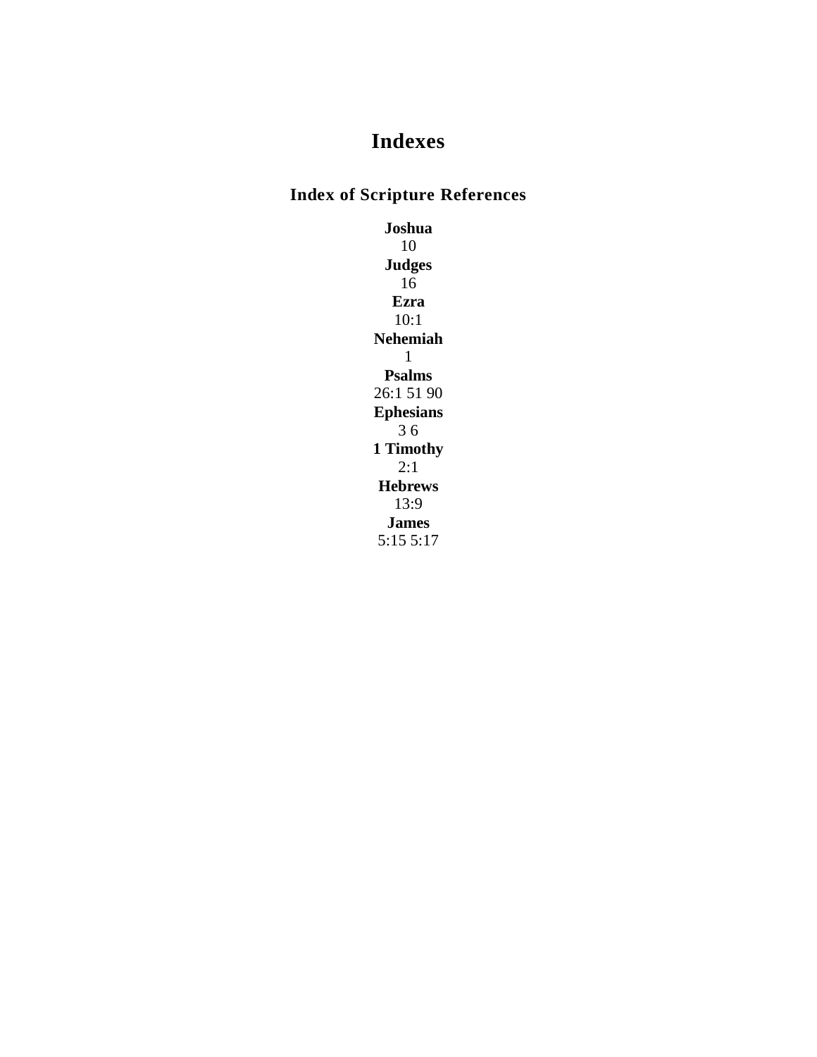# Indexes

## Index of Scripture References

**Joshua**
10
**Judges**
16
**Ezra**
10:1
**Nehemiah**
1
**Psalms**
26:1 51 90
**Ephesians**
3 6
**1 Timothy**
2:1
**Hebrews**
13:9
**James**
5:15 5:17